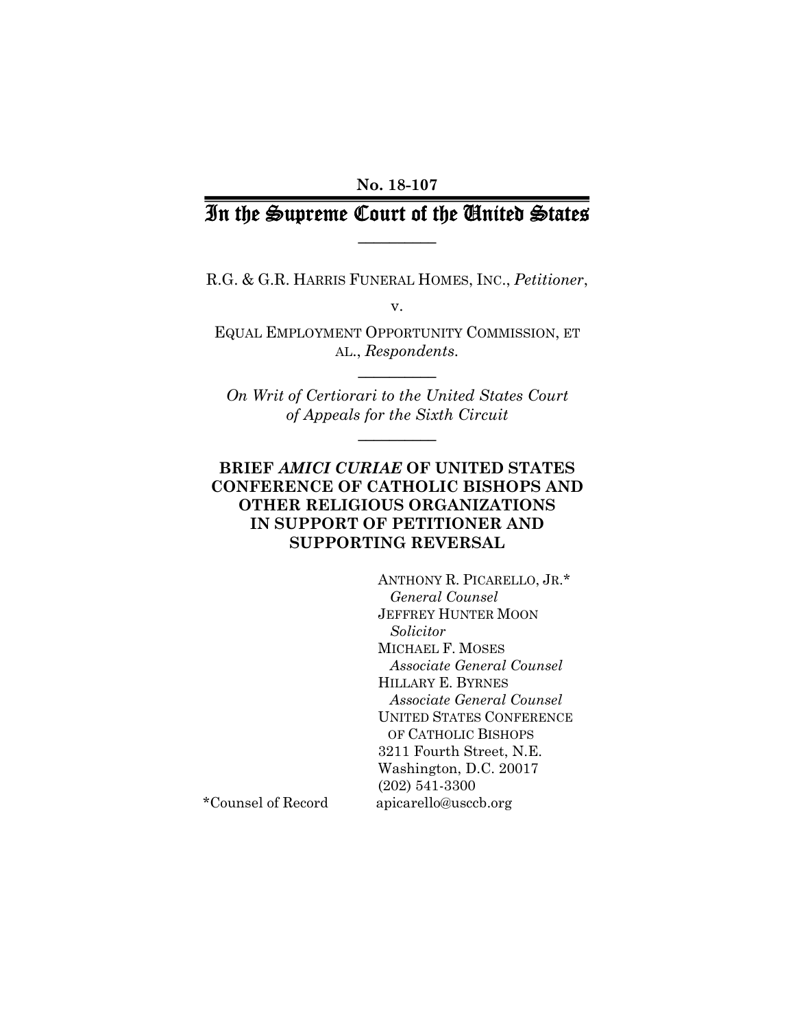No. 18-107

# In the Supreme Court of the United States

---

R.G. & G.R. HARRIS FUNERAL HOMES, INC., *Petitioner*,

v.

EQUAL EMPLOYMENT OPPORTUNITY COMMISSION, ET AL., *Respondents.*

---

*On Writ of Certiorari to the United States Court of Appeals for the Sixth Circuit*

---

**BRIEF *AMICI CURIAE* OF UNITED STATES CONFERENCE OF CATHOLIC BISHOPS AND OTHER RELIGIOUS ORGANIZATIONS IN SUPPORT OF PETITIONER AND SUPPORTING REVERSAL**

ANTHONY R. PICARELLO, JR.*
*General Counsel*
JEFFREY HUNTER MOON
*Solicitor*
MICHAEL F. MOSES
*Associate General Counsel*
HILLARY E. BYRNES
*Associate General Counsel*
UNITED STATES CONFERENCE OF CATHOLIC BISHOPS
3211 Fourth Street, N.E.
Washington, D.C. 20017
(202) 541-3300
apicarello@usccb.org

*Counsel of Record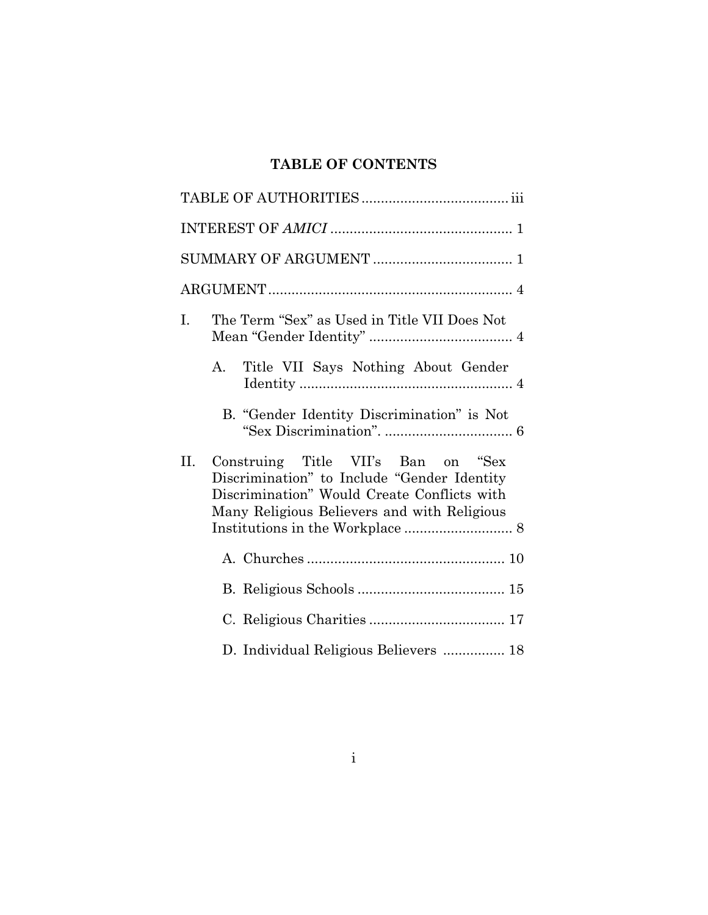# TABLE OF CONTENTS

TABLE OF AUTHORITIES ...................................... iii

INTEREST OF *AMICI* ............................................... 1

SUMMARY OF ARGUMENT .................................... 1

ARGUMENT ................................................................ 4

I. The Term "Sex" as Used in Title VII Does Not Mean "Gender Identity" ..................................... 4

   A. Title VII Says Nothing About Gender Identity ........................................................ 4

   B. "Gender Identity Discrimination" is Not "Sex Discrimination". ................................. 6

II. Construing Title VII's Ban on "Sex Discrimination" to Include "Gender Identity Discrimination" Would Create Conflicts with Many Religious Believers and with Religious Institutions in the Workplace ............................ 8

   A. Churches ................................................... 10

   B. Religious Schools ...................................... 15

   C. Religious Charities ................................... 17

   D. Individual Religious Believers ................ 18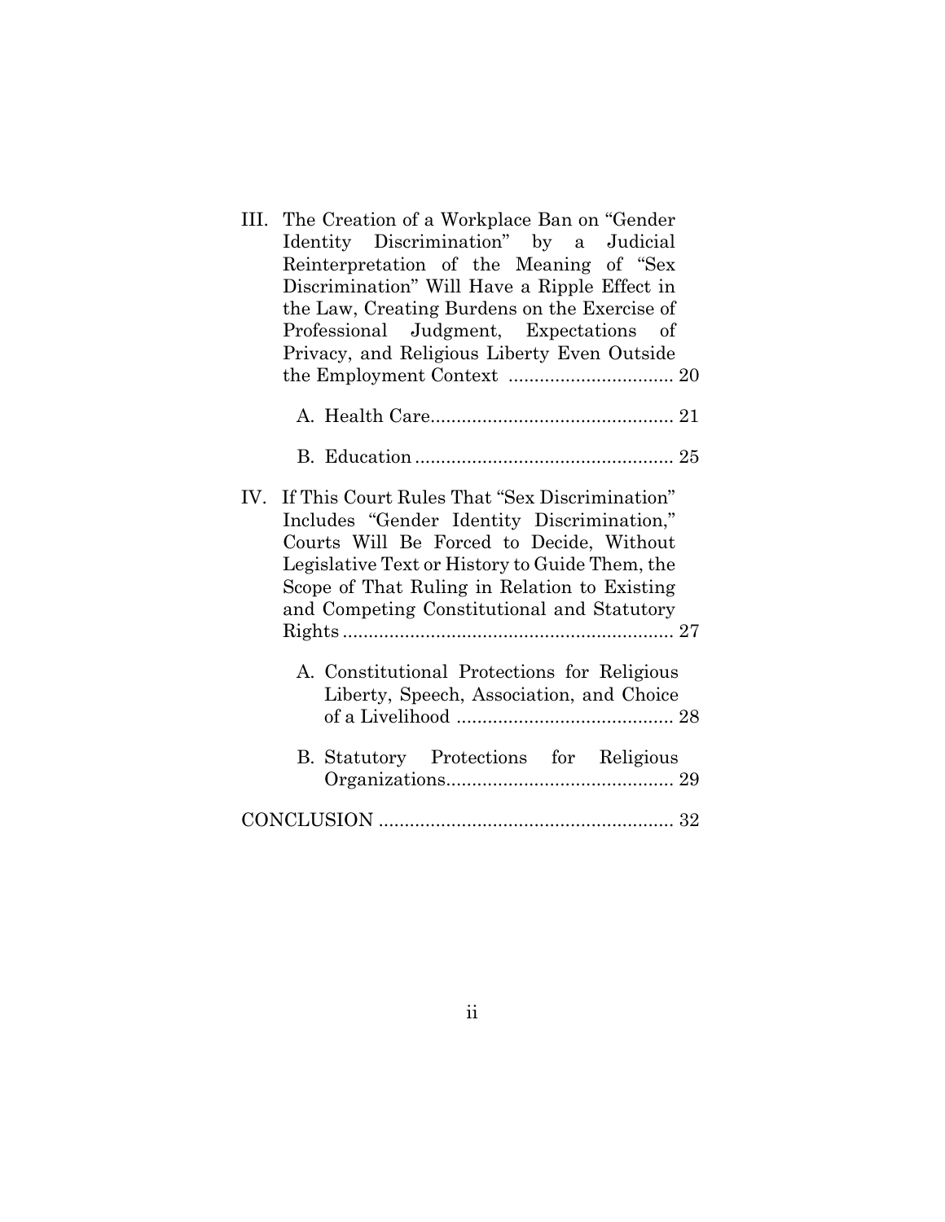III. The Creation of a Workplace Ban on "Gender Identity Discrimination" by a Judicial Reinterpretation of the Meaning of "Sex Discrimination" Will Have a Ripple Effect in the Law, Creating Burdens on the Exercise of Professional Judgment, Expectations of Privacy, and Religious Liberty Even Outside the Employment Context ................................ 20

   A. Health Care............................................... 21

   B. Education .................................................. 25

IV. If This Court Rules That "Sex Discrimination" Includes "Gender Identity Discrimination," Courts Will Be Forced to Decide, Without Legislative Text or History to Guide Them, the Scope of That Ruling in Relation to Existing and Competing Constitutional and Statutory Rights ................................................................ 27

   A. Constitutional Protections for Religious Liberty, Speech, Association, and Choice of a Livelihood .......................................... 28

   B. Statutory Protections for Religious Organizations............................................ 29

CONCLUSION ......................................................... 32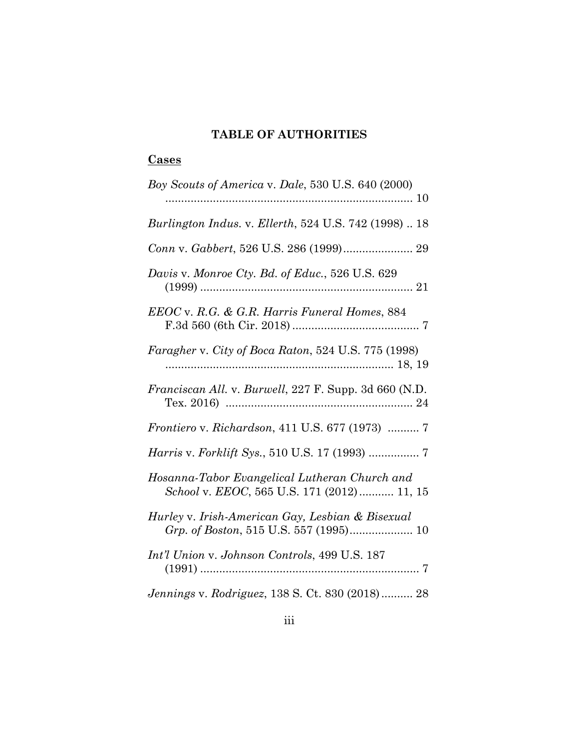## TABLE OF AUTHORITIES

### Cases

*Boy Scouts of America* v. *Dale*, 530 U.S. 640 (2000) .............................................................................. 10

*Burlington Indus.* v. *Ellerth*, 524 U.S. 742 (1998) .. 18

*Conn* v. *Gabbert*, 526 U.S. 286 (1999)...................... 29

*Davis* v. *Monroe Cty. Bd. of Educ.*, 526 U.S. 629 (1999) ................................................................... 21

*EEOC* v. *R.G. & G.R. Harris Funeral Homes*, 884 F.3d 560 (6th Cir. 2018) ........................................ 7

*Faragher* v. *City of Boca Raton*, 524 U.S. 775 (1998) ........................................................................ 18, 19

*Franciscan All.* v. *Burwell*, 227 F. Supp. 3d 660 (N.D. Tex. 2016) ............................................................ 24

*Frontiero* v. *Richardson*, 411 U.S. 677 (1973) .......... 7

*Harris* v. *Forklift Sys.*, 510 U.S. 17 (1993) ................ 7

*Hosanna-Tabor Evangelical Lutheran Church and School* v. *EEOC*, 565 U.S. 171 (2012)........... 11, 15

*Hurley* v. *Irish-American Gay, Lesbian & Bisexual Grp. of Boston*, 515 U.S. 557 (1995).................... 10

*Int'l Union* v. *Johnson Controls*, 499 U.S. 187 (1991) ..................................................................... 7

*Jennings* v. *Rodriguez*, 138 S. Ct. 830 (2018).......... 28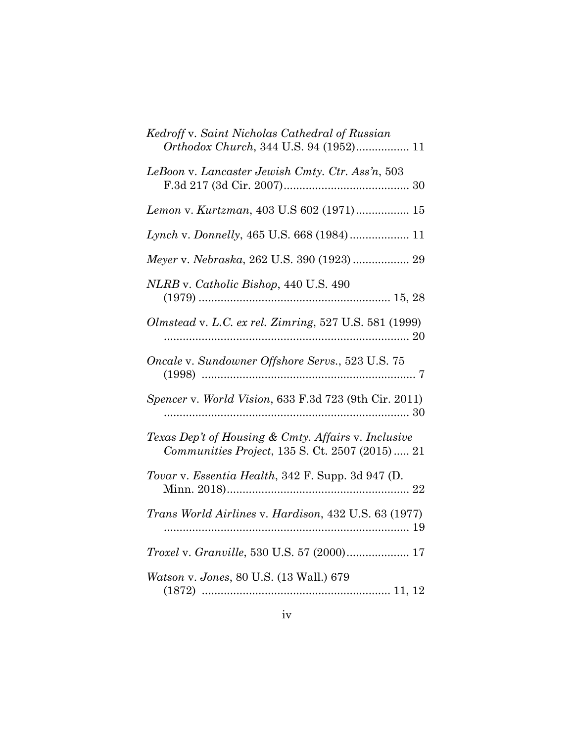*Kedroff* v. *Saint Nicholas Cathedral of Russian Orthodox Church*, 344 U.S. 94 (1952)................. 11

*LeBoon* v. *Lancaster Jewish Cmty. Ctr. Ass'n*, 503 F.3d 217 (3d Cir. 2007)........................................ 30

*Lemon* v. *Kurtzman*, 403 U.S 602 (1971)................. 15

*Lynch* v. *Donnelly*, 465 U.S. 668 (1984)................... 11

*Meyer* v. *Nebraska*, 262 U.S. 390 (1923).................. 29

*NLRB* v. *Catholic Bishop*, 440 U.S. 490 (1979)............................................................ 15, 28

*Olmstead* v. *L.C. ex rel. Zimring*, 527 U.S. 581 (1999) .............................................................................. 20

*Oncale* v. *Sundowner Offshore Servs.*, 523 U.S. 75 (1998) .................................................................... 7

*Spencer* v. *World Vision*, 633 F.3d 723 (9th Cir. 2011) .............................................................................. 30

*Texas Dep't of Housing & Cmty. Affairs* v. *Inclusive Communities Project*, 135 S. Ct. 2507 (2015)..... 21

*Tovar* v. *Essentia Health*, 342 F. Supp. 3d 947 (D. Minn. 2018).......................................................... 22

*Trans World Airlines* v. *Hardison*, 432 U.S. 63 (1977) .............................................................................. 19

*Troxel* v. *Granville*, 530 U.S. 57 (2000).................... 17

*Watson* v. *Jones*, 80 U.S. (13 Wall.) 679 (1872) ........................................................... 11, 12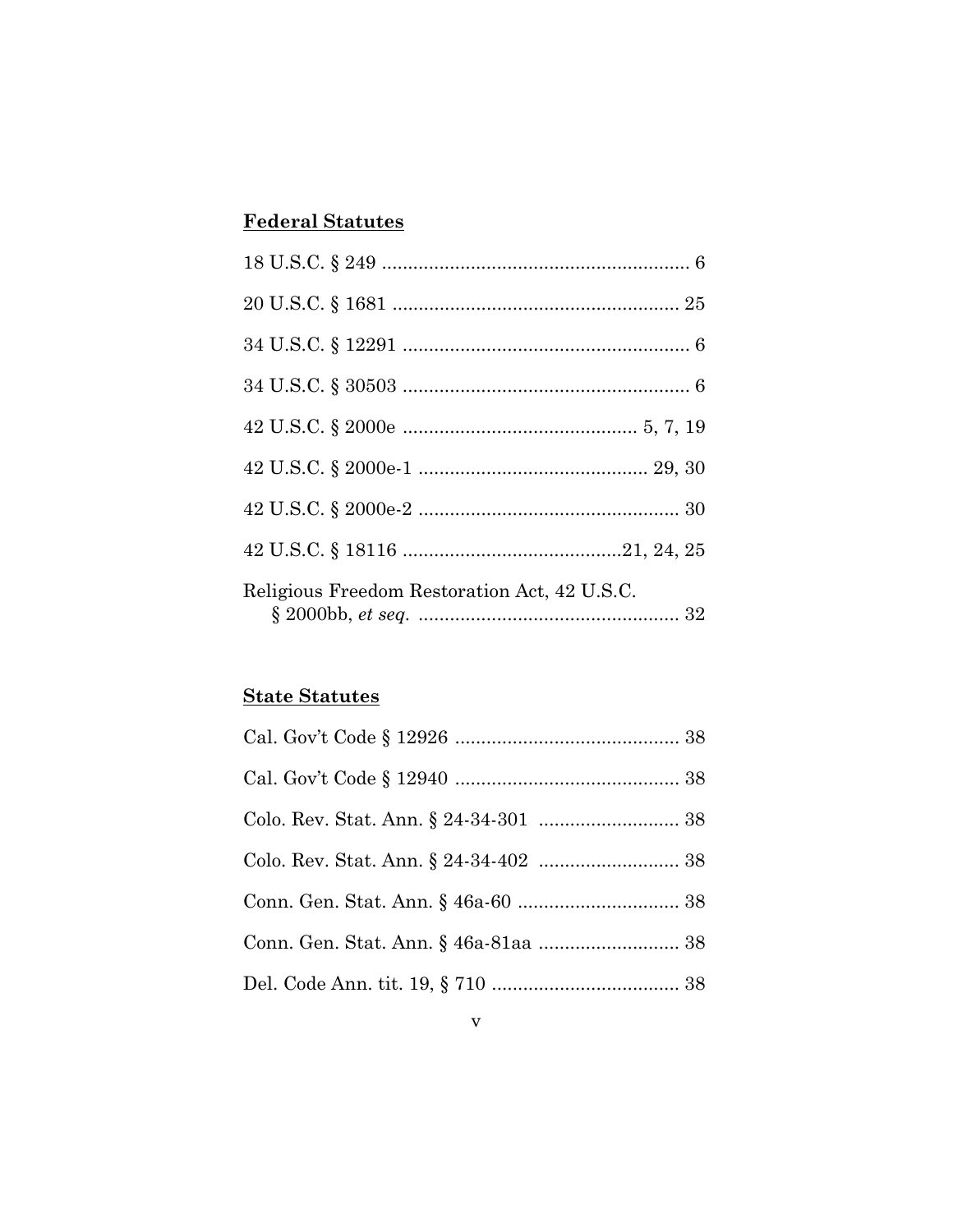**Federal Statutes**

18 U.S.C. § 249 .......................................................... 6

20 U.S.C. § 1681 ...................................................... 25

34 U.S.C. § 12291 ...................................................... 6

34 U.S.C. § 30503 ...................................................... 6

42 U.S.C. § 2000e ............................................ 5, 7, 19

42 U.S.C. § 2000e-1 ........................................... 29, 30

42 U.S.C. § 2000e-2 .................................................. 30

42 U.S.C. § 18116 ..........................................21, 24, 25

Religious Freedom Restoration Act, 42 U.S.C. § 2000bb, *et seq.* .................................................. 32

**State Statutes**

Cal. Gov't Code § 12926 ........................................... 38

Cal. Gov't Code § 12940 ........................................... 38

Colo. Rev. Stat. Ann. § 24-34-301 ........................... 38

Colo. Rev. Stat. Ann. § 24-34-402 ........................... 38

Conn. Gen. Stat. Ann. § 46a-60 ............................... 38

Conn. Gen. Stat. Ann. § 46a-81aa ........................... 38

Del. Code Ann. tit. 19, § 710 .................................... 38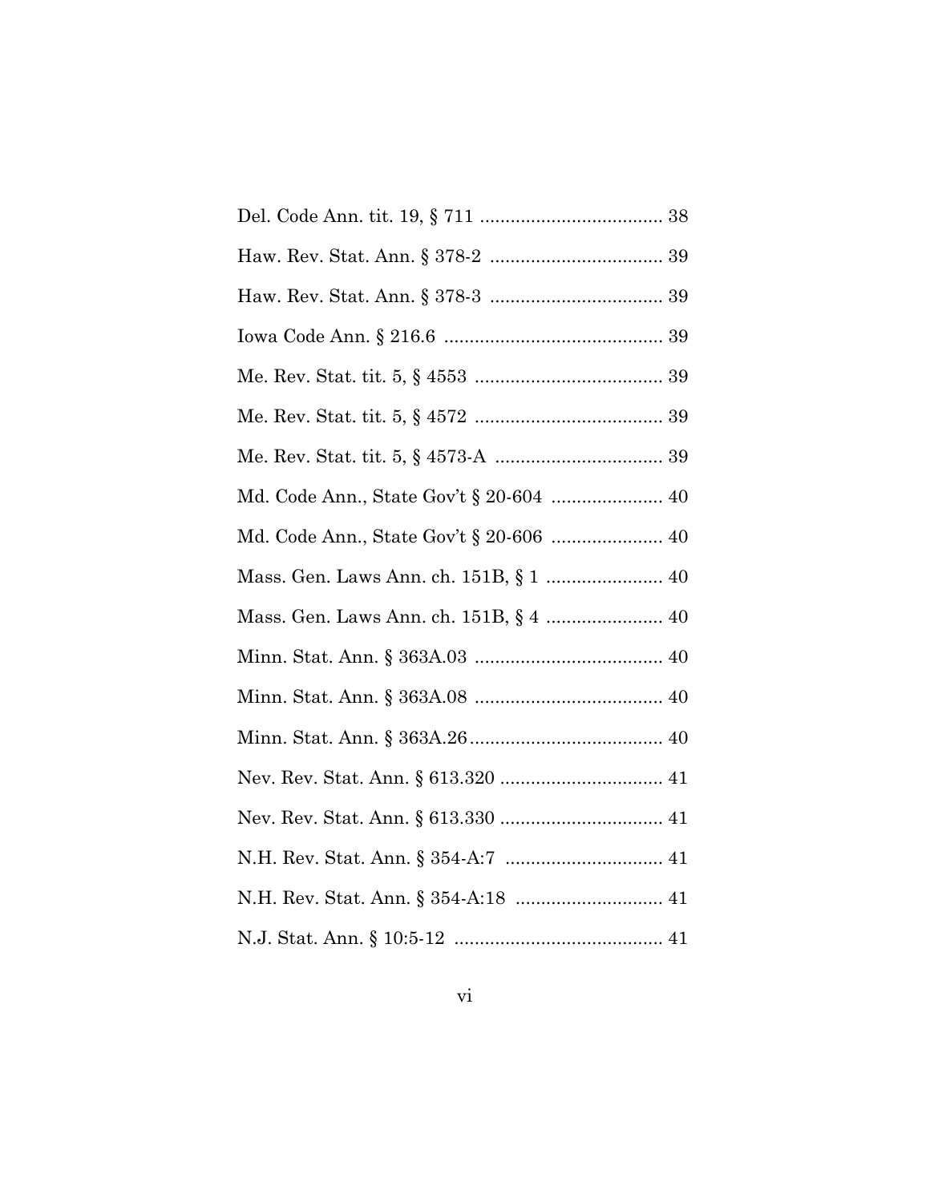Del. Code Ann. tit. 19, § 711 .................................... 38

Haw. Rev. Stat. Ann. § 378-2 .................................. 39

Haw. Rev. Stat. Ann. § 378-3 .................................. 39

Iowa Code Ann. § 216.6 ........................................... 39

Me. Rev. Stat. tit. 5, § 4553 ..................................... 39

Me. Rev. Stat. tit. 5, § 4572 ..................................... 39

Me. Rev. Stat. tit. 5, § 4573-A ................................. 39

Md. Code Ann., State Gov't § 20-604 ...................... 40

Md. Code Ann., State Gov't § 20-606 ...................... 40

Mass. Gen. Laws Ann. ch. 151B, § 1 ....................... 40

Mass. Gen. Laws Ann. ch. 151B, § 4 ....................... 40

Minn. Stat. Ann. § 363A.03 ..................................... 40

Minn. Stat. Ann. § 363A.08 ..................................... 40

Minn. Stat. Ann. § 363A.26 ...................................... 40

Nev. Rev. Stat. Ann. § 613.320 ................................ 41

Nev. Rev. Stat. Ann. § 613.330 ................................ 41

N.H. Rev. Stat. Ann. § 354-A:7 ............................... 41

N.H. Rev. Stat. Ann. § 354-A:18 ............................. 41

N.J. Stat. Ann. § 10:5-12 ......................................... 41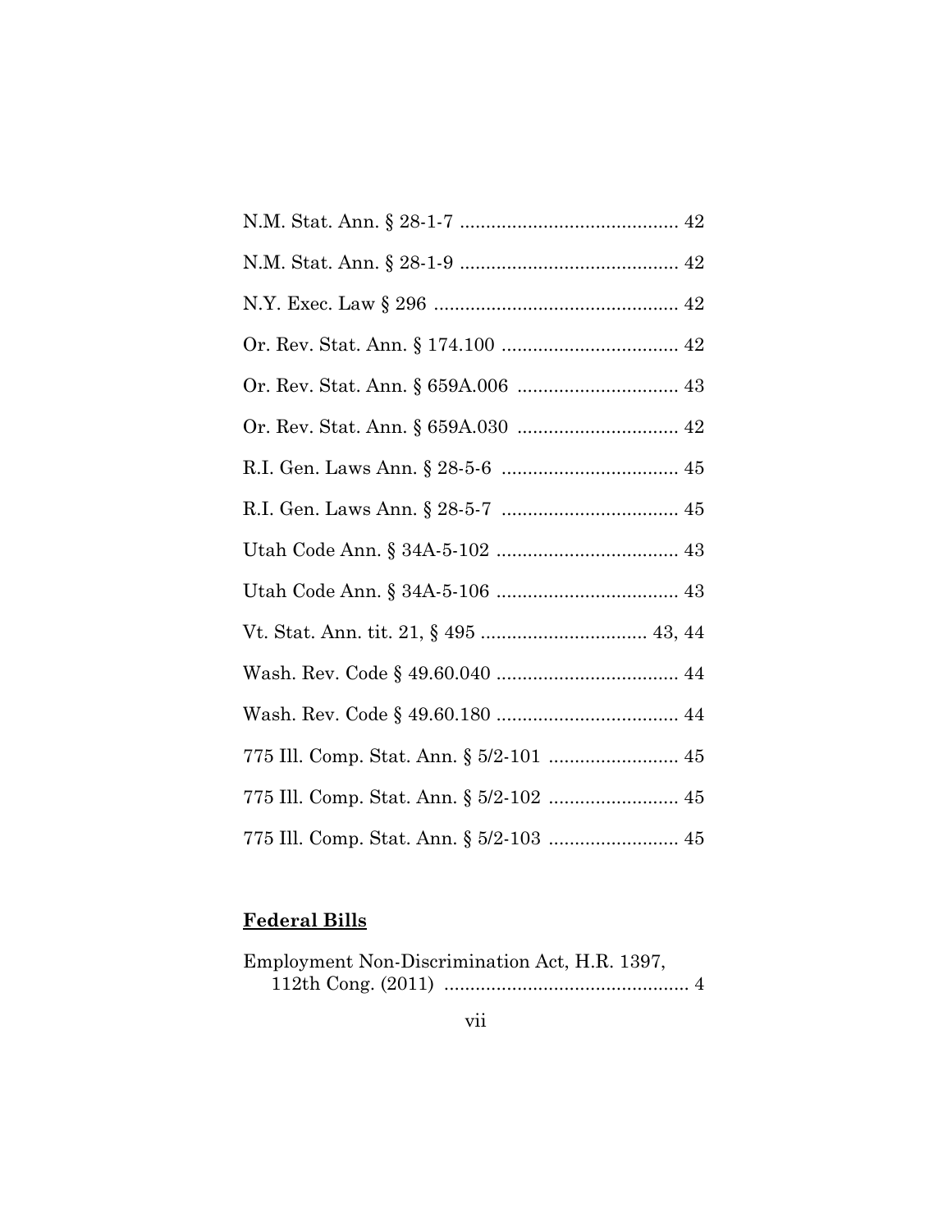N.M. Stat. Ann. § 28-1-7 .......................................... 42

N.M. Stat. Ann. § 28-1-9 .......................................... 42

N.Y. Exec. Law § 296 ............................................... 42

Or. Rev. Stat. Ann. § 174.100 .................................. 42

Or. Rev. Stat. Ann. § 659A.006 ............................... 43

Or. Rev. Stat. Ann. § 659A.030 ............................... 42

R.I. Gen. Laws Ann. § 28-5-6 .................................. 45

R.I. Gen. Laws Ann. § 28-5-7 .................................. 45

Utah Code Ann. § 34A-5-102 ................................... 43

Utah Code Ann. § 34A-5-106 ................................... 43

Vt. Stat. Ann. tit. 21, § 495 ................................ 43, 44

Wash. Rev. Code § 49.60.040 ................................... 44

Wash. Rev. Code § 49.60.180 ................................... 44

775 Ill. Comp. Stat. Ann. § 5/2-101 ......................... 45

775 Ill. Comp. Stat. Ann. § 5/2-102 ......................... 45

775 Ill. Comp. Stat. Ann. § 5/2-103 ......................... 45

**Federal Bills**

Employment Non-Discrimination Act, H.R. 1397, 112th Cong. (2011) ............................................... 4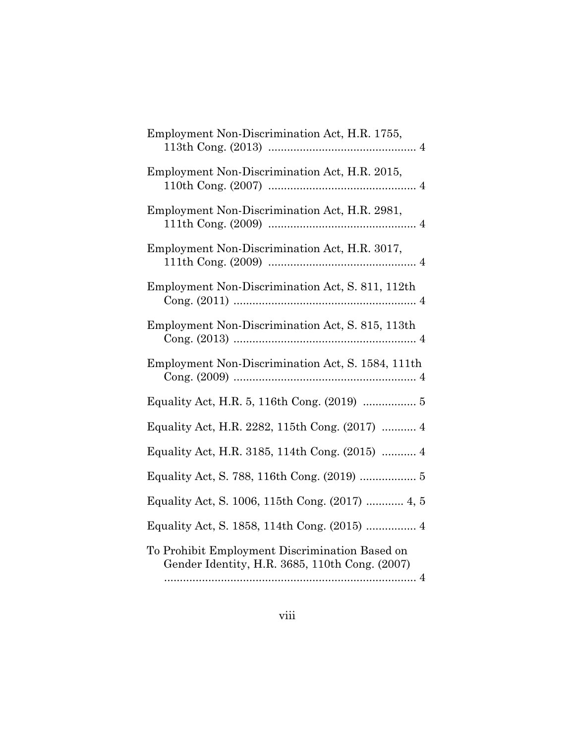Employment Non-Discrimination Act, H.R. 1755, 113th Cong. (2013) .............................................. 4

Employment Non-Discrimination Act, H.R. 2015, 110th Cong. (2007) .............................................. 4

Employment Non-Discrimination Act, H.R. 2981, 111th Cong. (2009) .............................................. 4

Employment Non-Discrimination Act, H.R. 3017, 111th Cong. (2009) .............................................. 4

Employment Non-Discrimination Act, S. 811, 112th Cong. (2011) .......................................................... 4

Employment Non-Discrimination Act, S. 815, 113th Cong. (2013) .......................................................... 4

Employment Non-Discrimination Act, S. 1584, 111th Cong. (2009) .......................................................... 4

Equality Act, H.R. 5, 116th Cong. (2019) ................ 5

Equality Act, H.R. 2282, 115th Cong. (2017) .......... 4

Equality Act, H.R. 3185, 114th Cong. (2015) .......... 4

Equality Act, S. 788, 116th Cong. (2019) ................. 5

Equality Act, S. 1006, 115th Cong. (2017) ............ 4, 5

Equality Act, S. 1858, 114th Cong. (2015) ................ 4

To Prohibit Employment Discrimination Based on Gender Identity, H.R. 3685, 110th Cong. (2007) ................................................................................ 4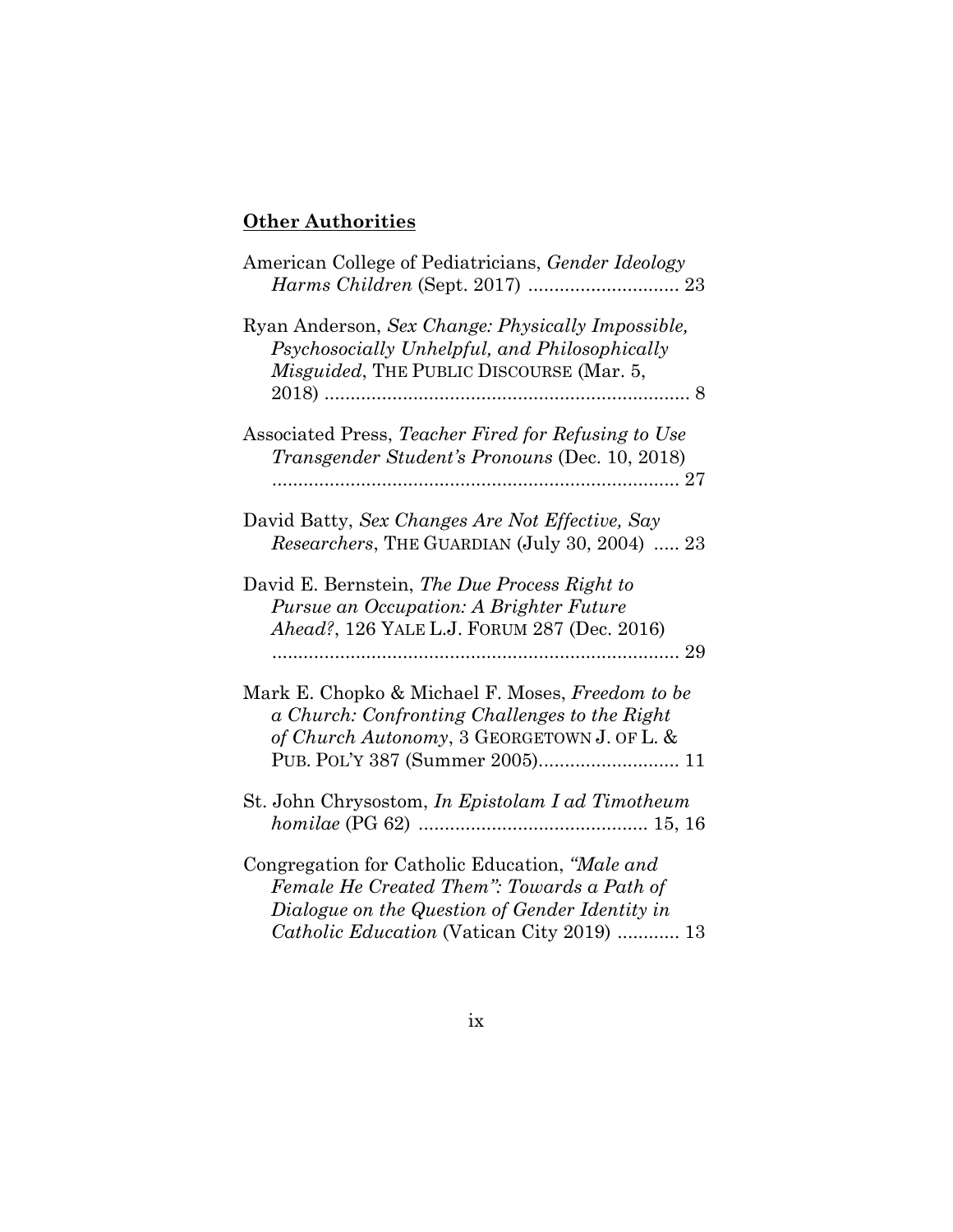**Other Authorities**

American College of Pediatricians, *Gender Ideology Harms Children* (Sept. 2017) ............................ 23

Ryan Anderson, *Sex Change: Physically Impossible, Psychosocially Unhelpful, and Philosophically Misguided*, THE PUBLIC DISCOURSE (Mar. 5, 2018) ...................................................................... 8

Associated Press, *Teacher Fired for Refusing to Use Transgender Student's Pronouns* (Dec. 10, 2018) ............................................................................... 27

David Batty, *Sex Changes Are Not Effective, Say Researchers*, THE GUARDIAN (July 30, 2004) ..... 23

David E. Bernstein, *The Due Process Right to Pursue an Occupation: A Brighter Future Ahead?*, 126 YALE L.J. FORUM 287 (Dec. 2016) ............................................................................... 29

Mark E. Chopko & Michael F. Moses, *Freedom to be a Church: Confronting Challenges to the Right of Church Autonomy*, 3 GEORGETOWN J. OF L. & PUB. POL'Y 387 (Summer 2005)........................... 11

St. John Chrysostom, *In Epistolam I ad Timotheum homilae* (PG 62) ............................................ 15, 16

Congregation for Catholic Education, *"Male and Female He Created Them": Towards a Path of Dialogue on the Question of Gender Identity in Catholic Education* (Vatican City 2019) ............ 13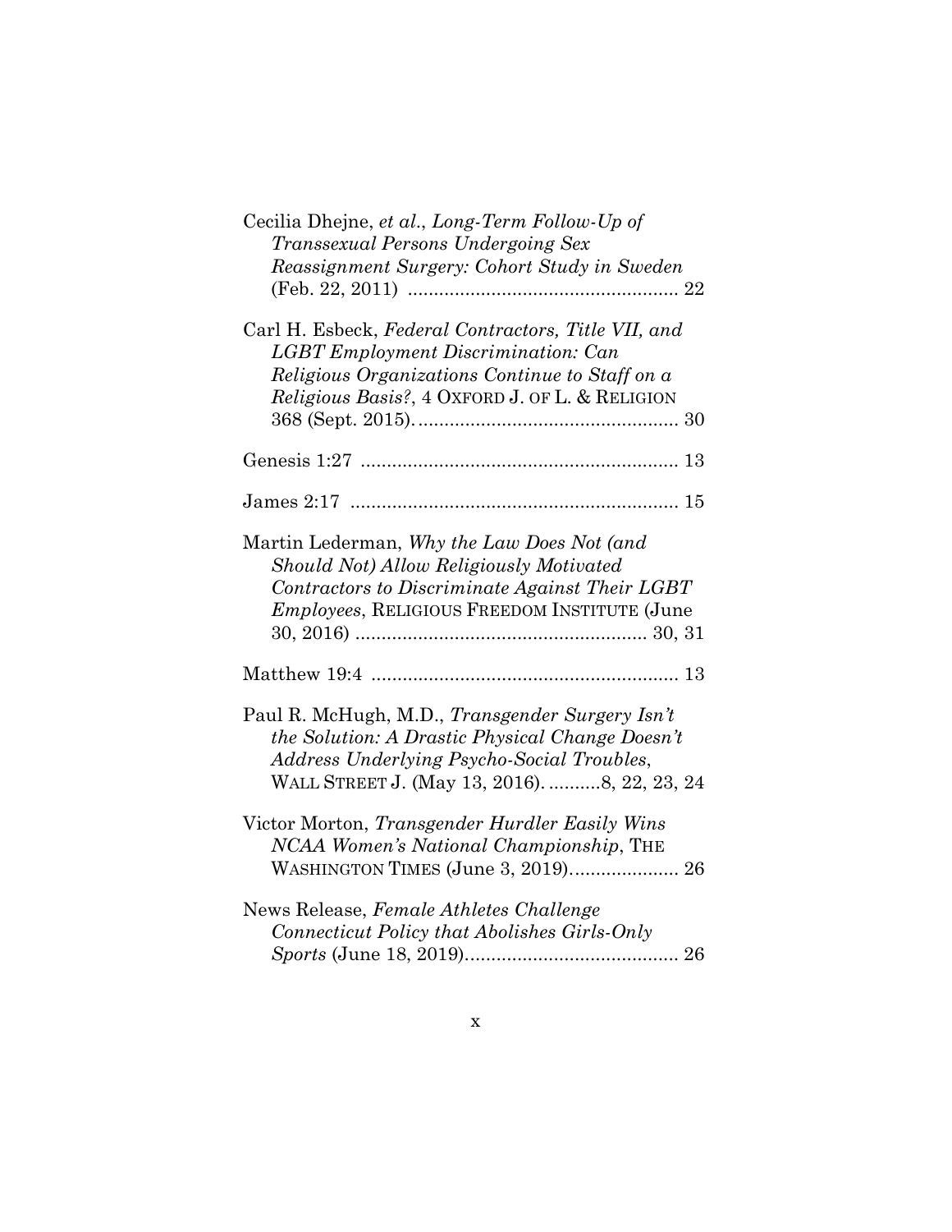Cecilia Dhejne, *et al.*, *Long-Term Follow-Up of Transsexual Persons Undergoing Sex Reassignment Surgery: Cohort Study in Sweden* (Feb. 22, 2011) .................................................... 22

Carl H. Esbeck, *Federal Contractors, Title VII, and LGBT Employment Discrimination: Can Religious Organizations Continue to Staff on a Religious Basis?*, 4 OXFORD J. OF L. & RELIGION 368 (Sept. 2015). ................................................. 30

Genesis 1:27 ............................................................ 13

James 2:17 .............................................................. 15

Martin Lederman, *Why the Law Does Not (and Should Not) Allow Religiously Motivated Contractors to Discriminate Against Their LGBT Employees*, RELIGIOUS FREEDOM INSTITUTE (June 30, 2016) ....................................................... 30, 31

Matthew 19:4 ........................................................... 13

Paul R. McHugh, M.D., *Transgender Surgery Isn't the Solution: A Drastic Physical Change Doesn't Address Underlying Psycho-Social Troubles*, WALL STREET J. (May 13, 2016). ..........8, 22, 23, 24

Victor Morton, *Transgender Hurdler Easily Wins NCAA Women's National Championship*, THE WASHINGTON TIMES (June 3, 2019)..................... 26

News Release, *Female Athletes Challenge Connecticut Policy that Abolishes Girls-Only Sports* (June 18, 2019)......................................... 26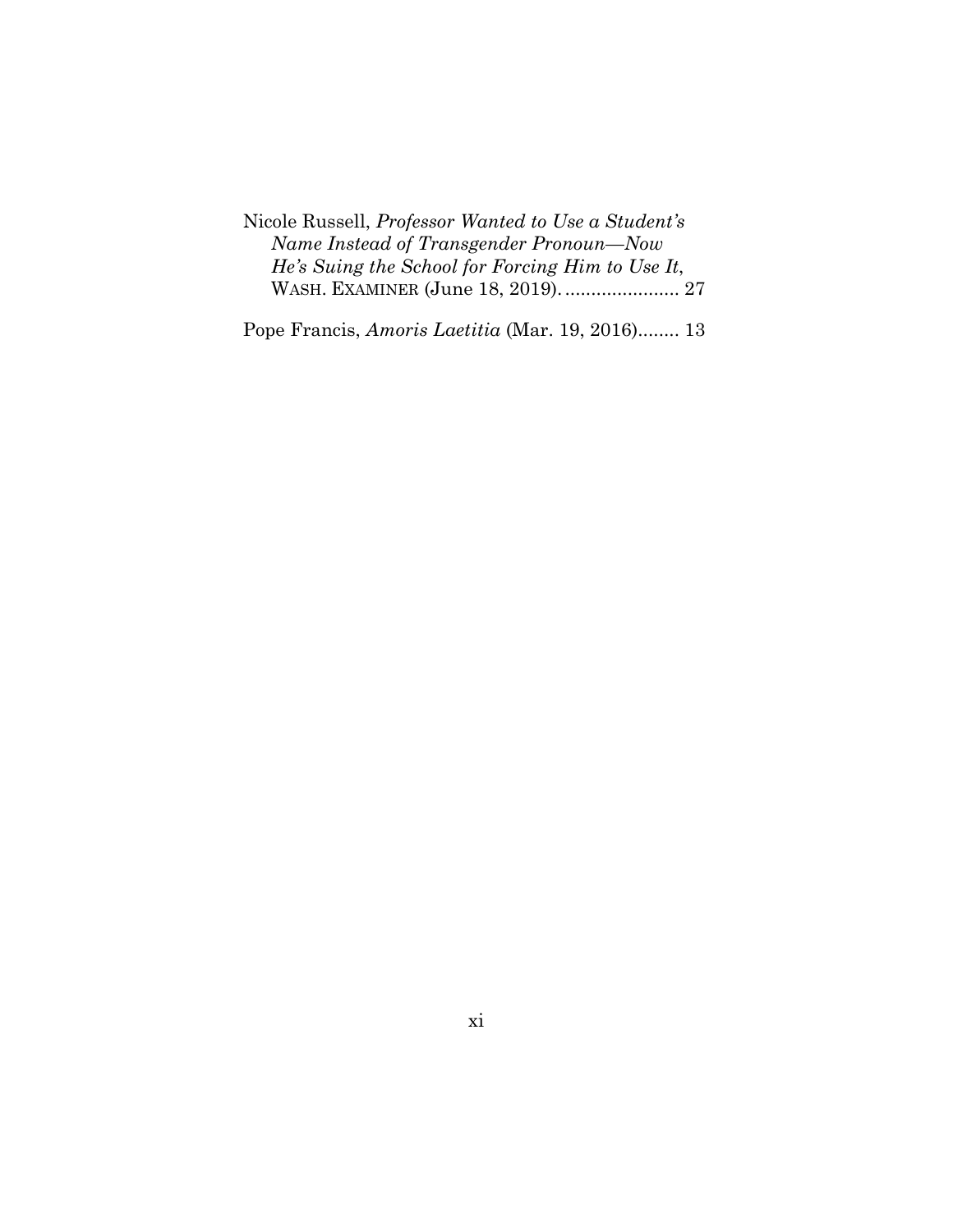Nicole Russell, *Professor Wanted to Use a Student's Name Instead of Transgender Pronoun—Now He's Suing the School for Forcing Him to Use It*, WASH. EXAMINER (June 18, 2019). ...................... 27

Pope Francis, *Amoris Laetitia* (Mar. 19, 2016)........ 13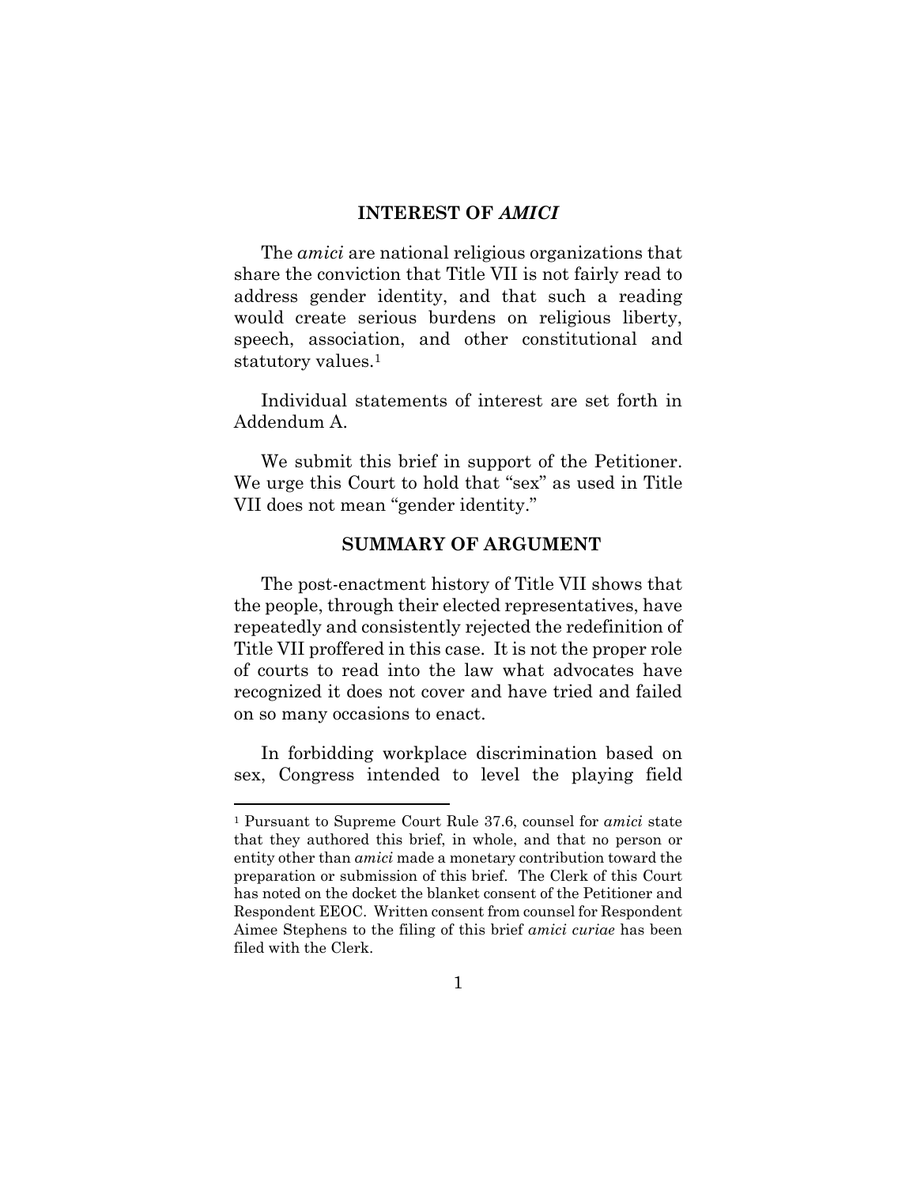## INTEREST OF *AMICI*

The *amici* are national religious organizations that share the conviction that Title VII is not fairly read to address gender identity, and that such a reading would create serious burdens on religious liberty, speech, association, and other constitutional and statutory values.[1]

Individual statements of interest are set forth in Addendum A.

We submit this brief in support of the Petitioner. We urge this Court to hold that "sex" as used in Title VII does not mean "gender identity."

## SUMMARY OF ARGUMENT

The post-enactment history of Title VII shows that the people, through their elected representatives, have repeatedly and consistently rejected the redefinition of Title VII proffered in this case. It is not the proper role of courts to read into the law what advocates have recognized it does not cover and have tried and failed on so many occasions to enact.

In forbidding workplace discrimination based on sex, Congress intended to level the playing field

---

[1] Pursuant to Supreme Court Rule 37.6, counsel for *amici* state that they authored this brief, in whole, and that no person or entity other than *amici* made a monetary contribution toward the preparation or submission of this brief. The Clerk of this Court has noted on the docket the blanket consent of the Petitioner and Respondent EEOC. Written consent from counsel for Respondent Aimee Stephens to the filing of this brief *amici curiae* has been filed with the Clerk.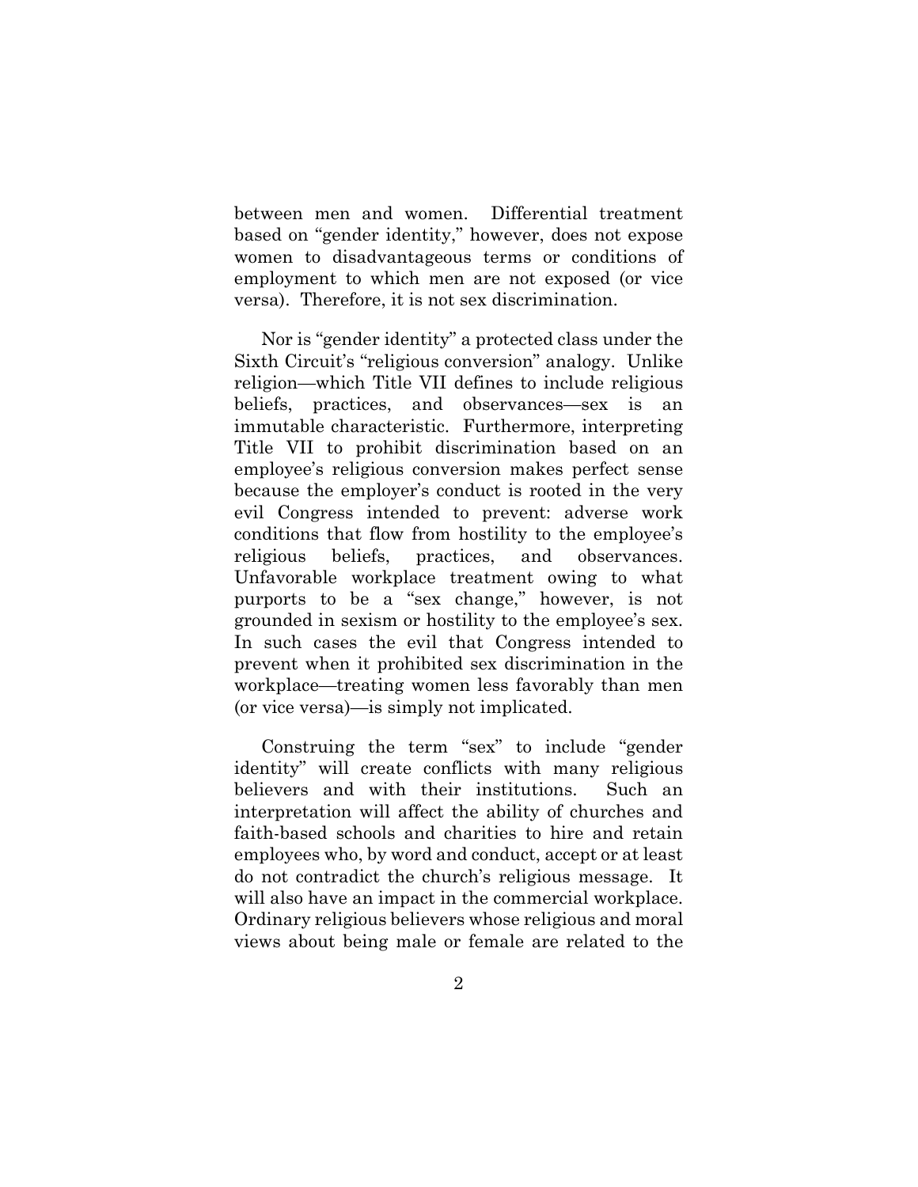between men and women. Differential treatment based on "gender identity," however, does not expose women to disadvantageous terms or conditions of employment to which men are not exposed (or vice versa). Therefore, it is not sex discrimination.

Nor is "gender identity" a protected class under the Sixth Circuit's "religious conversion" analogy. Unlike religion—which Title VII defines to include religious beliefs, practices, and observances—sex is an immutable characteristic. Furthermore, interpreting Title VII to prohibit discrimination based on an employee's religious conversion makes perfect sense because the employer's conduct is rooted in the very evil Congress intended to prevent: adverse work conditions that flow from hostility to the employee's religious beliefs, practices, and observances. Unfavorable workplace treatment owing to what purports to be a "sex change," however, is not grounded in sexism or hostility to the employee's sex. In such cases the evil that Congress intended to prevent when it prohibited sex discrimination in the workplace—treating women less favorably than men (or vice versa)—is simply not implicated.

Construing the term "sex" to include "gender identity" will create conflicts with many religious believers and with their institutions. Such an interpretation will affect the ability of churches and faith-based schools and charities to hire and retain employees who, by word and conduct, accept or at least do not contradict the church's religious message. It will also have an impact in the commercial workplace. Ordinary religious believers whose religious and moral views about being male or female are related to the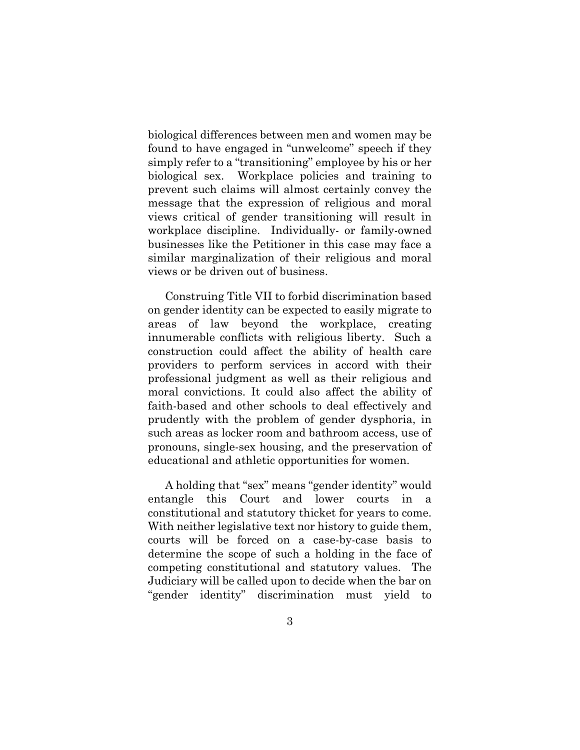biological differences between men and women may be found to have engaged in "unwelcome" speech if they simply refer to a "transitioning" employee by his or her biological sex. Workplace policies and training to prevent such claims will almost certainly convey the message that the expression of religious and moral views critical of gender transitioning will result in workplace discipline. Individually- or family-owned businesses like the Petitioner in this case may face a similar marginalization of their religious and moral views or be driven out of business.

Construing Title VII to forbid discrimination based on gender identity can be expected to easily migrate to areas of law beyond the workplace, creating innumerable conflicts with religious liberty. Such a construction could affect the ability of health care providers to perform services in accord with their professional judgment as well as their religious and moral convictions. It could also affect the ability of faith-based and other schools to deal effectively and prudently with the problem of gender dysphoria, in such areas as locker room and bathroom access, use of pronouns, single-sex housing, and the preservation of educational and athletic opportunities for women.

A holding that "sex" means "gender identity" would entangle this Court and lower courts in a constitutional and statutory thicket for years to come. With neither legislative text nor history to guide them, courts will be forced on a case-by-case basis to determine the scope of such a holding in the face of competing constitutional and statutory values. The Judiciary will be called upon to decide when the bar on "gender identity" discrimination must yield to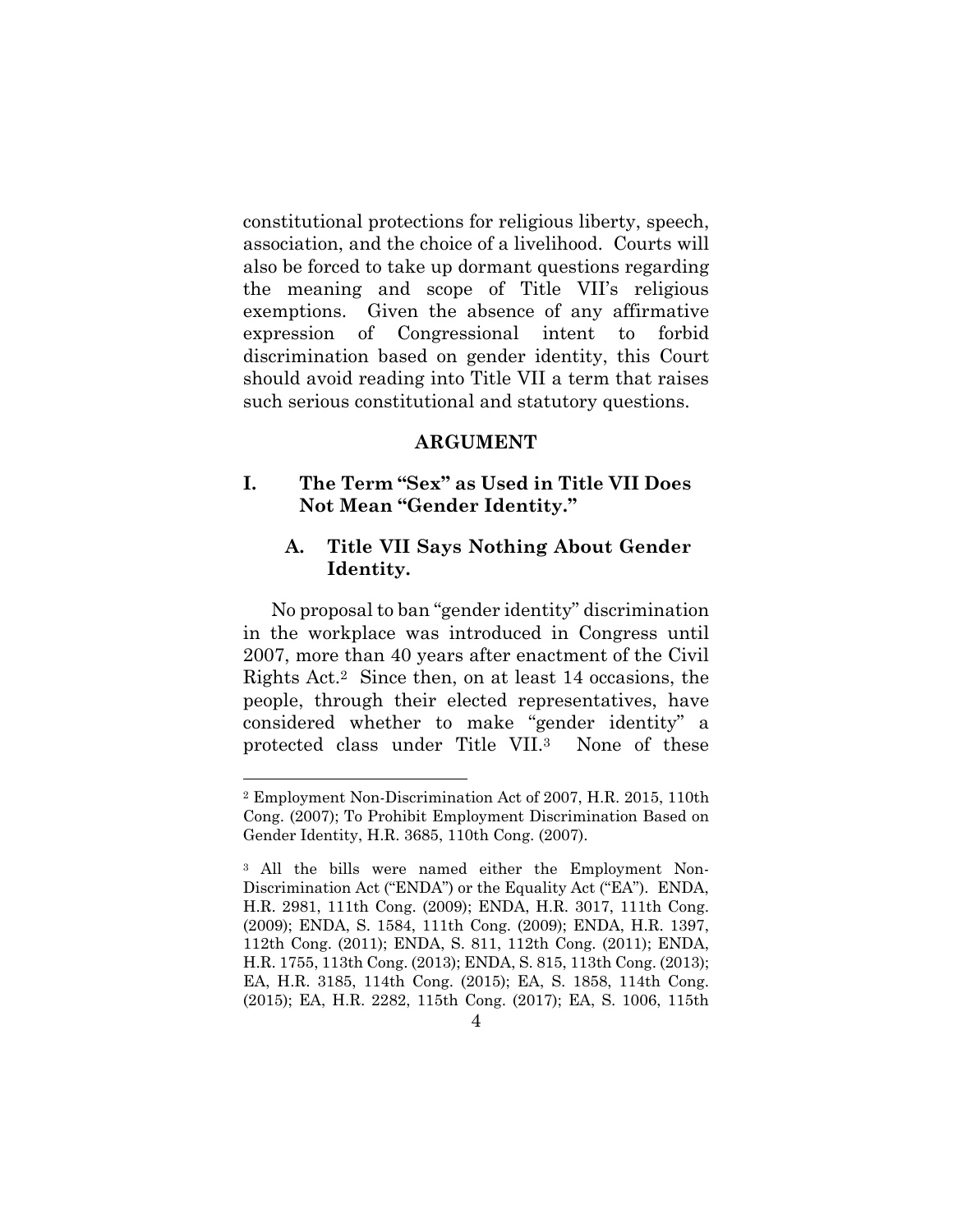constitutional protections for religious liberty, speech, association, and the choice of a livelihood. Courts will also be forced to take up dormant questions regarding the meaning and scope of Title VII's religious exemptions. Given the absence of any affirmative expression of Congressional intent to forbid discrimination based on gender identity, this Court should avoid reading into Title VII a term that raises such serious constitutional and statutory questions.

## ARGUMENT

### I. The Term "Sex" as Used in Title VII Does Not Mean "Gender Identity."

#### A. Title VII Says Nothing About Gender Identity.

No proposal to ban "gender identity" discrimination in the workplace was introduced in Congress until 2007, more than 40 years after enactment of the Civil Rights Act.[2] Since then, on at least 14 occasions, the people, through their elected representatives, have considered whether to make "gender identity" a protected class under Title VII.[3] None of these

---

[2] Employment Non-Discrimination Act of 2007, H.R. 2015, 110th Cong. (2007); To Prohibit Employment Discrimination Based on Gender Identity, H.R. 3685, 110th Cong. (2007).

[3] All the bills were named either the Employment Non-Discrimination Act ("ENDA") or the Equality Act ("EA"). ENDA, H.R. 2981, 111th Cong. (2009); ENDA, H.R. 3017, 111th Cong. (2009); ENDA, S. 1584, 111th Cong. (2009); ENDA, H.R. 1397, 112th Cong. (2011); ENDA, S. 811, 112th Cong. (2011); ENDA, H.R. 1755, 113th Cong. (2013); ENDA, S. 815, 113th Cong. (2013); EA, H.R. 3185, 114th Cong. (2015); EA, S. 1858, 114th Cong. (2015); EA, H.R. 2282, 115th Cong. (2017); EA, S. 1006, 115th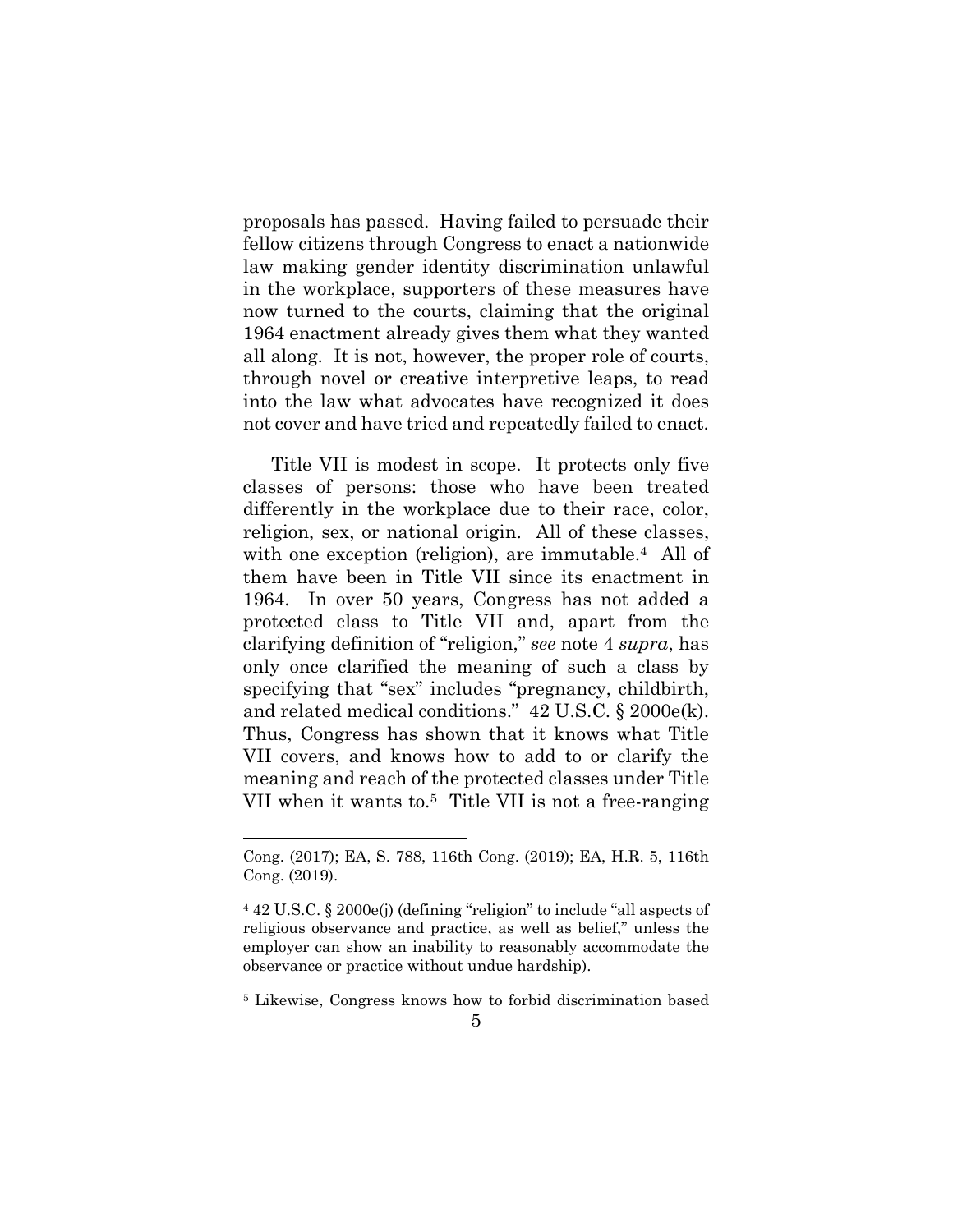proposals has passed. Having failed to persuade their fellow citizens through Congress to enact a nationwide law making gender identity discrimination unlawful in the workplace, supporters of these measures have now turned to the courts, claiming that the original 1964 enactment already gives them what they wanted all along. It is not, however, the proper role of courts, through novel or creative interpretive leaps, to read into the law what advocates have recognized it does not cover and have tried and repeatedly failed to enact.

Title VII is modest in scope. It protects only five classes of persons: those who have been treated differently in the workplace due to their race, color, religion, sex, or national origin. All of these classes, with one exception (religion), are immutable.[4] All of them have been in Title VII since its enactment in 1964. In over 50 years, Congress has not added a protected class to Title VII and, apart from the clarifying definition of "religion," *see* note 4 *supra*, has only once clarified the meaning of such a class by specifying that "sex" includes "pregnancy, childbirth, and related medical conditions." 42 U.S.C. § 2000e(k). Thus, Congress has shown that it knows what Title VII covers, and knows how to add to or clarify the meaning and reach of the protected classes under Title VII when it wants to.[5] Title VII is not a free-ranging

---

Cong. (2017); EA, S. 788, 116th Cong. (2019); EA, H.R. 5, 116th Cong. (2019).

[4] 42 U.S.C. § 2000e(j) (defining "religion" to include "all aspects of religious observance and practice, as well as belief," unless the employer can show an inability to reasonably accommodate the observance or practice without undue hardship).

[5] Likewise, Congress knows how to forbid discrimination based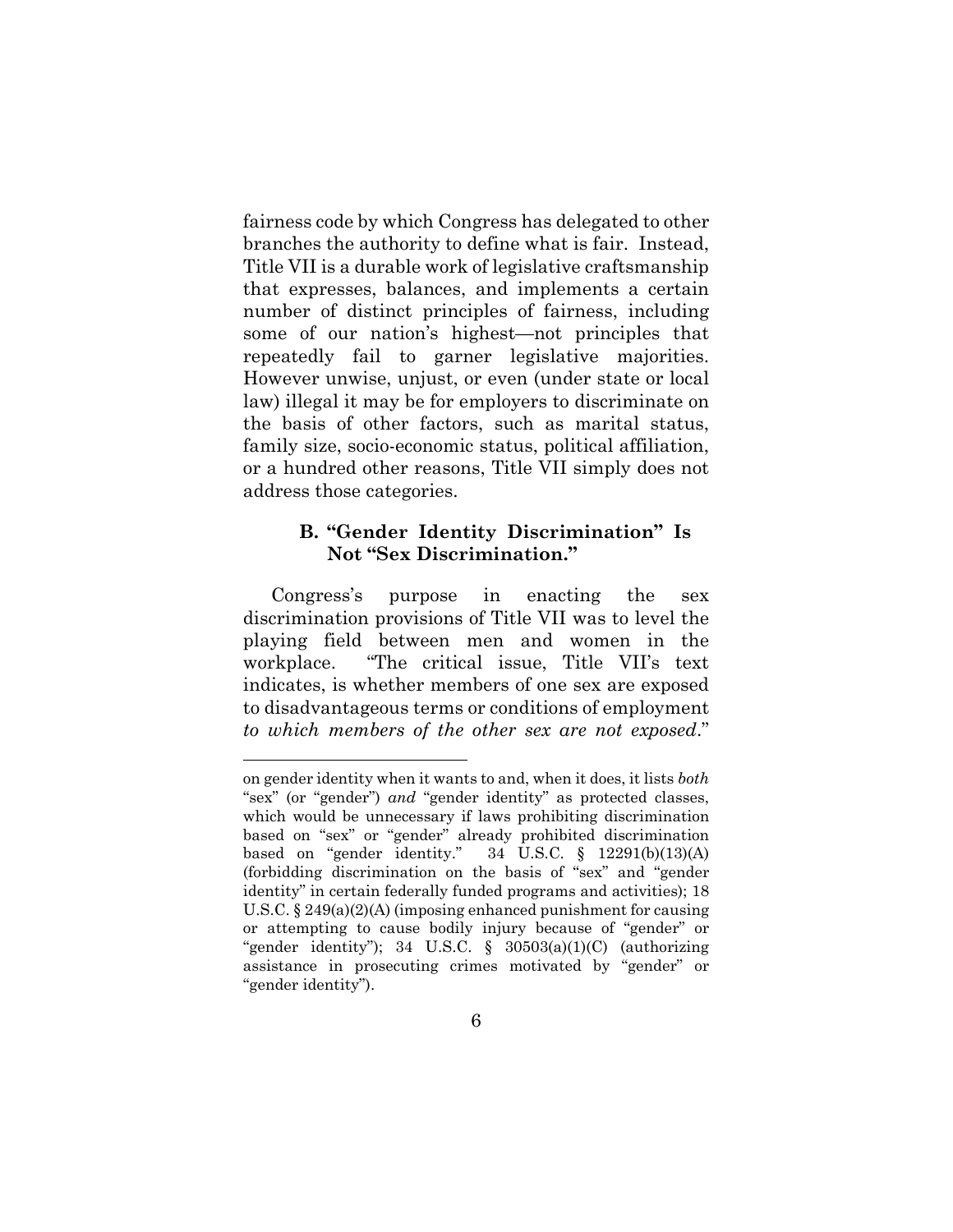fairness code by which Congress has delegated to other branches the authority to define what is fair. Instead, Title VII is a durable work of legislative craftsmanship that expresses, balances, and implements a certain number of distinct principles of fairness, including some of our nation's highest—not principles that repeatedly fail to garner legislative majorities. However unwise, unjust, or even (under state or local law) illegal it may be for employers to discriminate on the basis of other factors, such as marital status, family size, socio-economic status, political affiliation, or a hundred other reasons, Title VII simply does not address those categories.

### B. "Gender Identity Discrimination" Is Not "Sex Discrimination."

Congress's purpose in enacting the sex discrimination provisions of Title VII was to level the playing field between men and women in the workplace. "The critical issue, Title VII's text indicates, is whether members of one sex are exposed to disadvantageous terms or conditions of employment *to which members of the other sex are not exposed*."

---

on gender identity when it wants to and, when it does, it lists *both* "sex" (or "gender") *and* "gender identity" as protected classes, which would be unnecessary if laws prohibiting discrimination based on "sex" or "gender" already prohibited discrimination based on "gender identity." 34 U.S.C. § 12291(b)(13)(A) (forbidding discrimination on the basis of "sex" and "gender identity" in certain federally funded programs and activities); 18 U.S.C. § 249(a)(2)(A) (imposing enhanced punishment for causing or attempting to cause bodily injury because of "gender" or "gender identity"); 34 U.S.C. § 30503(a)(1)(C) (authorizing assistance in prosecuting crimes motivated by "gender" or "gender identity").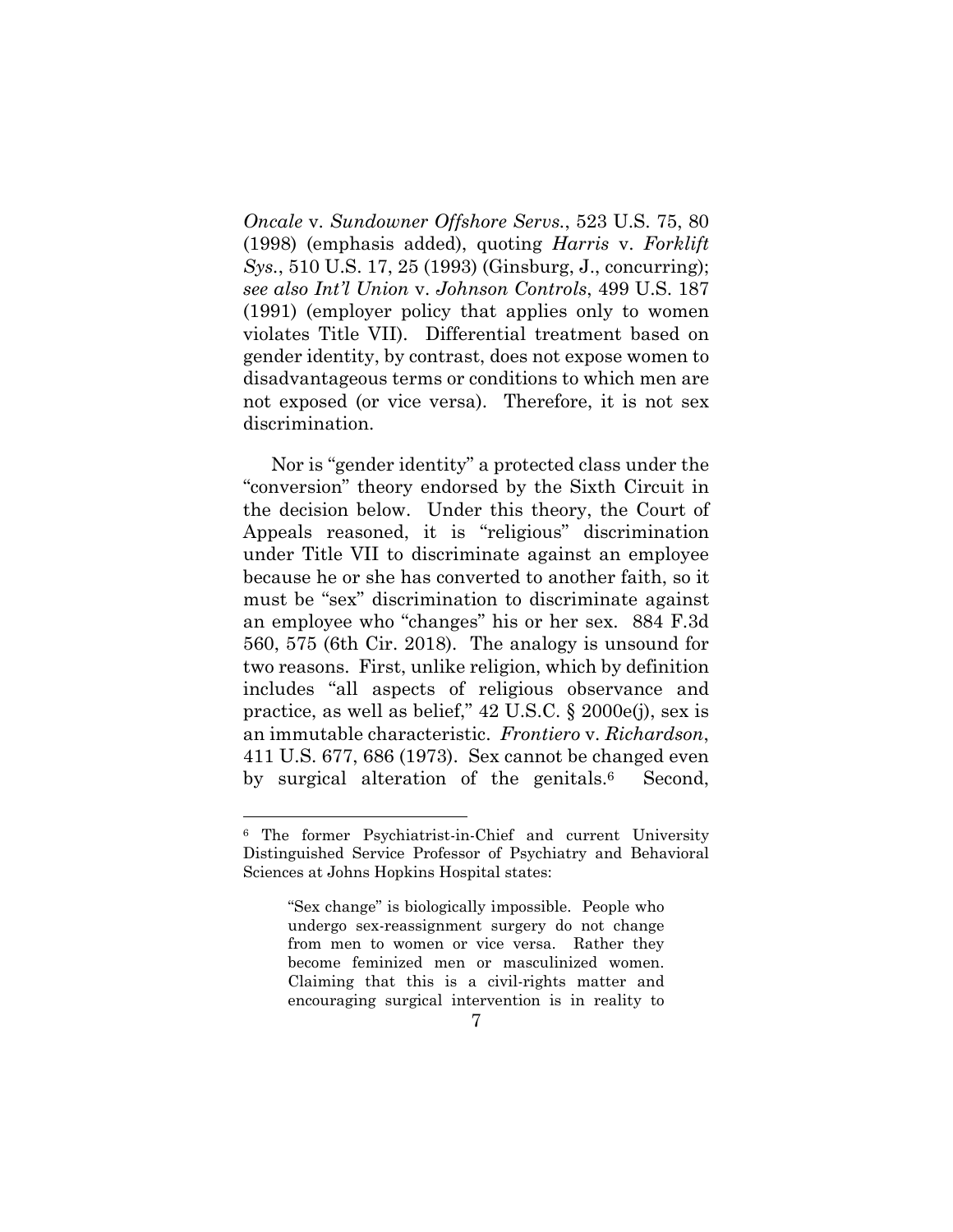*Oncale* v. *Sundowner Offshore Servs.*, 523 U.S. 75, 80 (1998) (emphasis added), quoting *Harris* v. *Forklift Sys.*, 510 U.S. 17, 25 (1993) (Ginsburg, J., concurring); *see also Int'l Union* v. *Johnson Controls*, 499 U.S. 187 (1991) (employer policy that applies only to women violates Title VII). Differential treatment based on gender identity, by contrast, does not expose women to disadvantageous terms or conditions to which men are not exposed (or vice versa). Therefore, it is not sex discrimination.

Nor is "gender identity" a protected class under the "conversion" theory endorsed by the Sixth Circuit in the decision below. Under this theory, the Court of Appeals reasoned, it is "religious" discrimination under Title VII to discriminate against an employee because he or she has converted to another faith, so it must be "sex" discrimination to discriminate against an employee who "changes" his or her sex. 884 F.3d 560, 575 (6th Cir. 2018). The analogy is unsound for two reasons. First, unlike religion, which by definition includes "all aspects of religious observance and practice, as well as belief," 42 U.S.C. § 2000e(j), sex is an immutable characteristic. *Frontiero* v. *Richardson*, 411 U.S. 677, 686 (1973). Sex cannot be changed even by surgical alteration of the genitals.[6] Second,

---

[6] The former Psychiatrist-in-Chief and current University Distinguished Service Professor of Psychiatry and Behavioral Sciences at Johns Hopkins Hospital states:

> "Sex change" is biologically impossible. People who undergo sex-reassignment surgery do not change from men to women or vice versa. Rather they become feminized men or masculinized women. Claiming that this is a civil-rights matter and encouraging surgical intervention is in reality to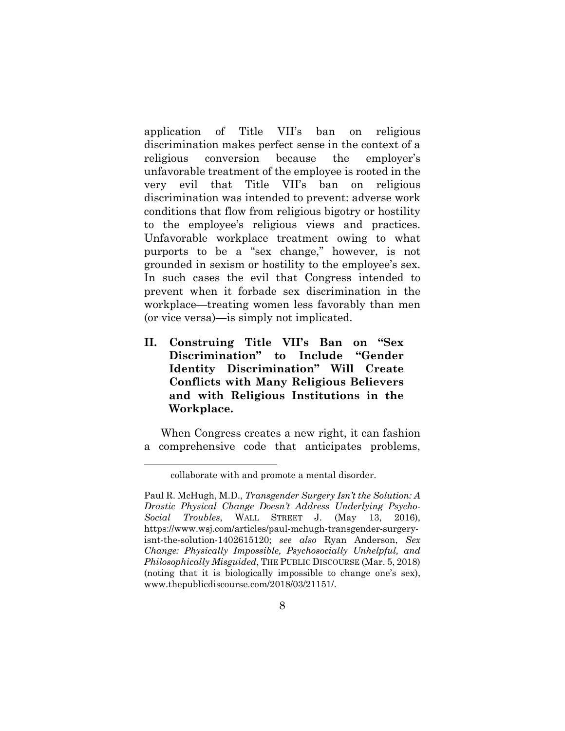application of Title VII's ban on religious discrimination makes perfect sense in the context of a religious conversion because the employer's unfavorable treatment of the employee is rooted in the very evil that Title VII's ban on religious discrimination was intended to prevent: adverse work conditions that flow from religious bigotry or hostility to the employee's religious views and practices. Unfavorable workplace treatment owing to what purports to be a "sex change," however, is not grounded in sexism or hostility to the employee's sex. In such cases the evil that Congress intended to prevent when it forbade sex discrimination in the workplace—treating women less favorably than men (or vice versa)—is simply not implicated.

## II. Construing Title VII's Ban on "Sex Discrimination" to Include "Gender Identity Discrimination" Will Create Conflicts with Many Religious Believers and with Religious Institutions in the Workplace.

When Congress creates a new right, it can fashion a comprehensive code that anticipates problems,

---

collaborate with and promote a mental disorder.

Paul R. McHugh, M.D., *Transgender Surgery Isn't the Solution: A Drastic Physical Change Doesn't Address Underlying Psycho-Social Troubles*, WALL STREET J. (May 13, 2016), https://www.wsj.com/articles/paul-mchugh-transgender-surgery-isnt-the-solution-1402615120; *see also* Ryan Anderson, *Sex Change: Physically Impossible, Psychosocially Unhelpful, and Philosophically Misguided*, THE PUBLIC DISCOURSE (Mar. 5, 2018) (noting that it is biologically impossible to change one's sex), www.thepublicdiscourse.com/2018/03/21151/.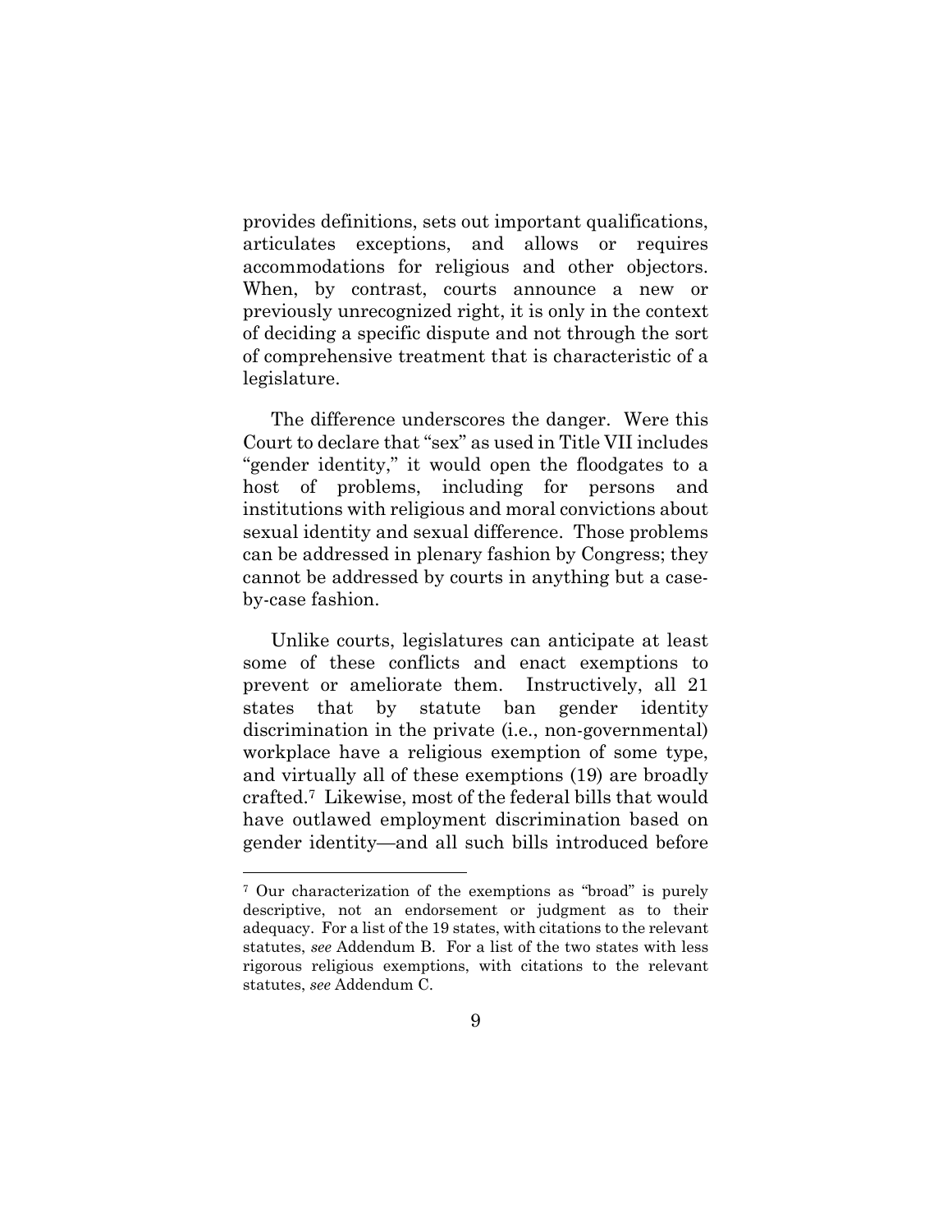provides definitions, sets out important qualifications, articulates exceptions, and allows or requires accommodations for religious and other objectors. When, by contrast, courts announce a new or previously unrecognized right, it is only in the context of deciding a specific dispute and not through the sort of comprehensive treatment that is characteristic of a legislature.

The difference underscores the danger. Were this Court to declare that "sex" as used in Title VII includes "gender identity," it would open the floodgates to a host of problems, including for persons and institutions with religious and moral convictions about sexual identity and sexual difference. Those problems can be addressed in plenary fashion by Congress; they cannot be addressed by courts in anything but a case-by-case fashion.

Unlike courts, legislatures can anticipate at least some of these conflicts and enact exemptions to prevent or ameliorate them. Instructively, all 21 states that by statute ban gender identity discrimination in the private (i.e., non-governmental) workplace have a religious exemption of some type, and virtually all of these exemptions (19) are broadly crafted.[7] Likewise, most of the federal bills that would have outlawed employment discrimination based on gender identity—and all such bills introduced before

---

[7] Our characterization of the exemptions as "broad" is purely descriptive, not an endorsement or judgment as to their adequacy. For a list of the 19 states, with citations to the relevant statutes, *see* Addendum B. For a list of the two states with less rigorous religious exemptions, with citations to the relevant statutes, *see* Addendum C.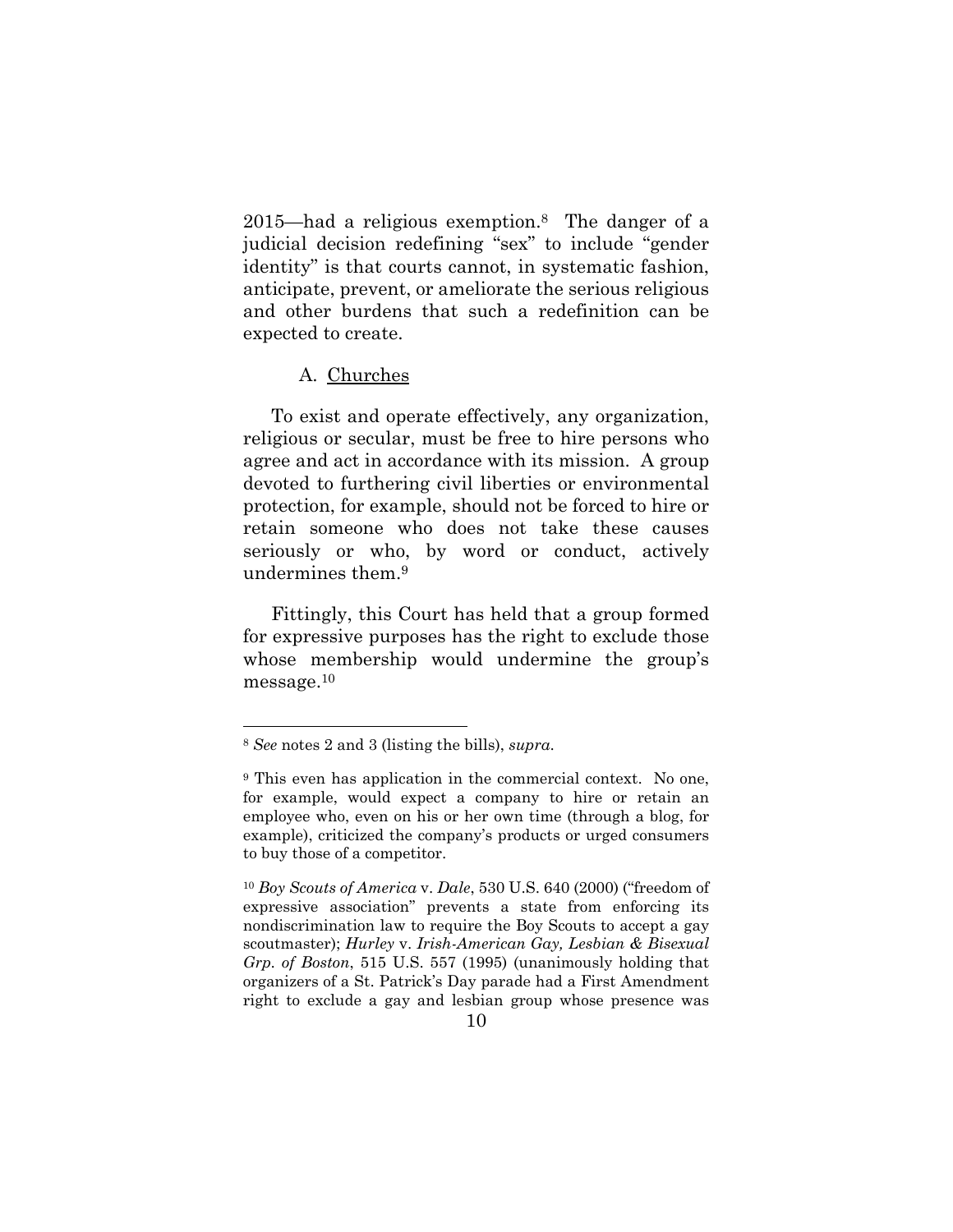2015—had a religious exemption.[8] The danger of a judicial decision redefining "sex" to include "gender identity" is that courts cannot, in systematic fashion, anticipate, prevent, or ameliorate the serious religious and other burdens that such a redefinition can be expected to create.

A. Churches

To exist and operate effectively, any organization, religious or secular, must be free to hire persons who agree and act in accordance with its mission. A group devoted to furthering civil liberties or environmental protection, for example, should not be forced to hire or retain someone who does not take these causes seriously or who, by word or conduct, actively undermines them.[9]

Fittingly, this Court has held that a group formed for expressive purposes has the right to exclude those whose membership would undermine the group's message.[10]

---

[8] *See* notes 2 and 3 (listing the bills), *supra*.

[9] This even has application in the commercial context. No one, for example, would expect a company to hire or retain an employee who, even on his or her own time (through a blog, for example), criticized the company's products or urged consumers to buy those of a competitor.

[10] *Boy Scouts of America* v. *Dale*, 530 U.S. 640 (2000) ("freedom of expressive association" prevents a state from enforcing its nondiscrimination law to require the Boy Scouts to accept a gay scoutmaster); *Hurley* v. *Irish-American Gay, Lesbian & Bisexual Grp. of Boston*, 515 U.S. 557 (1995) (unanimously holding that organizers of a St. Patrick's Day parade had a First Amendment right to exclude a gay and lesbian group whose presence was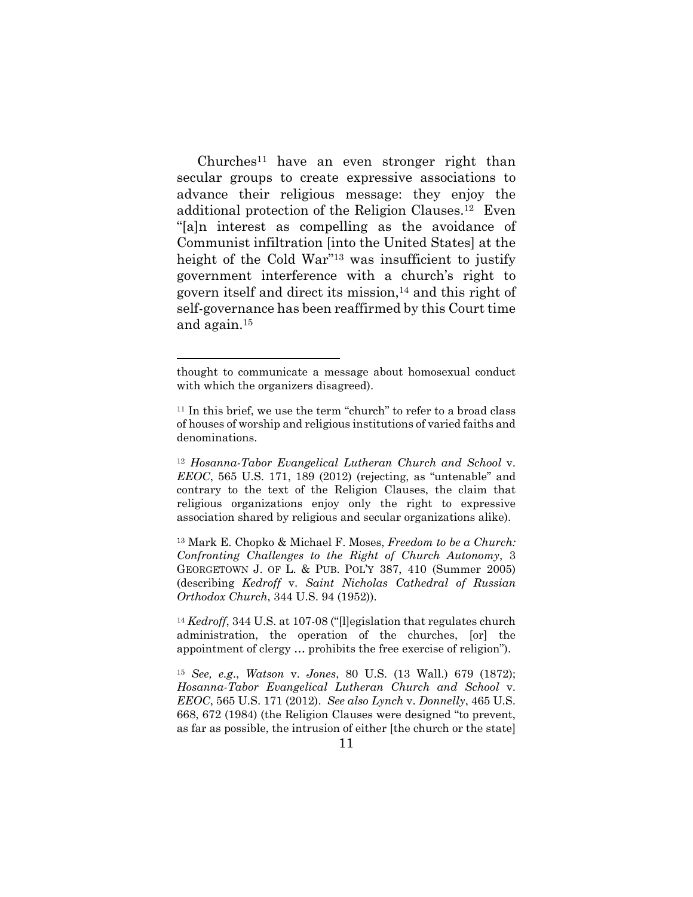Churches[11] have an even stronger right than secular groups to create expressive associations to advance their religious message: they enjoy the additional protection of the Religion Clauses.[12] Even "[a]n interest as compelling as the avoidance of Communist infiltration [into the United States] at the height of the Cold War"[13] was insufficient to justify government interference with a church's right to govern itself and direct its mission,[14] and this right of self-governance has been reaffirmed by this Court time and again.[15]

---

thought to communicate a message about homosexual conduct with which the organizers disagreed).

[11] In this brief, we use the term "church" to refer to a broad class of houses of worship and religious institutions of varied faiths and denominations.

[12] *Hosanna-Tabor Evangelical Lutheran Church and School* v. *EEOC*, 565 U.S. 171, 189 (2012) (rejecting, as "untenable" and contrary to the text of the Religion Clauses, the claim that religious organizations enjoy only the right to expressive association shared by religious and secular organizations alike).

[13] Mark E. Chopko & Michael F. Moses, *Freedom to be a Church: Confronting Challenges to the Right of Church Autonomy*, 3 GEORGETOWN J. OF L. & PUB. POL'Y 387, 410 (Summer 2005) (describing *Kedroff* v. *Saint Nicholas Cathedral of Russian Orthodox Church*, 344 U.S. 94 (1952)).

[14] *Kedroff*, 344 U.S. at 107-08 ("[l]egislation that regulates church administration, the operation of the churches, [or] the appointment of clergy … prohibits the free exercise of religion").

[15] *See, e.g.*, *Watson* v. *Jones*, 80 U.S. (13 Wall.) 679 (1872); *Hosanna-Tabor Evangelical Lutheran Church and School* v. *EEOC*, 565 U.S. 171 (2012). *See also Lynch* v. *Donnelly*, 465 U.S. 668, 672 (1984) (the Religion Clauses were designed "to prevent, as far as possible, the intrusion of either [the church or the state]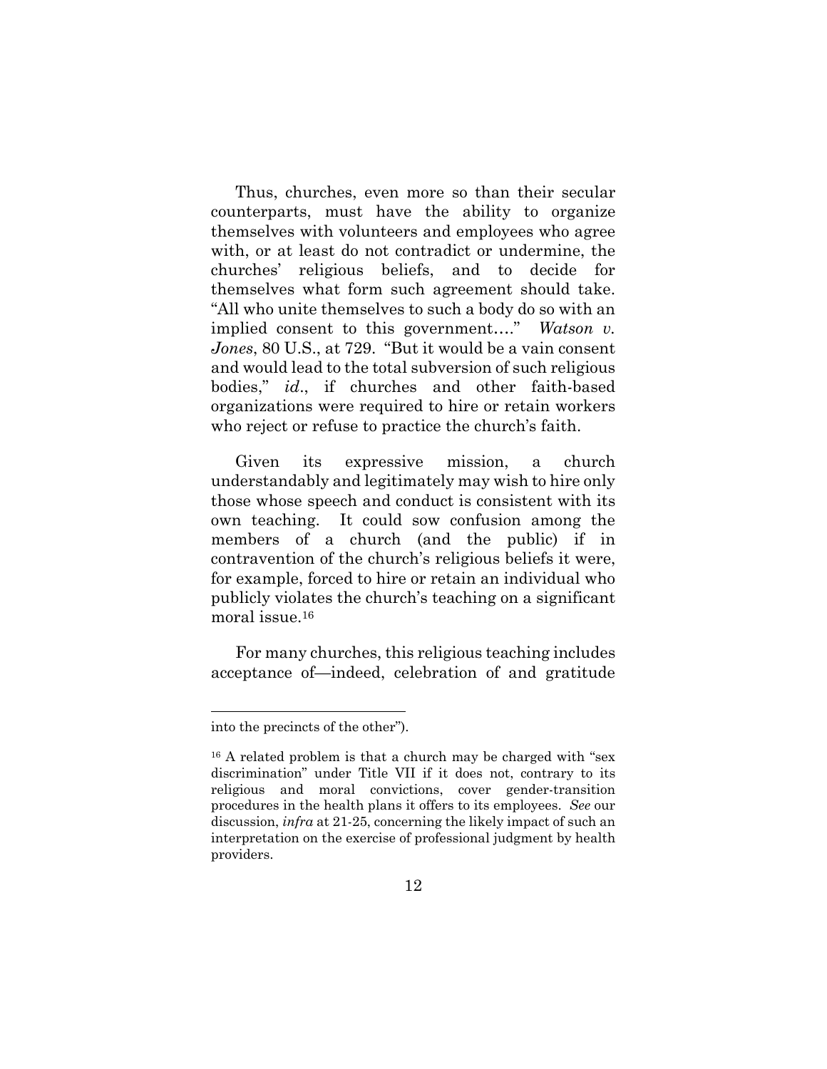Thus, churches, even more so than their secular counterparts, must have the ability to organize themselves with volunteers and employees who agree with, or at least do not contradict or undermine, the churches' religious beliefs, and to decide for themselves what form such agreement should take. "All who unite themselves to such a body do so with an implied consent to this government…." *Watson v. Jones*, 80 U.S., at 729. "But it would be a vain consent and would lead to the total subversion of such religious bodies," *id*., if churches and other faith-based organizations were required to hire or retain workers who reject or refuse to practice the church's faith.

Given its expressive mission, a church understandably and legitimately may wish to hire only those whose speech and conduct is consistent with its own teaching. It could sow confusion among the members of a church (and the public) if in contravention of the church's religious beliefs it were, for example, forced to hire or retain an individual who publicly violates the church's teaching on a significant moral issue.[16]

For many churches, this religious teaching includes acceptance of—indeed, celebration of and gratitude

---

into the precincts of the other").

[16] A related problem is that a church may be charged with "sex discrimination" under Title VII if it does not, contrary to its religious and moral convictions, cover gender-transition procedures in the health plans it offers to its employees. *See* our discussion, *infra* at 21-25, concerning the likely impact of such an interpretation on the exercise of professional judgment by health providers.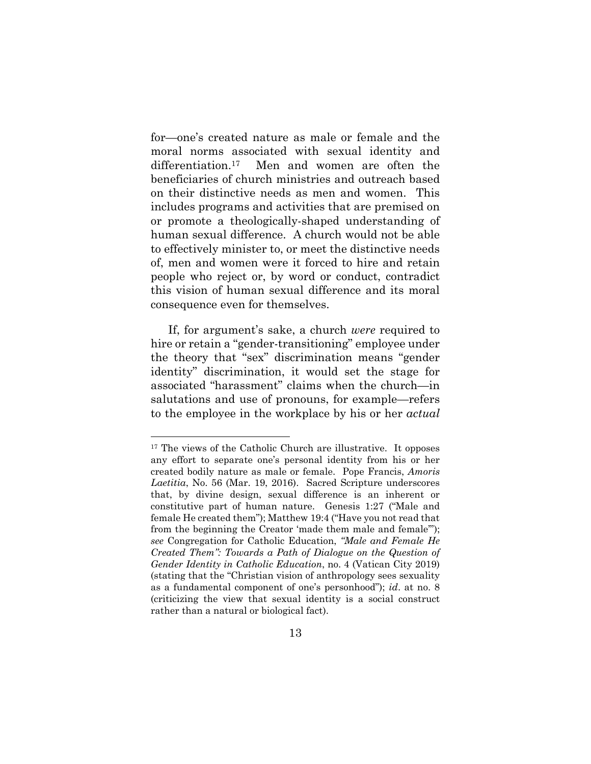for—one's created nature as male or female and the moral norms associated with sexual identity and differentiation.[17] Men and women are often the beneficiaries of church ministries and outreach based on their distinctive needs as men and women. This includes programs and activities that are premised on or promote a theologically-shaped understanding of human sexual difference. A church would not be able to effectively minister to, or meet the distinctive needs of, men and women were it forced to hire and retain people who reject or, by word or conduct, contradict this vision of human sexual difference and its moral consequence even for themselves.

If, for argument's sake, a church *were* required to hire or retain a "gender-transitioning" employee under the theory that "sex" discrimination means "gender identity" discrimination, it would set the stage for associated "harassment" claims when the church—in salutations and use of pronouns, for example—refers to the employee in the workplace by his or her *actual*

---

[17] The views of the Catholic Church are illustrative. It opposes any effort to separate one's personal identity from his or her created bodily nature as male or female. Pope Francis, *Amoris Laetitia*, No. 56 (Mar. 19, 2016). Sacred Scripture underscores that, by divine design, sexual difference is an inherent or constitutive part of human nature. Genesis 1:27 ("Male and female He created them"); Matthew 19:4 ("Have you not read that from the beginning the Creator 'made them male and female'"); *see* Congregation for Catholic Education, *"Male and Female He Created Them": Towards a Path of Dialogue on the Question of Gender Identity in Catholic Education*, no. 4 (Vatican City 2019) (stating that the "Christian vision of anthropology sees sexuality as a fundamental component of one's personhood"); *id*. at no. 8 (criticizing the view that sexual identity is a social construct rather than a natural or biological fact).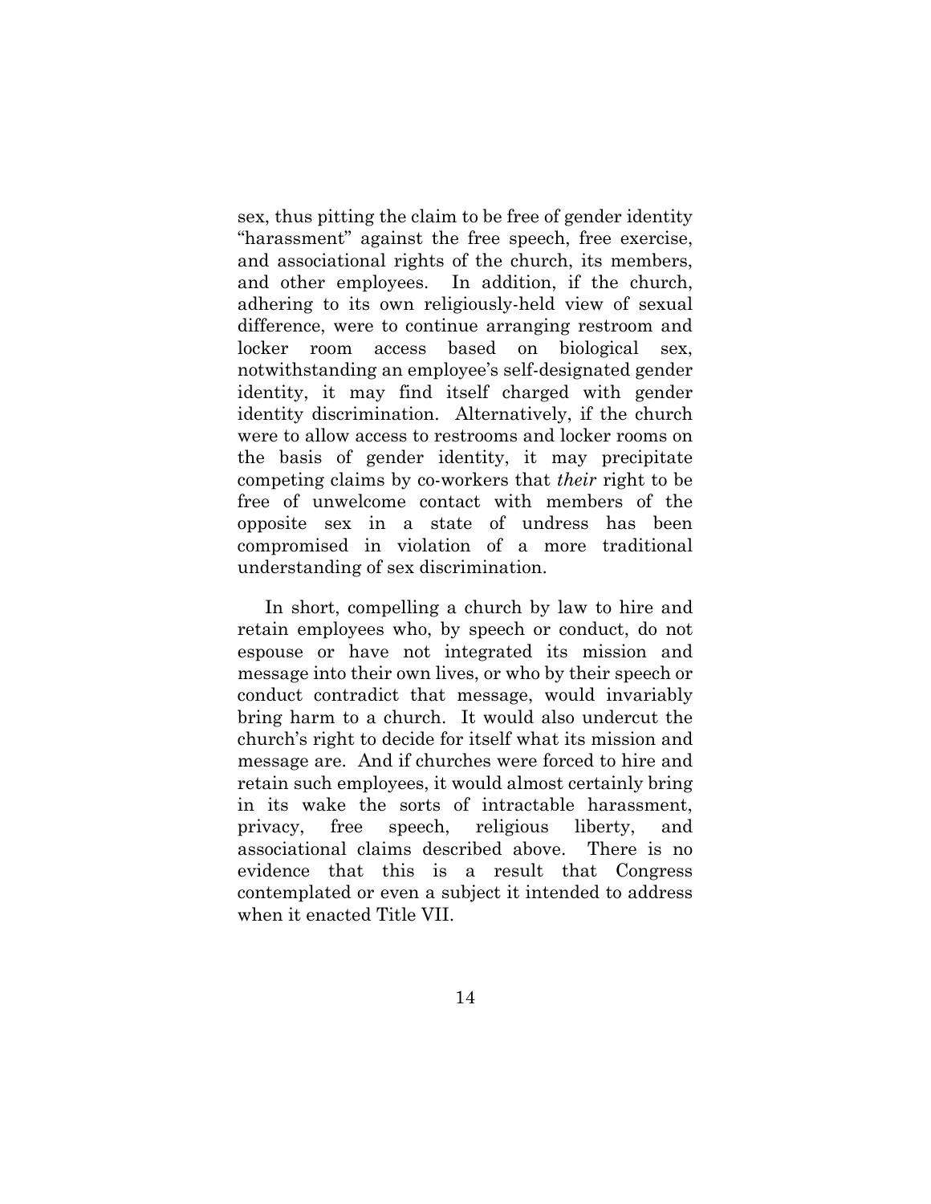sex, thus pitting the claim to be free of gender identity "harassment" against the free speech, free exercise, and associational rights of the church, its members, and other employees. In addition, if the church, adhering to its own religiously-held view of sexual difference, were to continue arranging restroom and locker room access based on biological sex, notwithstanding an employee's self-designated gender identity, it may find itself charged with gender identity discrimination. Alternatively, if the church were to allow access to restrooms and locker rooms on the basis of gender identity, it may precipitate competing claims by co-workers that *their* right to be free of unwelcome contact with members of the opposite sex in a state of undress has been compromised in violation of a more traditional understanding of sex discrimination.

In short, compelling a church by law to hire and retain employees who, by speech or conduct, do not espouse or have not integrated its mission and message into their own lives, or who by their speech or conduct contradict that message, would invariably bring harm to a church. It would also undercut the church's right to decide for itself what its mission and message are. And if churches were forced to hire and retain such employees, it would almost certainly bring in its wake the sorts of intractable harassment, privacy, free speech, religious liberty, and associational claims described above. There is no evidence that this is a result that Congress contemplated or even a subject it intended to address when it enacted Title VII.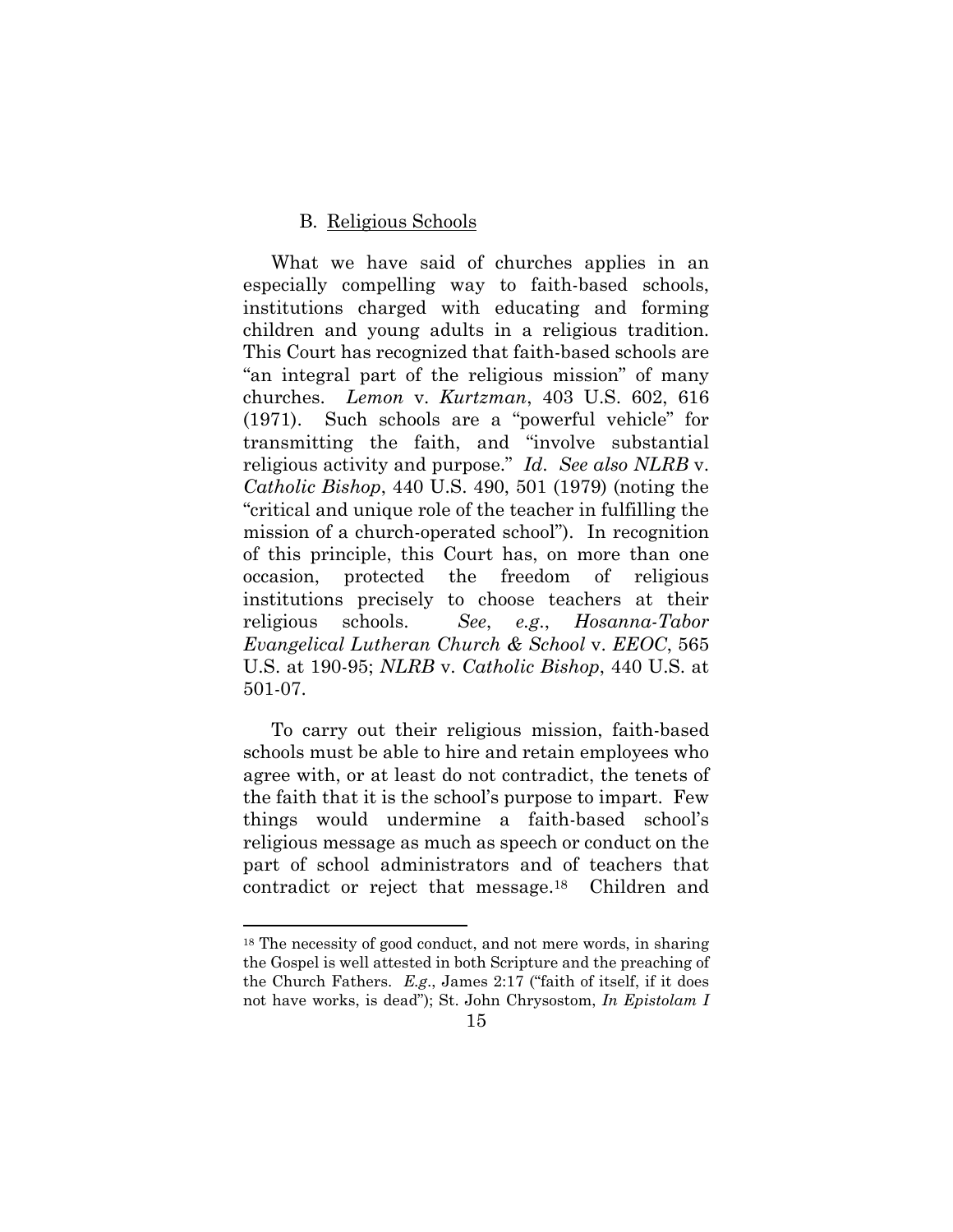### B. Religious Schools

What we have said of churches applies in an especially compelling way to faith-based schools, institutions charged with educating and forming children and young adults in a religious tradition. This Court has recognized that faith-based schools are "an integral part of the religious mission" of many churches. *Lemon* v. *Kurtzman*, 403 U.S. 602, 616 (1971). Such schools are a "powerful vehicle" for transmitting the faith, and "involve substantial religious activity and purpose." *Id. See also NLRB* v. *Catholic Bishop*, 440 U.S. 490, 501 (1979) (noting the "critical and unique role of the teacher in fulfilling the mission of a church-operated school"). In recognition of this principle, this Court has, on more than one occasion, protected the freedom of religious institutions precisely to choose teachers at their religious schools. *See*, *e.g.*, *Hosanna-Tabor Evangelical Lutheran Church & School* v. *EEOC*, 565 U.S. at 190-95; *NLRB* v. *Catholic Bishop*, 440 U.S. at 501-07.

To carry out their religious mission, faith-based schools must be able to hire and retain employees who agree with, or at least do not contradict, the tenets of the faith that it is the school's purpose to impart. Few things would undermine a faith-based school's religious message as much as speech or conduct on the part of school administrators and of teachers that contradict or reject that message.[18] Children and

[18] The necessity of good conduct, and not mere words, in sharing the Gospel is well attested in both Scripture and the preaching of the Church Fathers. *E.g.*, James 2:17 ("faith of itself, if it does not have works, is dead"); St. John Chrysostom, *In Epistolam I*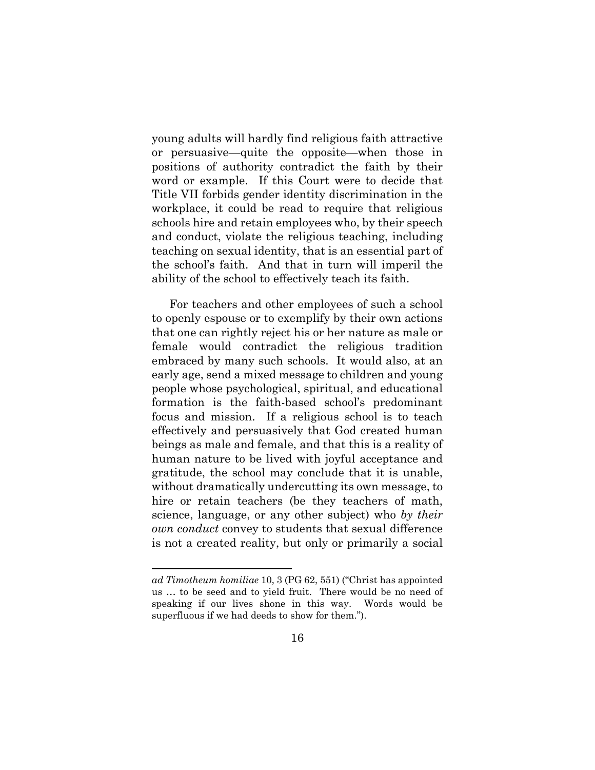young adults will hardly find religious faith attractive or persuasive—quite the opposite—when those in positions of authority contradict the faith by their word or example. If this Court were to decide that Title VII forbids gender identity discrimination in the workplace, it could be read to require that religious schools hire and retain employees who, by their speech and conduct, violate the religious teaching, including teaching on sexual identity, that is an essential part of the school's faith. And that in turn will imperil the ability of the school to effectively teach its faith.

For teachers and other employees of such a school to openly espouse or to exemplify by their own actions that one can rightly reject his or her nature as male or female would contradict the religious tradition embraced by many such schools. It would also, at an early age, send a mixed message to children and young people whose psychological, spiritual, and educational formation is the faith-based school's predominant focus and mission. If a religious school is to teach effectively and persuasively that God created human beings as male and female, and that this is a reality of human nature to be lived with joyful acceptance and gratitude, the school may conclude that it is unable, without dramatically undercutting its own message, to hire or retain teachers (be they teachers of math, science, language, or any other subject) who *by their own conduct* convey to students that sexual difference is not a created reality, but only or primarily a social

---

*ad Timotheum homiliae* 10, 3 (PG 62, 551) ("Christ has appointed us … to be seed and to yield fruit. There would be no need of speaking if our lives shone in this way. Words would be superfluous if we had deeds to show for them.").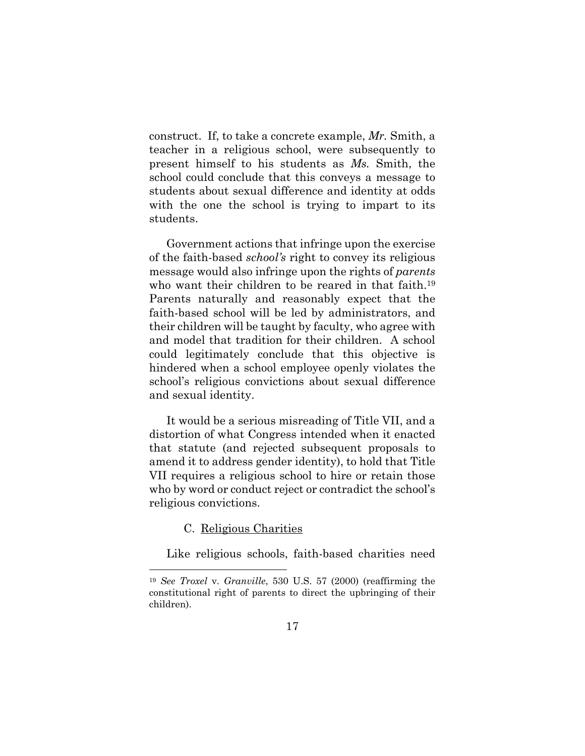construct. If, to take a concrete example, *Mr.* Smith, a teacher in a religious school, were subsequently to present himself to his students as *Ms.* Smith, the school could conclude that this conveys a message to students about sexual difference and identity at odds with the one the school is trying to impart to its students.

Government actions that infringe upon the exercise of the faith-based *school's* right to convey its religious message would also infringe upon the rights of *parents* who want their children to be reared in that faith.[19] Parents naturally and reasonably expect that the faith-based school will be led by administrators, and their children will be taught by faculty, who agree with and model that tradition for their children. A school could legitimately conclude that this objective is hindered when a school employee openly violates the school's religious convictions about sexual difference and sexual identity.

It would be a serious misreading of Title VII, and a distortion of what Congress intended when it enacted that statute (and rejected subsequent proposals to amend it to address gender identity), to hold that Title VII requires a religious school to hire or retain those who by word or conduct reject or contradict the school's religious convictions.

### C. Religious Charities

Like religious schools, faith-based charities need

---

[19] *See Troxel* v. *Granville*, 530 U.S. 57 (2000) (reaffirming the constitutional right of parents to direct the upbringing of their children).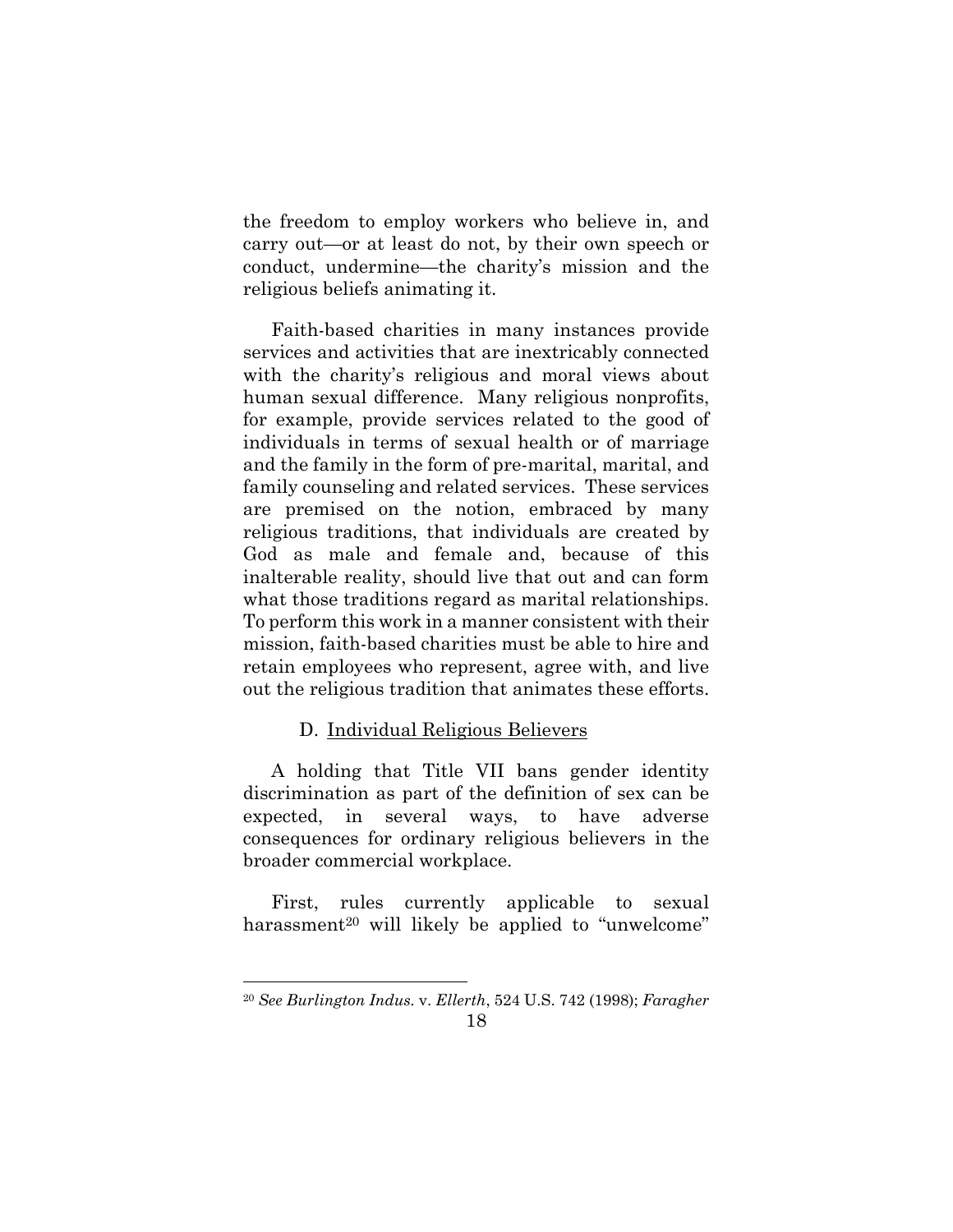the freedom to employ workers who believe in, and carry out—or at least do not, by their own speech or conduct, undermine—the charity's mission and the religious beliefs animating it.

Faith-based charities in many instances provide services and activities that are inextricably connected with the charity's religious and moral views about human sexual difference. Many religious nonprofits, for example, provide services related to the good of individuals in terms of sexual health or of marriage and the family in the form of pre-marital, marital, and family counseling and related services. These services are premised on the notion, embraced by many religious traditions, that individuals are created by God as male and female and, because of this inalterable reality, should live that out and can form what those traditions regard as marital relationships. To perform this work in a manner consistent with their mission, faith-based charities must be able to hire and retain employees who represent, agree with, and live out the religious tradition that animates these efforts.

### D. Individual Religious Believers

A holding that Title VII bans gender identity discrimination as part of the definition of sex can be expected, in several ways, to have adverse consequences for ordinary religious believers in the broader commercial workplace.

First, rules currently applicable to sexual harassment[20] will likely be applied to "unwelcome"

[20] *See Burlington Indus.* v. *Ellerth*, 524 U.S. 742 (1998); *Faragher*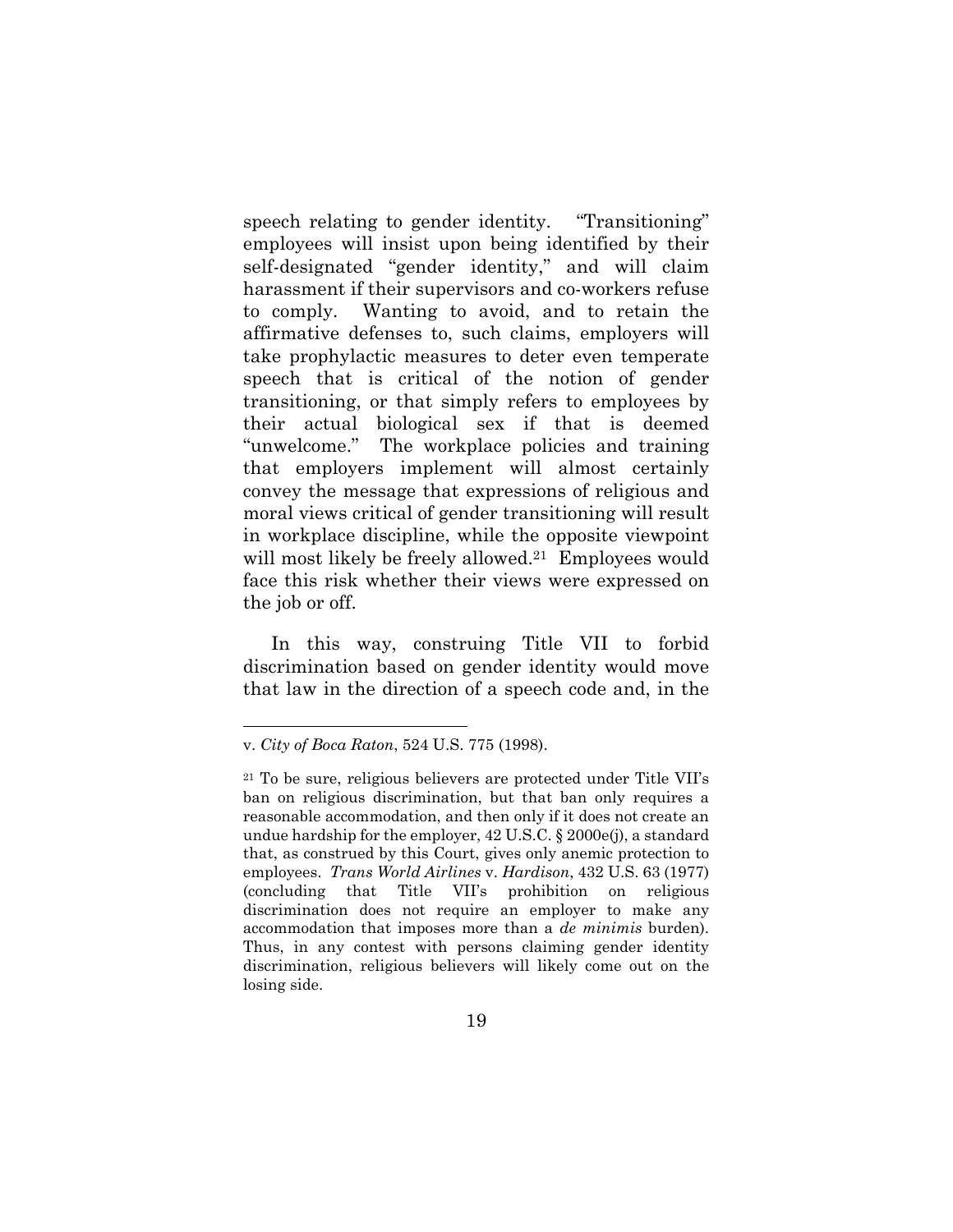speech relating to gender identity. "Transitioning" employees will insist upon being identified by their self-designated "gender identity," and will claim harassment if their supervisors and co-workers refuse to comply. Wanting to avoid, and to retain the affirmative defenses to, such claims, employers will take prophylactic measures to deter even temperate speech that is critical of the notion of gender transitioning, or that simply refers to employees by their actual biological sex if that is deemed "unwelcome." The workplace policies and training that employers implement will almost certainly convey the message that expressions of religious and moral views critical of gender transitioning will result in workplace discipline, while the opposite viewpoint will most likely be freely allowed.[21] Employees would face this risk whether their views were expressed on the job or off.

In this way, construing Title VII to forbid discrimination based on gender identity would move that law in the direction of a speech code and, in the

---

v. *City of Boca Raton*, 524 U.S. 775 (1998).

[21] To be sure, religious believers are protected under Title VII's ban on religious discrimination, but that ban only requires a reasonable accommodation, and then only if it does not create an undue hardship for the employer, 42 U.S.C. § 2000e(j), a standard that, as construed by this Court, gives only anemic protection to employees. *Trans World Airlines* v. *Hardison*, 432 U.S. 63 (1977) (concluding that Title VII's prohibition on religious discrimination does not require an employer to make any accommodation that imposes more than a *de minimis* burden). Thus, in any contest with persons claiming gender identity discrimination, religious believers will likely come out on the losing side.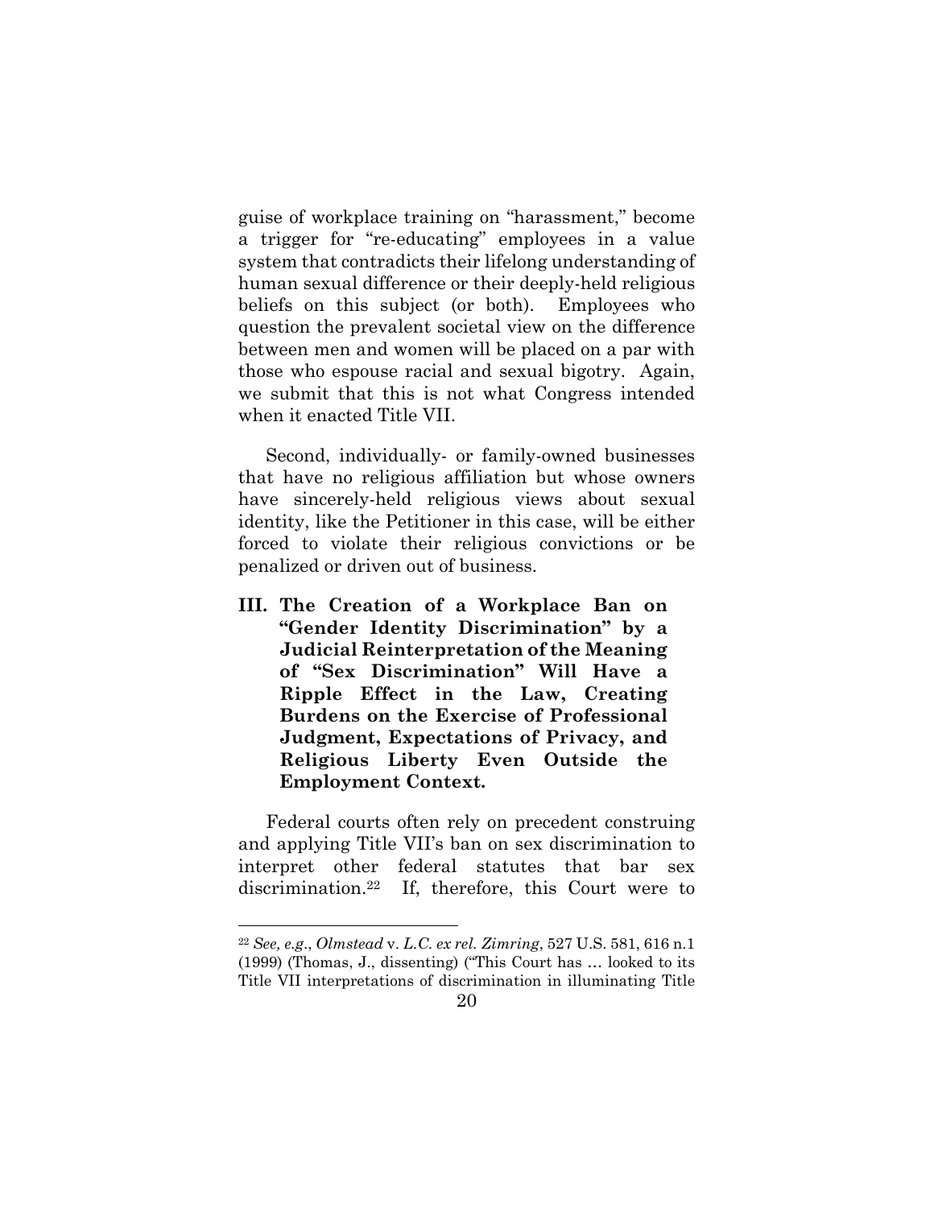guise of workplace training on "harassment," become a trigger for "re-educating" employees in a value system that contradicts their lifelong understanding of human sexual difference or their deeply-held religious beliefs on this subject (or both). Employees who question the prevalent societal view on the difference between men and women will be placed on a par with those who espouse racial and sexual bigotry. Again, we submit that this is not what Congress intended when it enacted Title VII.

Second, individually- or family-owned businesses that have no religious affiliation but whose owners have sincerely-held religious views about sexual identity, like the Petitioner in this case, will be either forced to violate their religious convictions or be penalized or driven out of business.

## III. The Creation of a Workplace Ban on "Gender Identity Discrimination" by a Judicial Reinterpretation of the Meaning of "Sex Discrimination" Will Have a Ripple Effect in the Law, Creating Burdens on the Exercise of Professional Judgment, Expectations of Privacy, and Religious Liberty Even Outside the Employment Context.

Federal courts often rely on precedent construing and applying Title VII's ban on sex discrimination to interpret other federal statutes that bar sex discrimination.[22] If, therefore, this Court were to

---

[22] *See, e.g.*, *Olmstead* v. *L.C. ex rel. Zimring*, 527 U.S. 581, 616 n.1 (1999) (Thomas, J., dissenting) ("This Court has … looked to its Title VII interpretations of discrimination in illuminating Title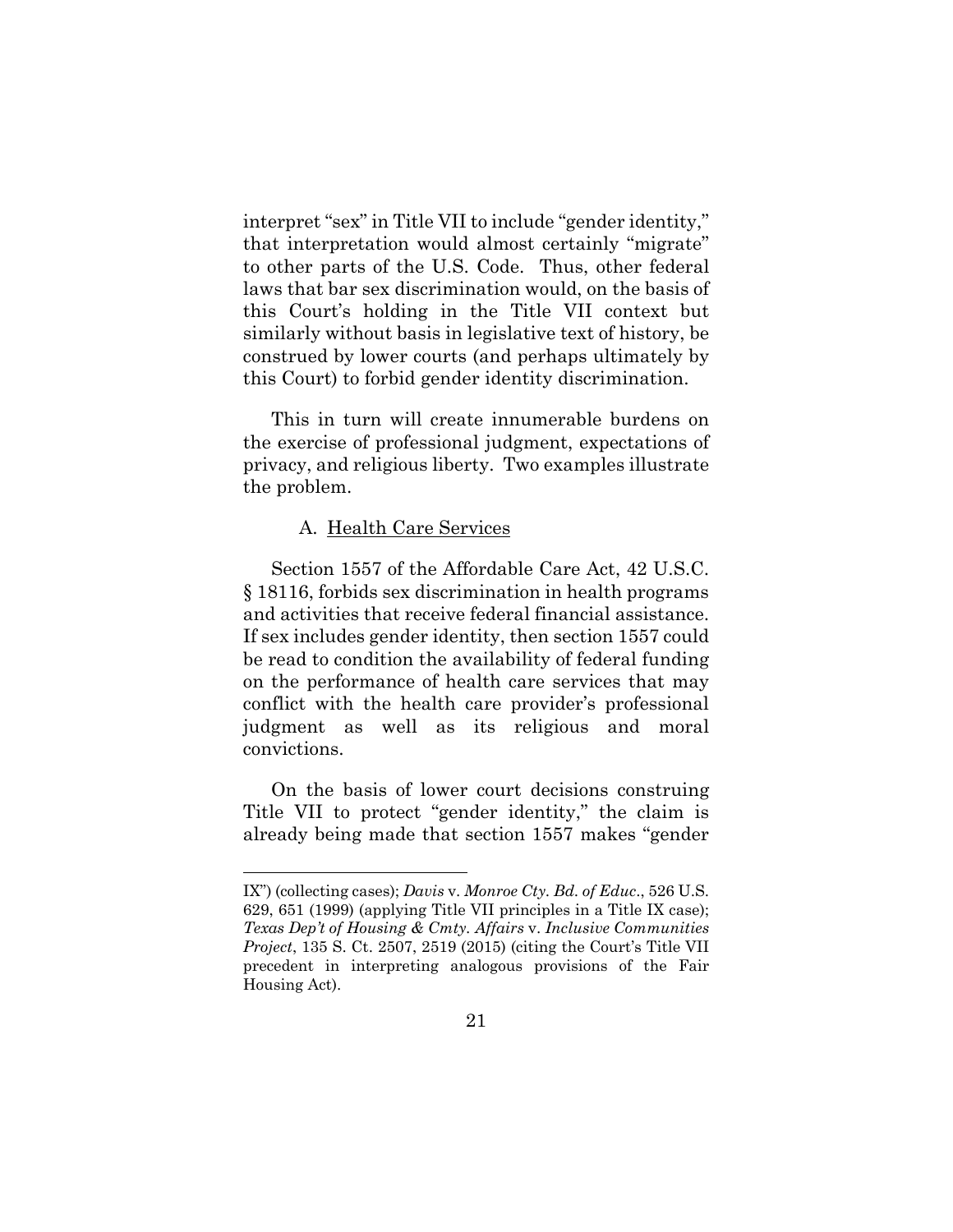interpret "sex" in Title VII to include "gender identity," that interpretation would almost certainly "migrate" to other parts of the U.S. Code. Thus, other federal laws that bar sex discrimination would, on the basis of this Court's holding in the Title VII context but similarly without basis in legislative text of history, be construed by lower courts (and perhaps ultimately by this Court) to forbid gender identity discrimination.

This in turn will create innumerable burdens on the exercise of professional judgment, expectations of privacy, and religious liberty. Two examples illustrate the problem.

A. Health Care Services

Section 1557 of the Affordable Care Act, 42 U.S.C. § 18116, forbids sex discrimination in health programs and activities that receive federal financial assistance. If sex includes gender identity, then section 1557 could be read to condition the availability of federal funding on the performance of health care services that may conflict with the health care provider's professional judgment as well as its religious and moral convictions.

On the basis of lower court decisions construing Title VII to protect "gender identity," the claim is already being made that section 1557 makes "gender

---

IX") (collecting cases); *Davis* v. *Monroe Cty. Bd. of Educ*., 526 U.S. 629, 651 (1999) (applying Title VII principles in a Title IX case); *Texas Dep't of Housing & Cmty. Affairs* v. *Inclusive Communities Project*, 135 S. Ct. 2507, 2519 (2015) (citing the Court's Title VII precedent in interpreting analogous provisions of the Fair Housing Act).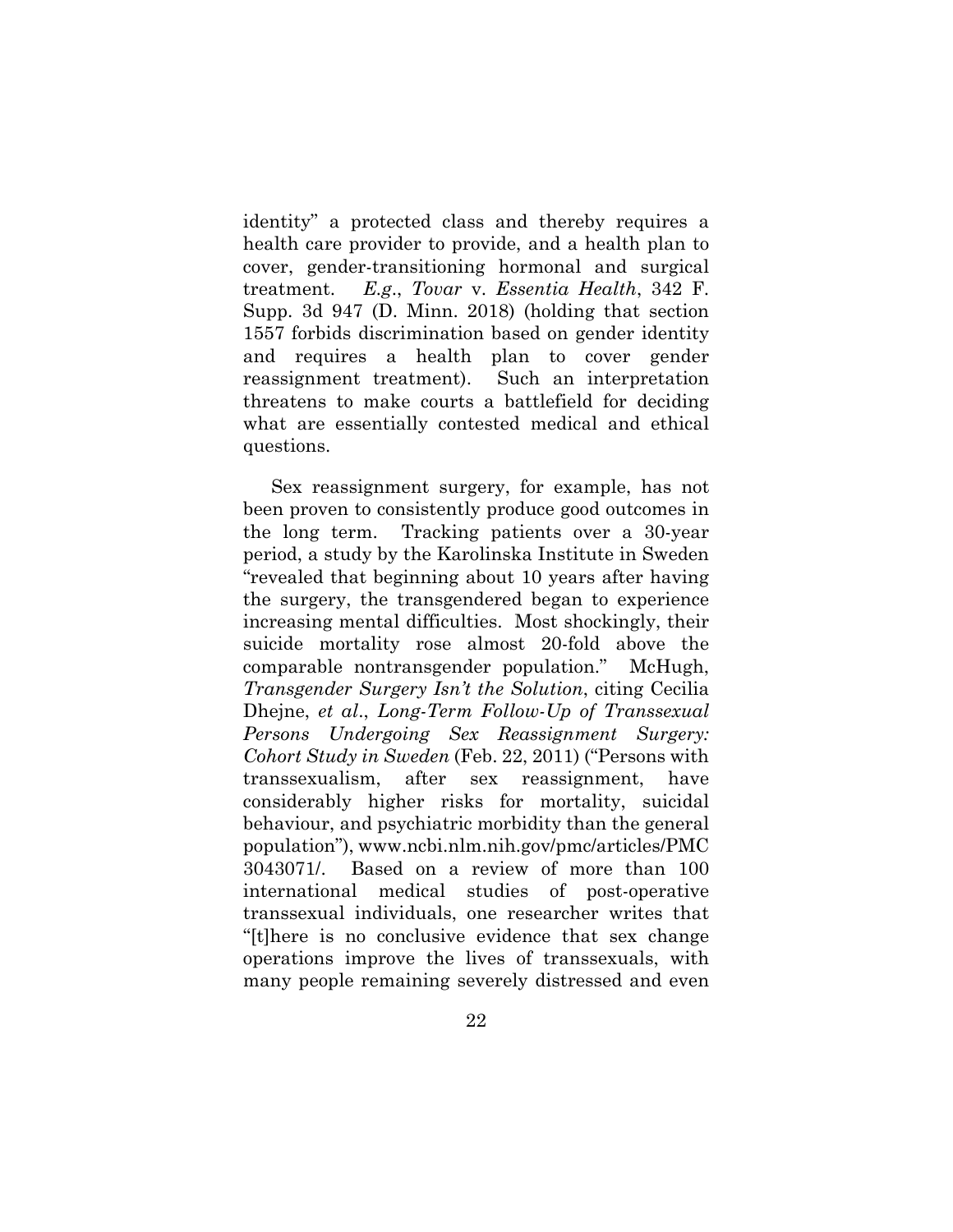identity" a protected class and thereby requires a health care provider to provide, and a health plan to cover, gender-transitioning hormonal and surgical treatment. *E.g*., *Tovar* v. *Essentia Health*, 342 F. Supp. 3d 947 (D. Minn. 2018) (holding that section 1557 forbids discrimination based on gender identity and requires a health plan to cover gender reassignment treatment). Such an interpretation threatens to make courts a battlefield for deciding what are essentially contested medical and ethical questions.

Sex reassignment surgery, for example, has not been proven to consistently produce good outcomes in the long term. Tracking patients over a 30-year period, a study by the Karolinska Institute in Sweden "revealed that beginning about 10 years after having the surgery, the transgendered began to experience increasing mental difficulties. Most shockingly, their suicide mortality rose almost 20-fold above the comparable nontransgender population." McHugh, *Transgender Surgery Isn't the Solution*, citing Cecilia Dhejne, *et al*., *Long-Term Follow-Up of Transsexual Persons Undergoing Sex Reassignment Surgery: Cohort Study in Sweden* (Feb. 22, 2011) ("Persons with transsexualism, after sex reassignment, have considerably higher risks for mortality, suicidal behaviour, and psychiatric morbidity than the general population"), www.ncbi.nlm.nih.gov/pmc/articles/PMC3043071/. Based on a review of more than 100 international medical studies of post-operative transsexual individuals, one researcher writes that "[t]here is no conclusive evidence that sex change operations improve the lives of transsexuals, with many people remaining severely distressed and even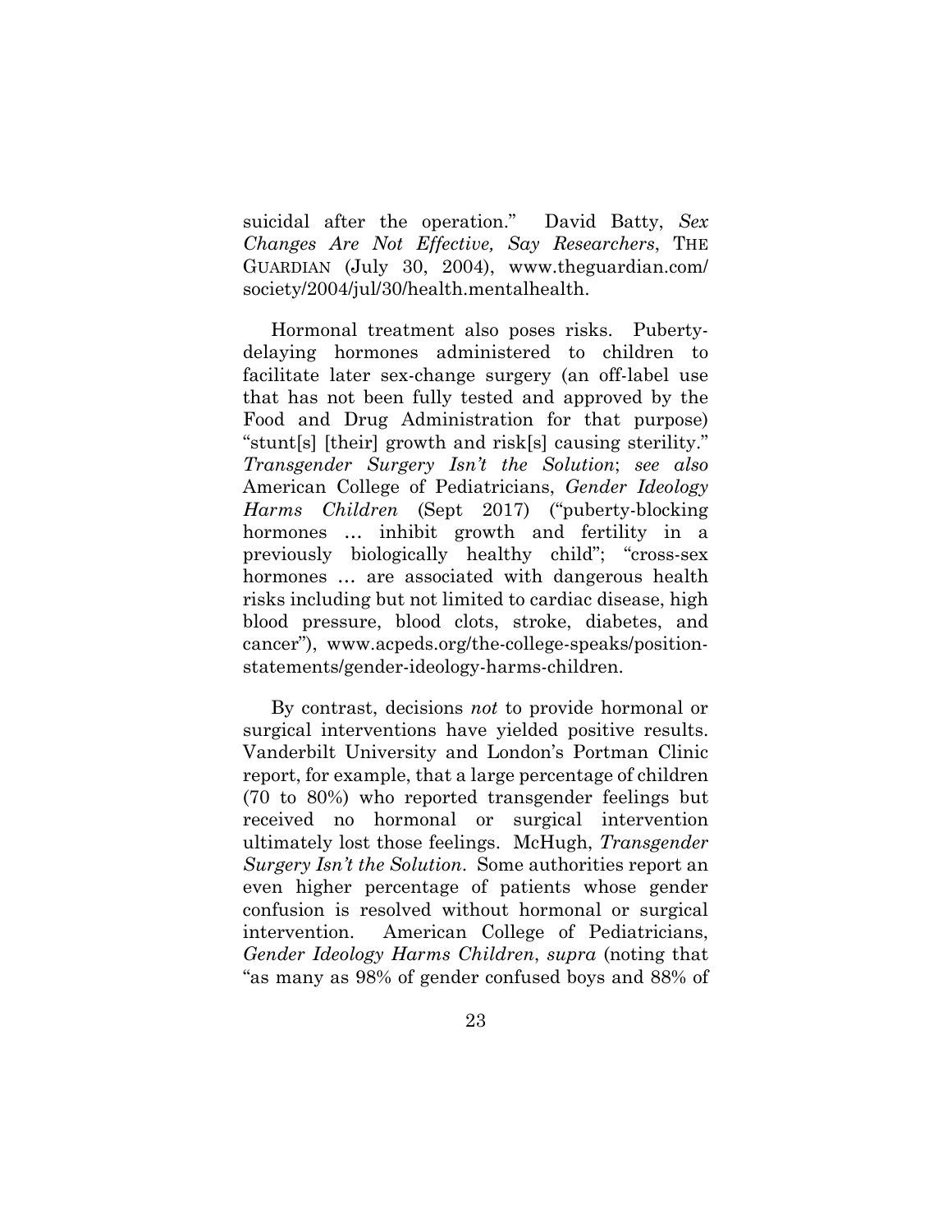suicidal after the operation." David Batty, *Sex Changes Are Not Effective, Say Researchers*, THE GUARDIAN (July 30, 2004), www.theguardian.com/society/2004/jul/30/health.mentalhealth.

Hormonal treatment also poses risks. Puberty-delaying hormones administered to children to facilitate later sex-change surgery (an off-label use that has not been fully tested and approved by the Food and Drug Administration for that purpose) "stunt[s] [their] growth and risk[s] causing sterility." *Transgender Surgery Isn't the Solution*; *see also* American College of Pediatricians, *Gender Ideology Harms Children* (Sept 2017) ("puberty-blocking hormones … inhibit growth and fertility in a previously biologically healthy child"; "cross-sex hormones … are associated with dangerous health risks including but not limited to cardiac disease, high blood pressure, blood clots, stroke, diabetes, and cancer"), www.acpeds.org/the-college-speaks/position-statements/gender-ideology-harms-children.

By contrast, decisions *not* to provide hormonal or surgical interventions have yielded positive results. Vanderbilt University and London's Portman Clinic report, for example, that a large percentage of children (70 to 80%) who reported transgender feelings but received no hormonal or surgical intervention ultimately lost those feelings. McHugh, *Transgender Surgery Isn't the Solution*. Some authorities report an even higher percentage of patients whose gender confusion is resolved without hormonal or surgical intervention. American College of Pediatricians, *Gender Ideology Harms Children*, *supra* (noting that "as many as 98% of gender confused boys and 88% of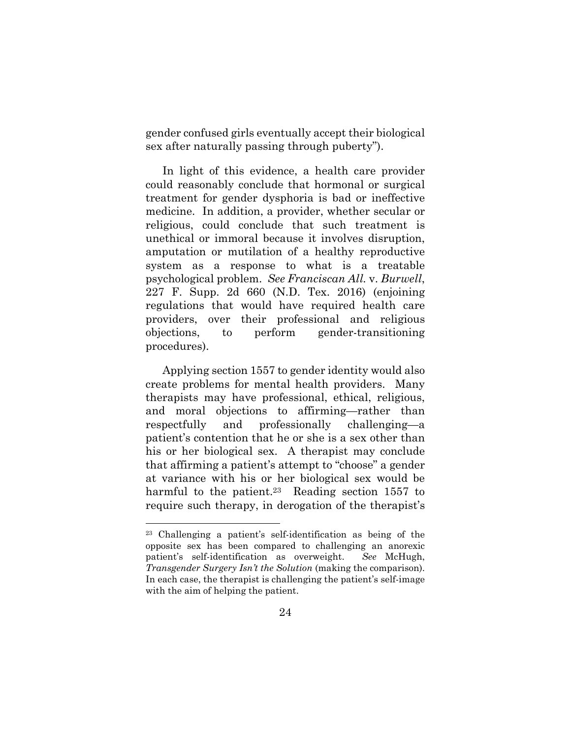gender confused girls eventually accept their biological sex after naturally passing through puberty").

In light of this evidence, a health care provider could reasonably conclude that hormonal or surgical treatment for gender dysphoria is bad or ineffective medicine. In addition, a provider, whether secular or religious, could conclude that such treatment is unethical or immoral because it involves disruption, amputation or mutilation of a healthy reproductive system as a response to what is a treatable psychological problem. *See Franciscan All.* v. *Burwell*, 227 F. Supp. 2d 660 (N.D. Tex. 2016) (enjoining regulations that would have required health care providers, over their professional and religious objections, to perform gender-transitioning procedures).

Applying section 1557 to gender identity would also create problems for mental health providers. Many therapists may have professional, ethical, religious, and moral objections to affirming—rather than respectfully and professionally challenging—a patient's contention that he or she is a sex other than his or her biological sex. A therapist may conclude that affirming a patient's attempt to "choose" a gender at variance with his or her biological sex would be harmful to the patient.[23] Reading section 1557 to require such therapy, in derogation of the therapist's

---

[23] Challenging a patient's self-identification as being of the opposite sex has been compared to challenging an anorexic patient's self-identification as overweight. *See* McHugh, *Transgender Surgery Isn't the Solution* (making the comparison). In each case, the therapist is challenging the patient's self-image with the aim of helping the patient.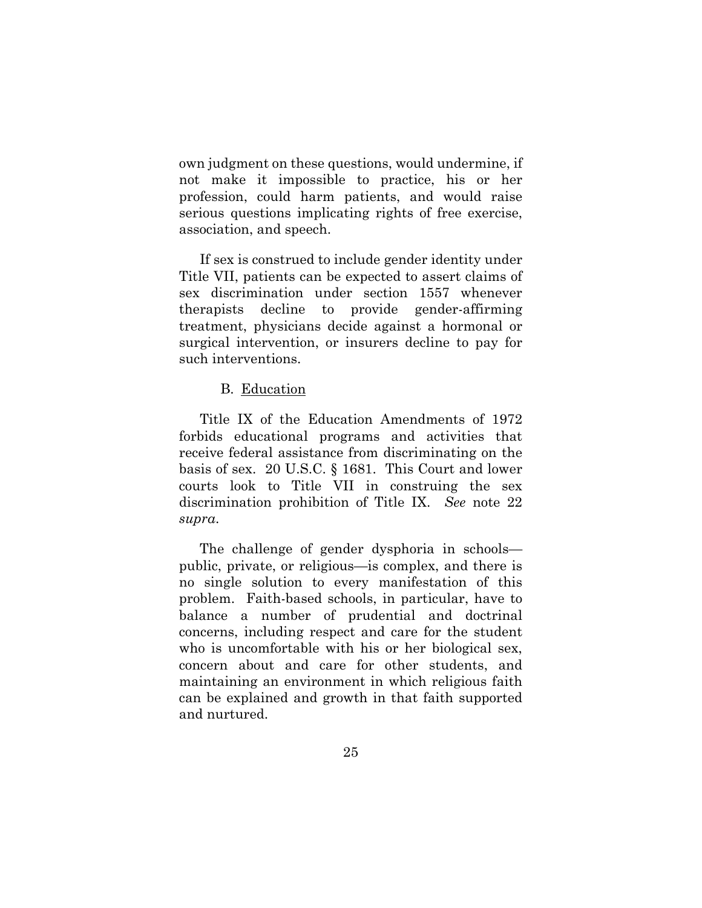own judgment on these questions, would undermine, if not make it impossible to practice, his or her profession, could harm patients, and would raise serious questions implicating rights of free exercise, association, and speech.

If sex is construed to include gender identity under Title VII, patients can be expected to assert claims of sex discrimination under section 1557 whenever therapists decline to provide gender-affirming treatment, physicians decide against a hormonal or surgical intervention, or insurers decline to pay for such interventions.

### B. Education

Title IX of the Education Amendments of 1972 forbids educational programs and activities that receive federal assistance from discriminating on the basis of sex. 20 U.S.C. § 1681. This Court and lower courts look to Title VII in construing the sex discrimination prohibition of Title IX. *See* note 22 *supra*.

The challenge of gender dysphoria in schools—public, private, or religious—is complex, and there is no single solution to every manifestation of this problem. Faith-based schools, in particular, have to balance a number of prudential and doctrinal concerns, including respect and care for the student who is uncomfortable with his or her biological sex, concern about and care for other students, and maintaining an environment in which religious faith can be explained and growth in that faith supported and nurtured.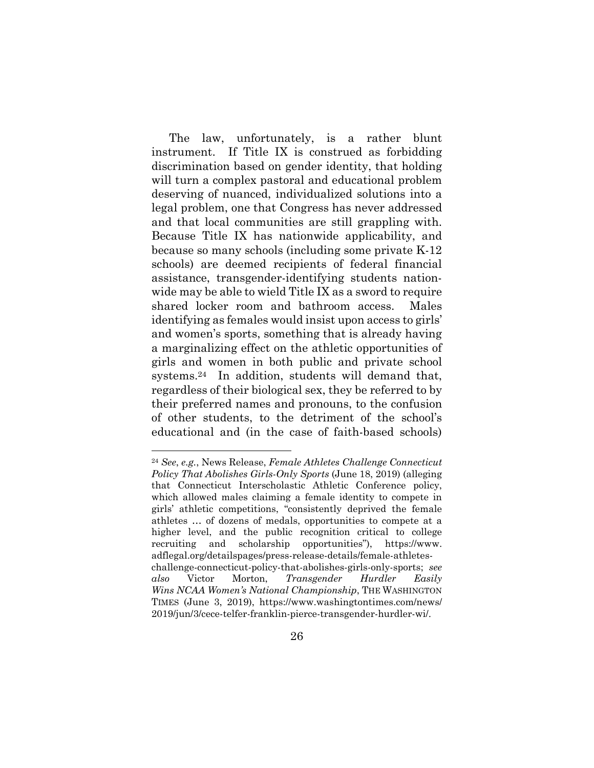The law, unfortunately, is a rather blunt instrument. If Title IX is construed as forbidding discrimination based on gender identity, that holding will turn a complex pastoral and educational problem deserving of nuanced, individualized solutions into a legal problem, one that Congress has never addressed and that local communities are still grappling with. Because Title IX has nationwide applicability, and because so many schools (including some private K-12 schools) are deemed recipients of federal financial assistance, transgender-identifying students nationwide may be able to wield Title IX as a sword to require shared locker room and bathroom access. Males identifying as females would insist upon access to girls' and women's sports, something that is already having a marginalizing effect on the athletic opportunities of girls and women in both public and private school systems.[24] In addition, students will demand that, regardless of their biological sex, they be referred to by their preferred names and pronouns, to the confusion of other students, to the detriment of the school's educational and (in the case of faith-based schools)

---

[24] *See*, *e.g.*, News Release, *Female Athletes Challenge Connecticut Policy That Abolishes Girls-Only Sports* (June 18, 2019) (alleging that Connecticut Interscholastic Athletic Conference policy, which allowed males claiming a female identity to compete in girls' athletic competitions, "consistently deprived the female athletes … of dozens of medals, opportunities to compete at a higher level, and the public recognition critical to college recruiting and scholarship opportunities"), https://www.adflegal.org/detailspages/press-release-details/female-athletes-challenge-connecticut-policy-that-abolishes-girls-only-sports; *see also* Victor Morton, *Transgender Hurdler Easily Wins NCAA Women's National Championship*, THE WASHINGTON TIMES (June 3, 2019), https://www.washingtontimes.com/news/2019/jun/3/cece-telfer-franklin-pierce-transgender-hurdler-wi/.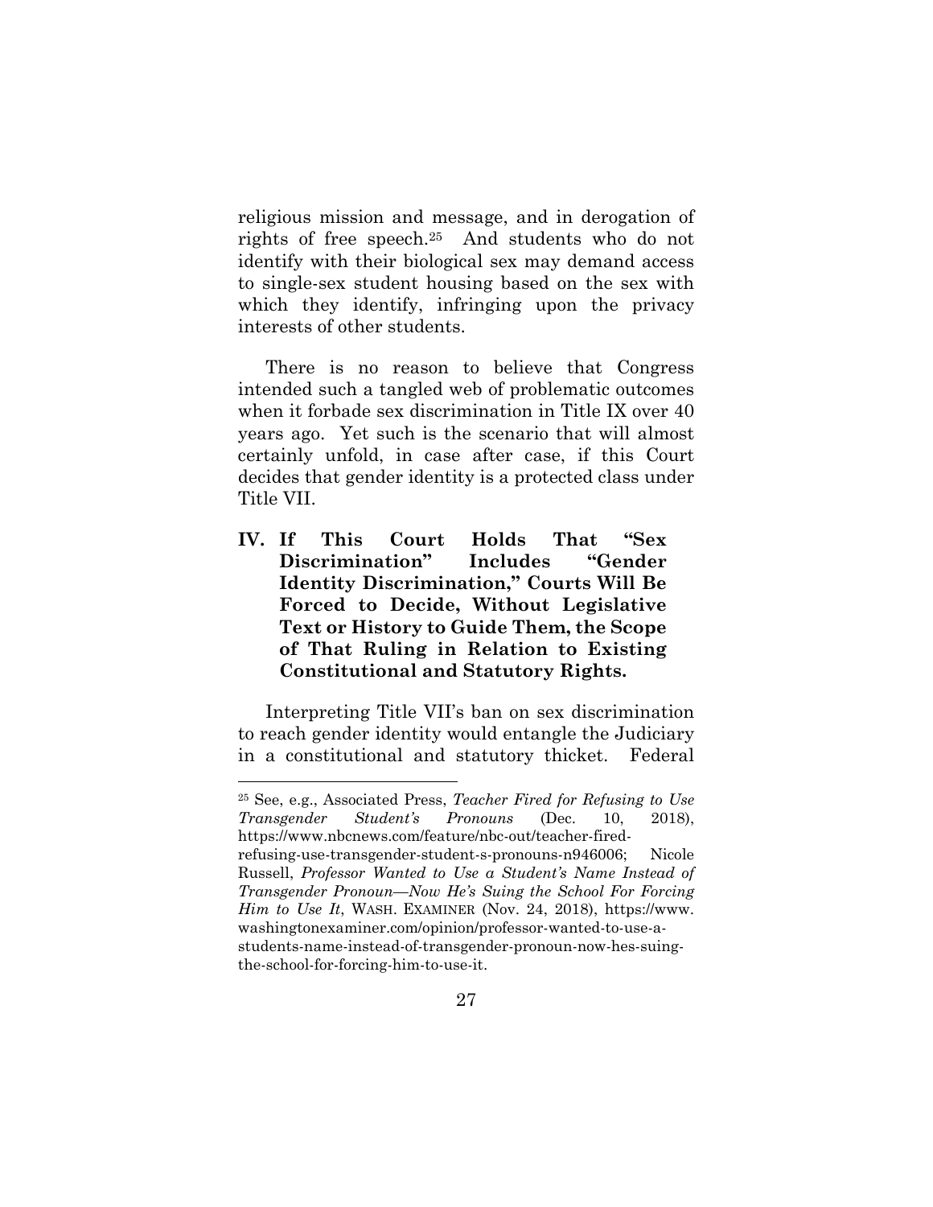religious mission and message, and in derogation of rights of free speech.[25] And students who do not identify with their biological sex may demand access to single-sex student housing based on the sex with which they identify, infringing upon the privacy interests of other students.

There is no reason to believe that Congress intended such a tangled web of problematic outcomes when it forbade sex discrimination in Title IX over 40 years ago. Yet such is the scenario that will almost certainly unfold, in case after case, if this Court decides that gender identity is a protected class under Title VII.

## IV. If This Court Holds That "Sex Discrimination" Includes "Gender Identity Discrimination," Courts Will Be Forced to Decide, Without Legislative Text or History to Guide Them, the Scope of That Ruling in Relation to Existing Constitutional and Statutory Rights.

Interpreting Title VII's ban on sex discrimination to reach gender identity would entangle the Judiciary in a constitutional and statutory thicket. Federal

---

[25] See, e.g., Associated Press, *Teacher Fired for Refusing to Use Transgender Student's Pronouns* (Dec. 10, 2018), https://www.nbcnews.com/feature/nbc-out/teacher-fired-refusing-use-transgender-student-s-pronouns-n946006; Nicole Russell, *Professor Wanted to Use a Student's Name Instead of Transgender Pronoun—Now He's Suing the School For Forcing Him to Use It*, WASH. EXAMINER (Nov. 24, 2018), https://www.washingtonexaminer.com/opinion/professor-wanted-to-use-a-students-name-instead-of-transgender-pronoun-now-hes-suing-the-school-for-forcing-him-to-use-it.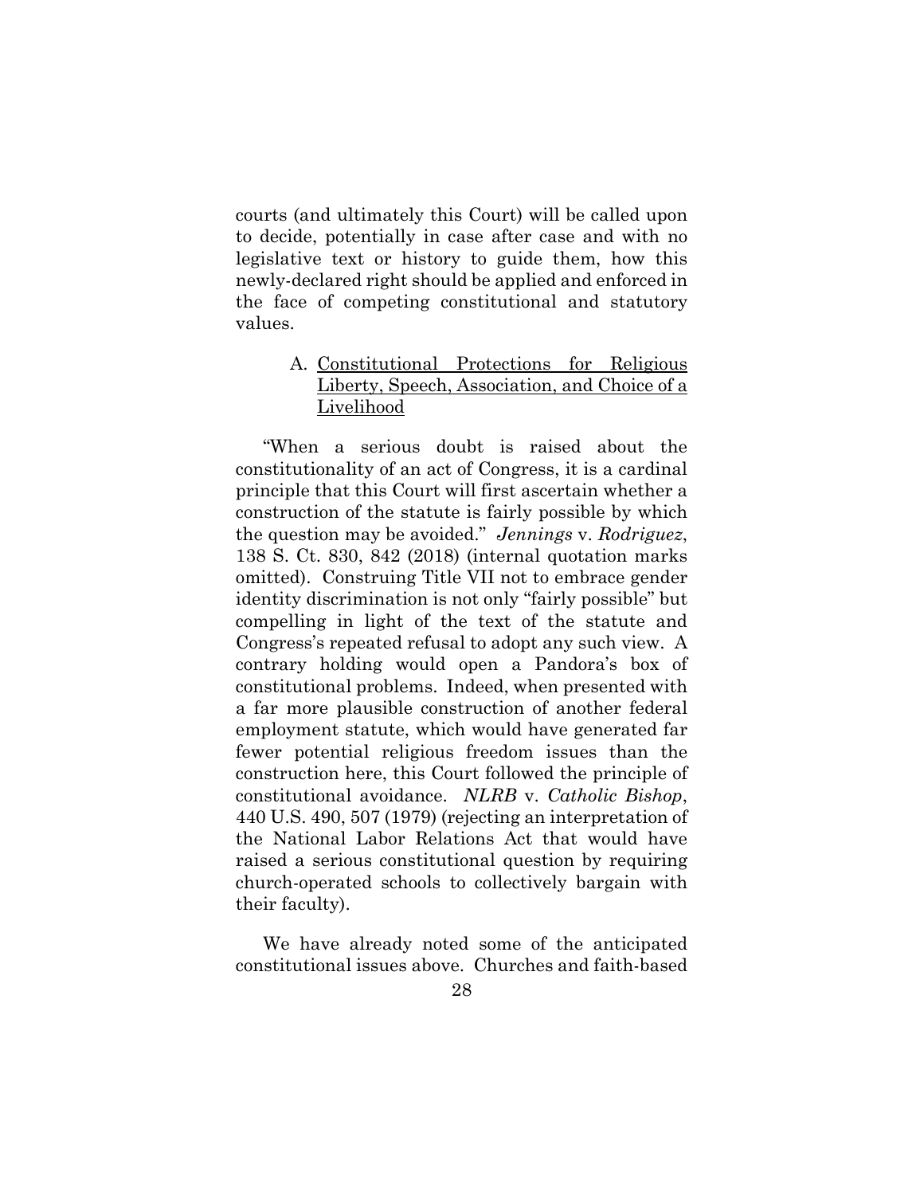courts (and ultimately this Court) will be called upon to decide, potentially in case after case and with no legislative text or history to guide them, how this newly-declared right should be applied and enforced in the face of competing constitutional and statutory values.

### A. Constitutional Protections for Religious Liberty, Speech, Association, and Choice of a Livelihood

"When a serious doubt is raised about the constitutionality of an act of Congress, it is a cardinal principle that this Court will first ascertain whether a construction of the statute is fairly possible by which the question may be avoided." *Jennings* v. *Rodriguez*, 138 S. Ct. 830, 842 (2018) (internal quotation marks omitted). Construing Title VII not to embrace gender identity discrimination is not only "fairly possible" but compelling in light of the text of the statute and Congress's repeated refusal to adopt any such view. A contrary holding would open a Pandora's box of constitutional problems. Indeed, when presented with a far more plausible construction of another federal employment statute, which would have generated far fewer potential religious freedom issues than the construction here, this Court followed the principle of constitutional avoidance. *NLRB* v. *Catholic Bishop*, 440 U.S. 490, 507 (1979) (rejecting an interpretation of the National Labor Relations Act that would have raised a serious constitutional question by requiring church-operated schools to collectively bargain with their faculty).

We have already noted some of the anticipated constitutional issues above. Churches and faith-based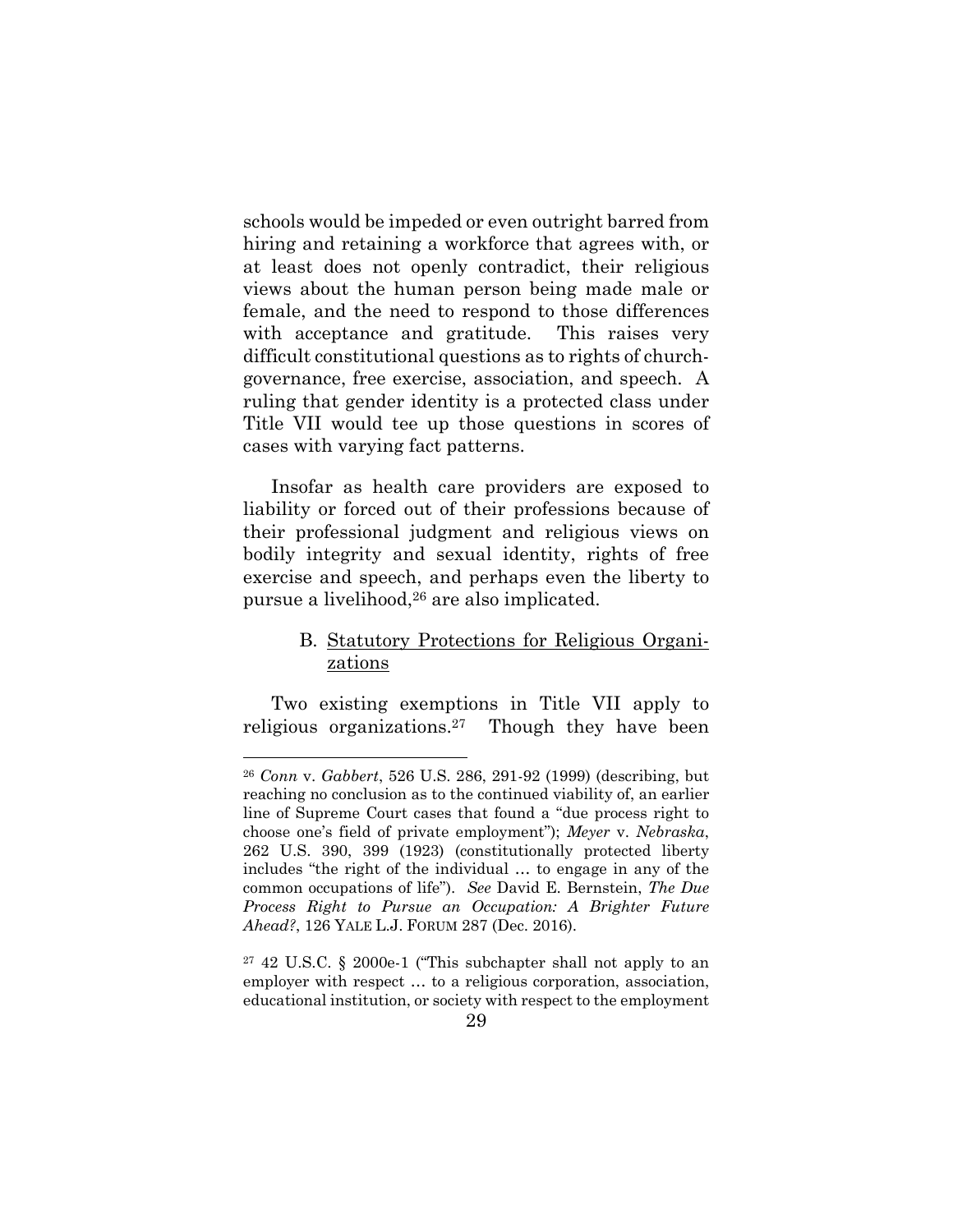schools would be impeded or even outright barred from hiring and retaining a workforce that agrees with, or at least does not openly contradict, their religious views about the human person being made male or female, and the need to respond to those differences with acceptance and gratitude. This raises very difficult constitutional questions as to rights of church-governance, free exercise, association, and speech. A ruling that gender identity is a protected class under Title VII would tee up those questions in scores of cases with varying fact patterns.

Insofar as health care providers are exposed to liability or forced out of their professions because of their professional judgment and religious views on bodily integrity and sexual identity, rights of free exercise and speech, and perhaps even the liberty to pursue a livelihood,[26] are also implicated.

### B. Statutory Protections for Religious Organizations

Two existing exemptions in Title VII apply to religious organizations.[27] Though they have been

---

[26] *Conn* v. *Gabbert*, 526 U.S. 286, 291-92 (1999) (describing, but reaching no conclusion as to the continued viability of, an earlier line of Supreme Court cases that found a "due process right to choose one's field of private employment"); *Meyer* v. *Nebraska*, 262 U.S. 390, 399 (1923) (constitutionally protected liberty includes "the right of the individual … to engage in any of the common occupations of life"). *See* David E. Bernstein, *The Due Process Right to Pursue an Occupation: A Brighter Future Ahead?*, 126 YALE L.J. FORUM 287 (Dec. 2016).

[27] 42 U.S.C. § 2000e-1 ("This subchapter shall not apply to an employer with respect … to a religious corporation, association, educational institution, or society with respect to the employment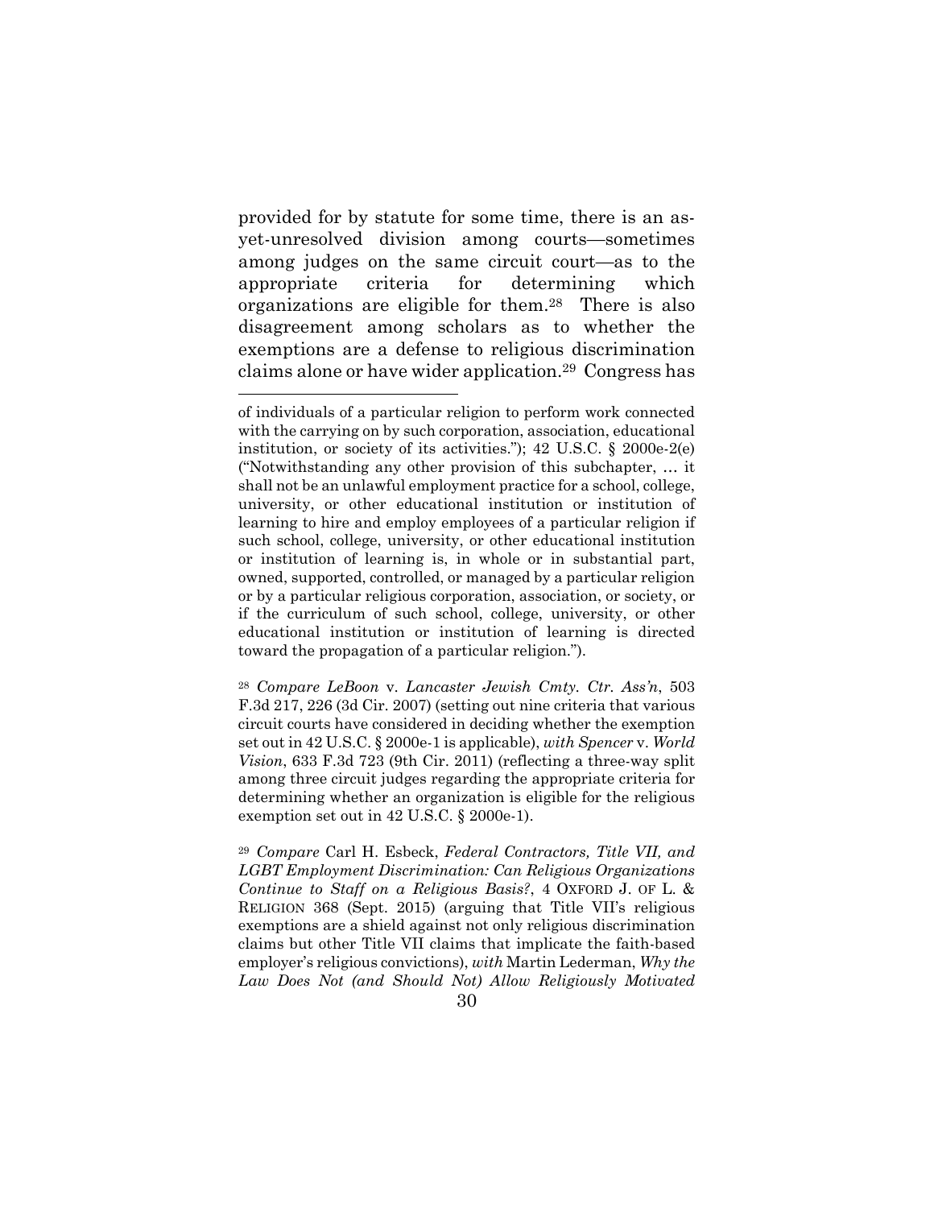provided for by statute for some time, there is an as-yet-unresolved division among courts—sometimes among judges on the same circuit court—as to the appropriate criteria for determining which organizations are eligible for them.[28] There is also disagreement among scholars as to whether the exemptions are a defense to religious discrimination claims alone or have wider application.[29] Congress has

---

of individuals of a particular religion to perform work connected with the carrying on by such corporation, association, educational institution, or society of its activities."); 42 U.S.C. § 2000e-2(e) ("Notwithstanding any other provision of this subchapter, … it shall not be an unlawful employment practice for a school, college, university, or other educational institution or institution of learning to hire and employ employees of a particular religion if such school, college, university, or other educational institution or institution of learning is, in whole or in substantial part, owned, supported, controlled, or managed by a particular religion or by a particular religious corporation, association, or society, or if the curriculum of such school, college, university, or other educational institution or institution of learning is directed toward the propagation of a particular religion.").

[28] *Compare LeBoon* v. *Lancaster Jewish Cmty. Ctr. Ass'n*, 503 F.3d 217, 226 (3d Cir. 2007) (setting out nine criteria that various circuit courts have considered in deciding whether the exemption set out in 42 U.S.C. § 2000e-1 is applicable), *with Spencer* v. *World Vision*, 633 F.3d 723 (9th Cir. 2011) (reflecting a three-way split among three circuit judges regarding the appropriate criteria for determining whether an organization is eligible for the religious exemption set out in 42 U.S.C. § 2000e-1).

[29] *Compare* Carl H. Esbeck, *Federal Contractors, Title VII, and LGBT Employment Discrimination: Can Religious Organizations Continue to Staff on a Religious Basis?*, 4 OXFORD J. OF L. & RELIGION 368 (Sept. 2015) (arguing that Title VII's religious exemptions are a shield against not only religious discrimination claims but other Title VII claims that implicate the faith-based employer's religious convictions), *with* Martin Lederman, *Why the Law Does Not (and Should Not) Allow Religiously Motivated*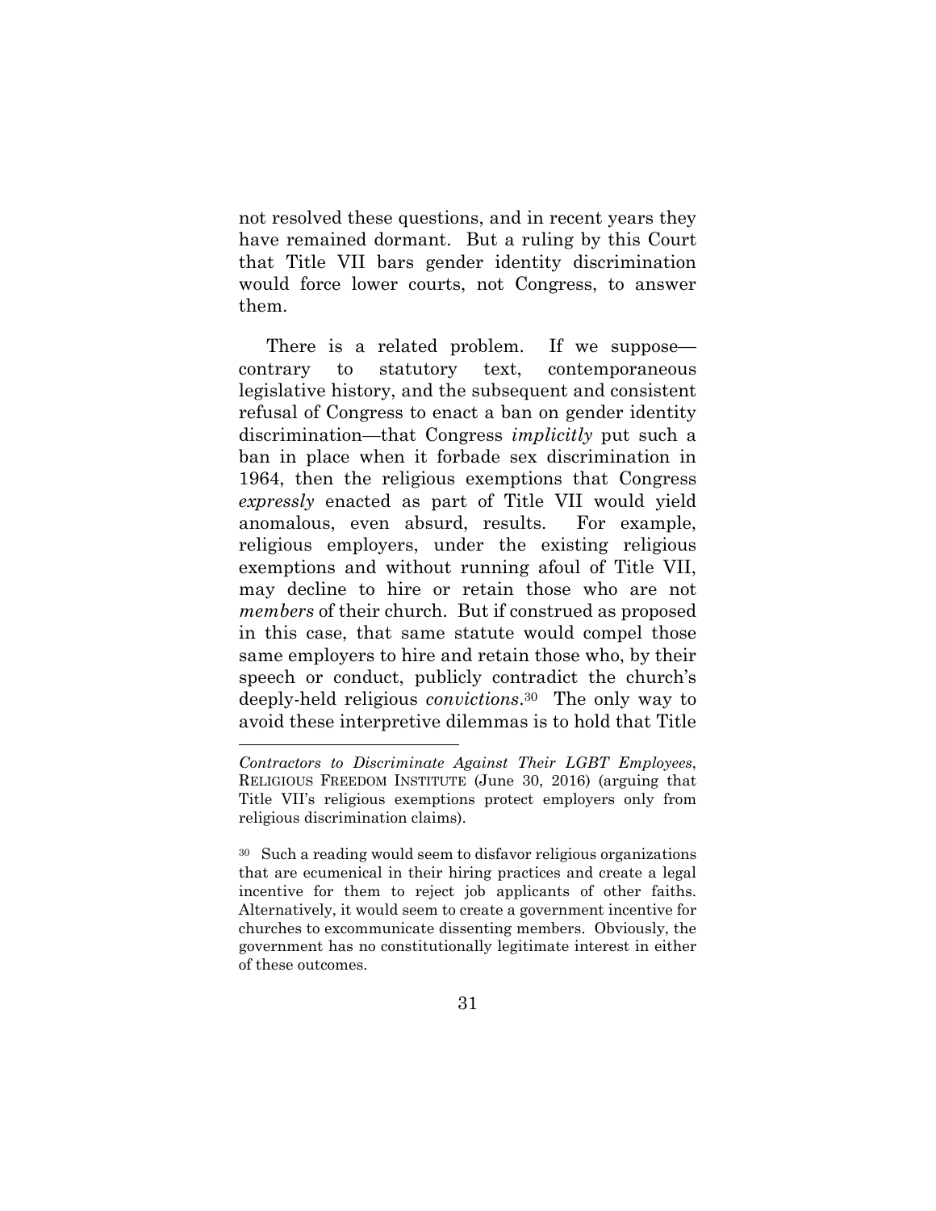not resolved these questions, and in recent years they have remained dormant. But a ruling by this Court that Title VII bars gender identity discrimination would force lower courts, not Congress, to answer them.

There is a related problem. If we suppose—contrary to statutory text, contemporaneous legislative history, and the subsequent and consistent refusal of Congress to enact a ban on gender identity discrimination—that Congress *implicitly* put such a ban in place when it forbade sex discrimination in 1964, then the religious exemptions that Congress *expressly* enacted as part of Title VII would yield anomalous, even absurd, results. For example, religious employers, under the existing religious exemptions and without running afoul of Title VII, may decline to hire or retain those who are not *members* of their church. But if construed as proposed in this case, that same statute would compel those same employers to hire and retain those who, by their speech or conduct, publicly contradict the church's deeply-held religious *convictions*.[30] The only way to avoid these interpretive dilemmas is to hold that Title

---

*Contractors to Discriminate Against Their LGBT Employees*, RELIGIOUS FREEDOM INSTITUTE (June 30, 2016) (arguing that Title VII's religious exemptions protect employers only from religious discrimination claims).

[30] Such a reading would seem to disfavor religious organizations that are ecumenical in their hiring practices and create a legal incentive for them to reject job applicants of other faiths. Alternatively, it would seem to create a government incentive for churches to excommunicate dissenting members. Obviously, the government has no constitutionally legitimate interest in either of these outcomes.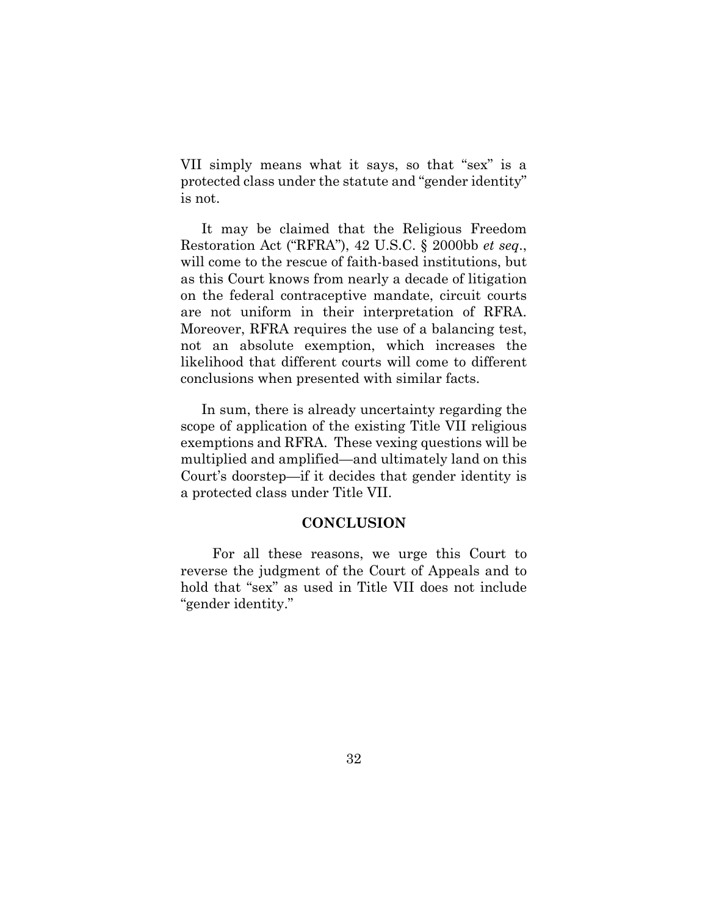VII simply means what it says, so that "sex" is a protected class under the statute and "gender identity" is not.

It may be claimed that the Religious Freedom Restoration Act ("RFRA"), 42 U.S.C. § 2000bb *et seq*., will come to the rescue of faith-based institutions, but as this Court knows from nearly a decade of litigation on the federal contraceptive mandate, circuit courts are not uniform in their interpretation of RFRA. Moreover, RFRA requires the use of a balancing test, not an absolute exemption, which increases the likelihood that different courts will come to different conclusions when presented with similar facts.

In sum, there is already uncertainty regarding the scope of application of the existing Title VII religious exemptions and RFRA. These vexing questions will be multiplied and amplified—and ultimately land on this Court's doorstep—if it decides that gender identity is a protected class under Title VII.

## CONCLUSION

For all these reasons, we urge this Court to reverse the judgment of the Court of Appeals and to hold that "sex" as used in Title VII does not include "gender identity."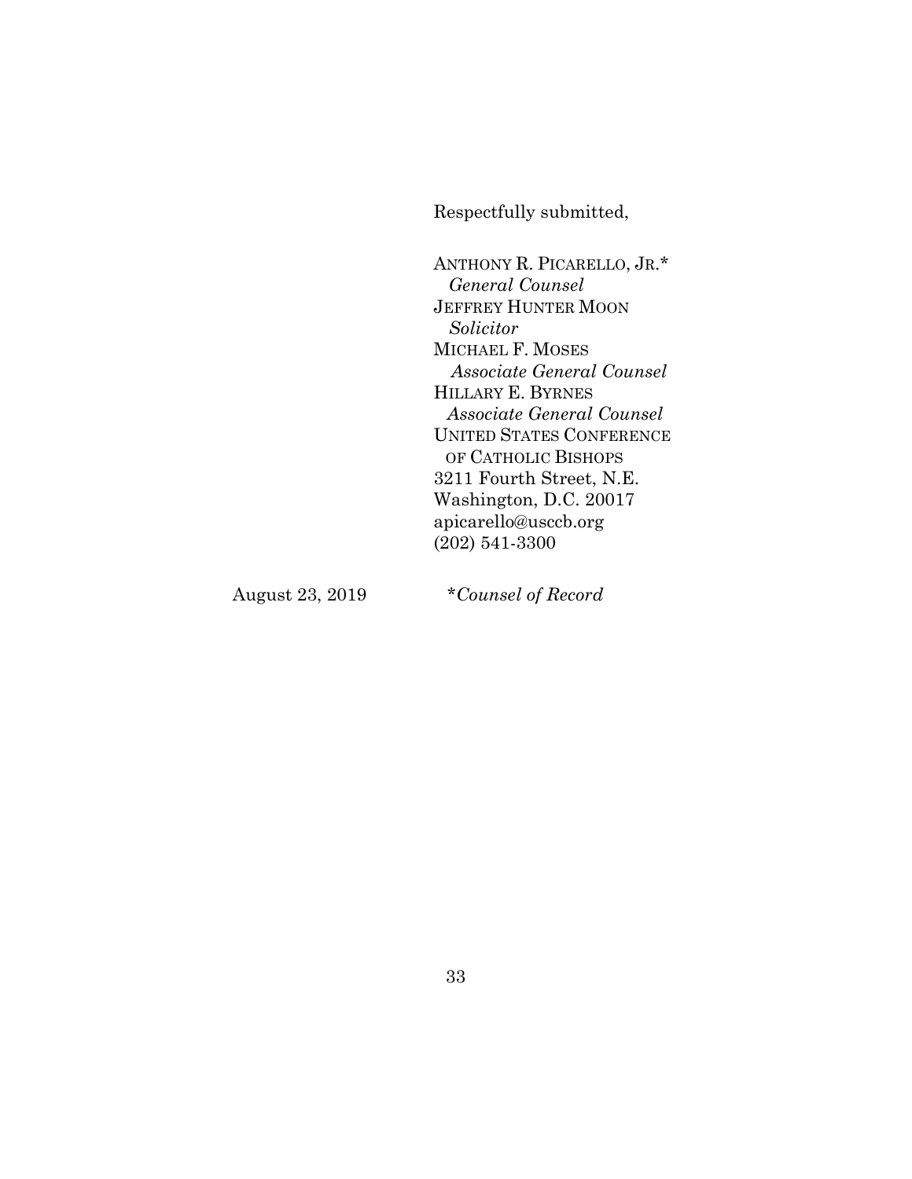Respectfully submitted,

ANTHONY R. PICARELLO, JR.*  
*General Counsel*  
JEFFREY HUNTER MOON  
*Solicitor*  
MICHAEL F. MOSES  
*Associate General Counsel*  
HILLARY E. BYRNES  
*Associate General Counsel*  
UNITED STATES CONFERENCE OF CATHOLIC BISHOPS  
3211 Fourth Street, N.E.  
Washington, D.C. 20017  
apicarello@usccb.org  
(202) 541-3300

August 23, 2019 *Counsel of Record*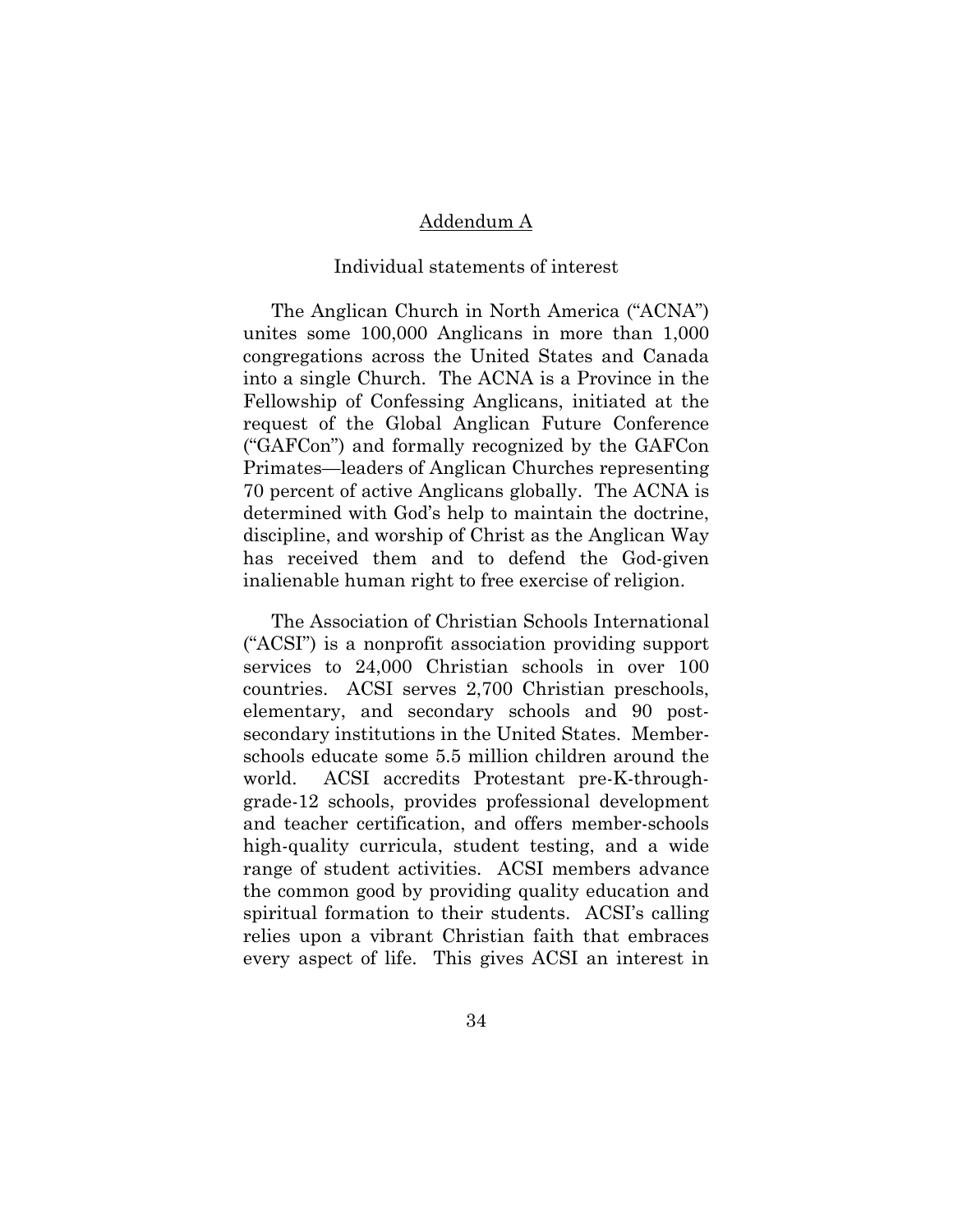## Addendum A

Individual statements of interest

The Anglican Church in North America ("ACNA") unites some 100,000 Anglicans in more than 1,000 congregations across the United States and Canada into a single Church. The ACNA is a Province in the Fellowship of Confessing Anglicans, initiated at the request of the Global Anglican Future Conference ("GAFCon") and formally recognized by the GAFCon Primates—leaders of Anglican Churches representing 70 percent of active Anglicans globally. The ACNA is determined with God's help to maintain the doctrine, discipline, and worship of Christ as the Anglican Way has received them and to defend the God-given inalienable human right to free exercise of religion.

The Association of Christian Schools International ("ACSI") is a nonprofit association providing support services to 24,000 Christian schools in over 100 countries. ACSI serves 2,700 Christian preschools, elementary, and secondary schools and 90 post-secondary institutions in the United States. Member-schools educate some 5.5 million children around the world. ACSI accredits Protestant pre-K-through-grade-12 schools, provides professional development and teacher certification, and offers member-schools high-quality curricula, student testing, and a wide range of student activities. ACSI members advance the common good by providing quality education and spiritual formation to their students. ACSI's calling relies upon a vibrant Christian faith that embraces every aspect of life. This gives ACSI an interest in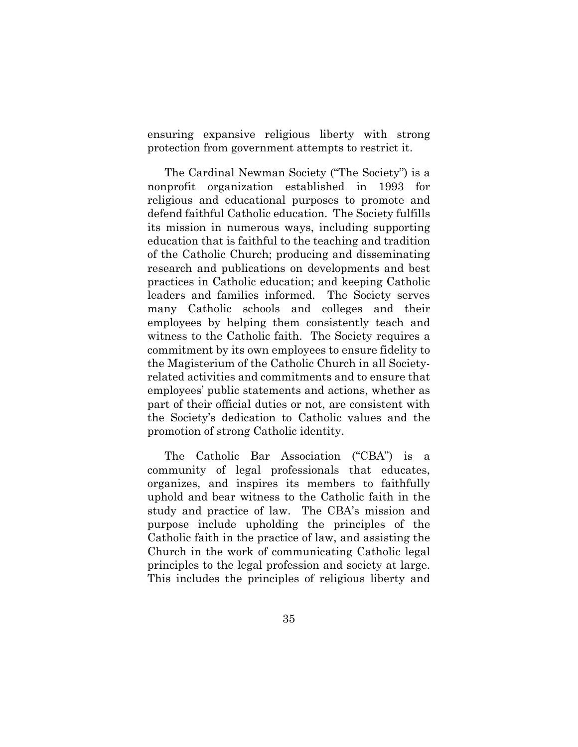ensuring expansive religious liberty with strong protection from government attempts to restrict it.

The Cardinal Newman Society ("The Society") is a nonprofit organization established in 1993 for religious and educational purposes to promote and defend faithful Catholic education. The Society fulfills its mission in numerous ways, including supporting education that is faithful to the teaching and tradition of the Catholic Church; producing and disseminating research and publications on developments and best practices in Catholic education; and keeping Catholic leaders and families informed. The Society serves many Catholic schools and colleges and their employees by helping them consistently teach and witness to the Catholic faith. The Society requires a commitment by its own employees to ensure fidelity to the Magisterium of the Catholic Church in all Society-related activities and commitments and to ensure that employees' public statements and actions, whether as part of their official duties or not, are consistent with the Society's dedication to Catholic values and the promotion of strong Catholic identity.

The Catholic Bar Association ("CBA") is a community of legal professionals that educates, organizes, and inspires its members to faithfully uphold and bear witness to the Catholic faith in the study and practice of law. The CBA's mission and purpose include upholding the principles of the Catholic faith in the practice of law, and assisting the Church in the work of communicating Catholic legal principles to the legal profession and society at large. This includes the principles of religious liberty and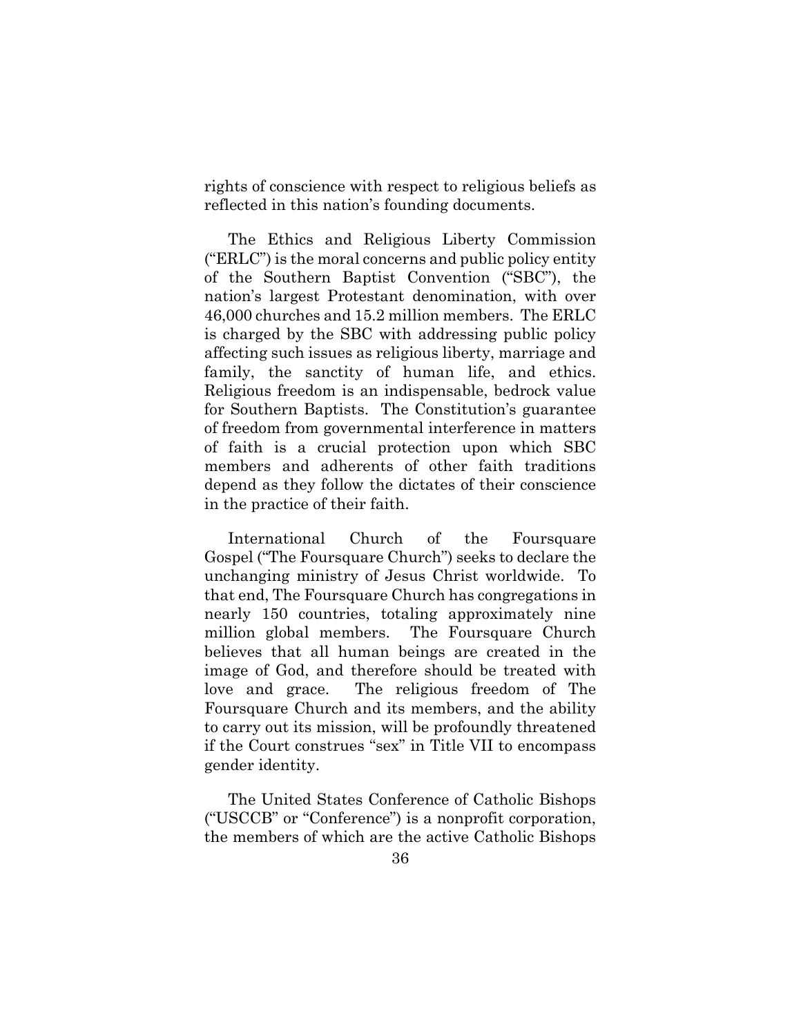rights of conscience with respect to religious beliefs as reflected in this nation's founding documents.

The Ethics and Religious Liberty Commission ("ERLC") is the moral concerns and public policy entity of the Southern Baptist Convention ("SBC"), the nation's largest Protestant denomination, with over 46,000 churches and 15.2 million members. The ERLC is charged by the SBC with addressing public policy affecting such issues as religious liberty, marriage and family, the sanctity of human life, and ethics. Religious freedom is an indispensable, bedrock value for Southern Baptists. The Constitution's guarantee of freedom from governmental interference in matters of faith is a crucial protection upon which SBC members and adherents of other faith traditions depend as they follow the dictates of their conscience in the practice of their faith.

International Church of the Foursquare Gospel ("The Foursquare Church") seeks to declare the unchanging ministry of Jesus Christ worldwide. To that end, The Foursquare Church has congregations in nearly 150 countries, totaling approximately nine million global members. The Foursquare Church believes that all human beings are created in the image of God, and therefore should be treated with love and grace. The religious freedom of The Foursquare Church and its members, and the ability to carry out its mission, will be profoundly threatened if the Court construes "sex" in Title VII to encompass gender identity.

The United States Conference of Catholic Bishops ("USCCB" or "Conference") is a nonprofit corporation, the members of which are the active Catholic Bishops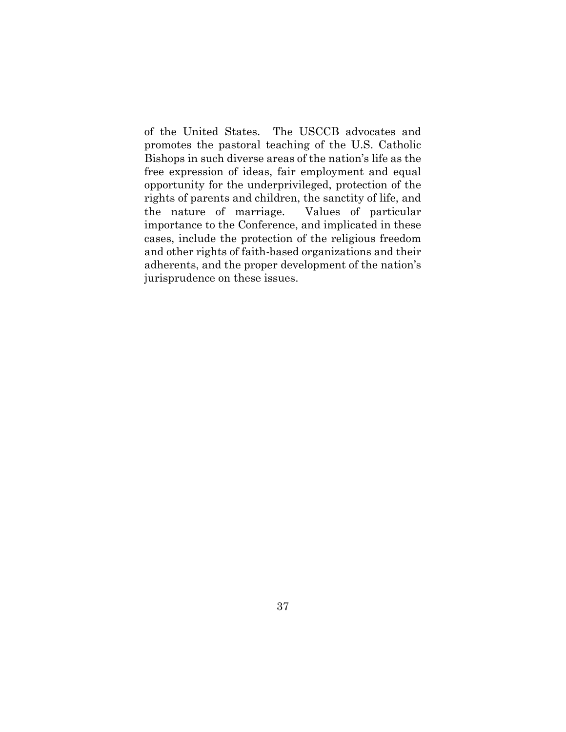of the United States. The USCCB advocates and promotes the pastoral teaching of the U.S. Catholic Bishops in such diverse areas of the nation's life as the free expression of ideas, fair employment and equal opportunity for the underprivileged, protection of the rights of parents and children, the sanctity of life, and the nature of marriage. Values of particular importance to the Conference, and implicated in these cases, include the protection of the religious freedom and other rights of faith-based organizations and their adherents, and the proper development of the nation's jurisprudence on these issues.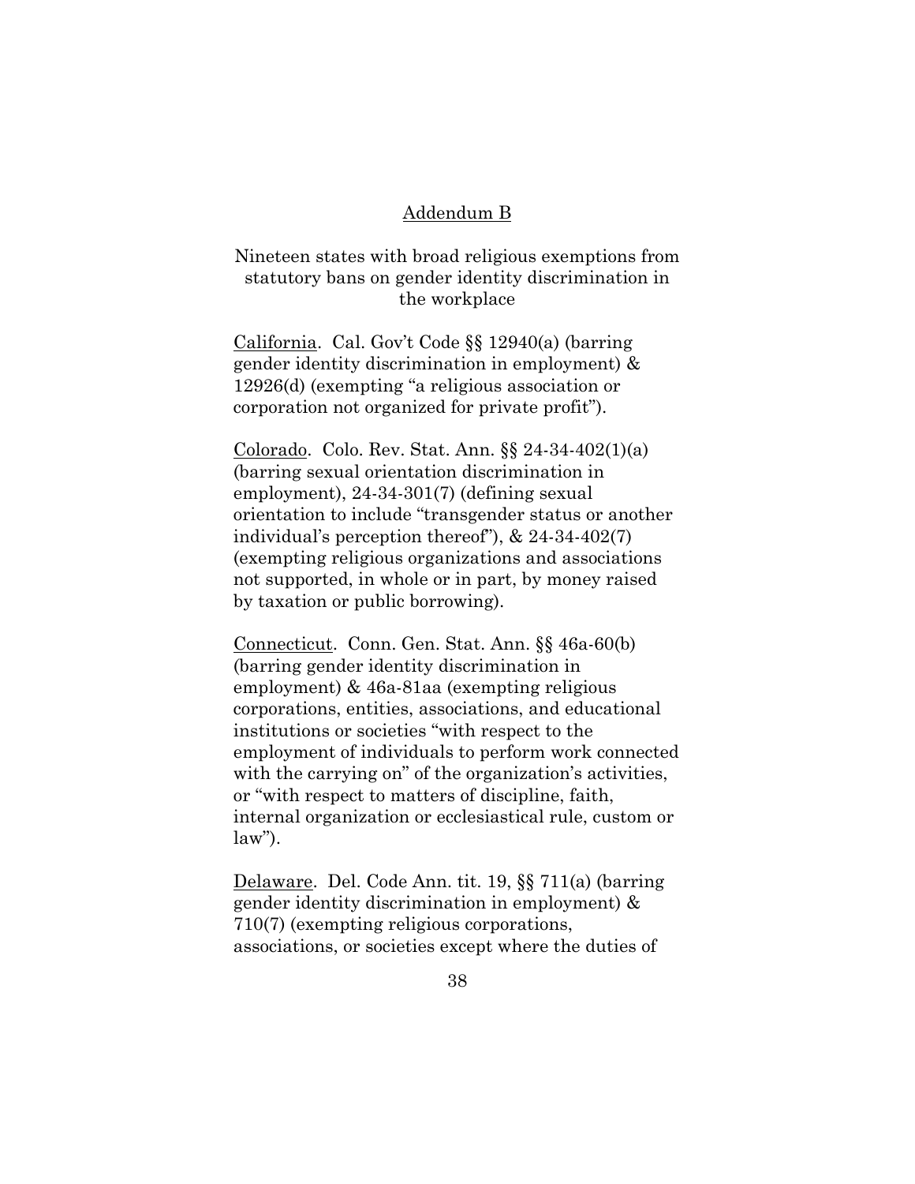## Addendum B

Nineteen states with broad religious exemptions from statutory bans on gender identity discrimination in the workplace

California. Cal. Gov't Code §§ 12940(a) (barring gender identity discrimination in employment) & 12926(d) (exempting "a religious association or corporation not organized for private profit").

Colorado. Colo. Rev. Stat. Ann. §§ 24-34-402(1)(a) (barring sexual orientation discrimination in employment), 24-34-301(7) (defining sexual orientation to include "transgender status or another individual's perception thereof"), & 24-34-402(7) (exempting religious organizations and associations not supported, in whole or in part, by money raised by taxation or public borrowing).

Connecticut. Conn. Gen. Stat. Ann. §§ 46a-60(b) (barring gender identity discrimination in employment) & 46a-81aa (exempting religious corporations, entities, associations, and educational institutions or societies "with respect to the employment of individuals to perform work connected with the carrying on" of the organization's activities, or "with respect to matters of discipline, faith, internal organization or ecclesiastical rule, custom or law").

Delaware. Del. Code Ann. tit. 19, §§ 711(a) (barring gender identity discrimination in employment) & 710(7) (exempting religious corporations, associations, or societies except where the duties of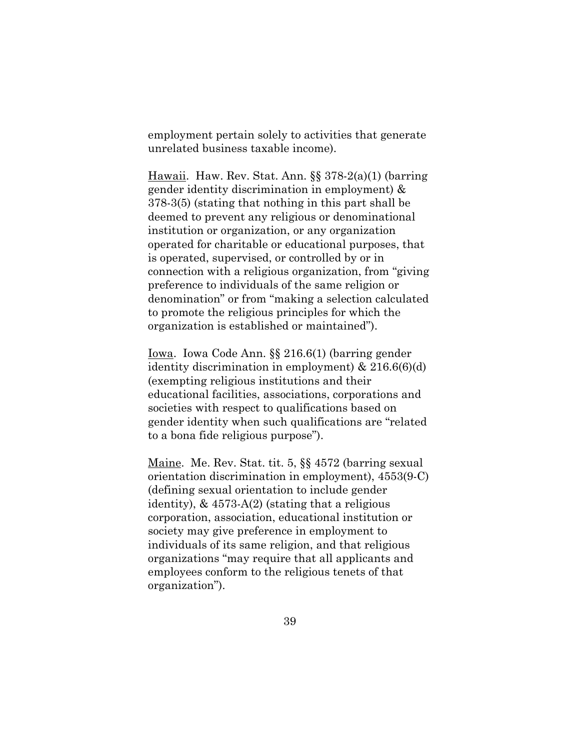employment pertain solely to activities that generate unrelated business taxable income).

Hawaii. Haw. Rev. Stat. Ann. §§ 378-2(a)(1) (barring gender identity discrimination in employment) & 378-3(5) (stating that nothing in this part shall be deemed to prevent any religious or denominational institution or organization, or any organization operated for charitable or educational purposes, that is operated, supervised, or controlled by or in connection with a religious organization, from "giving preference to individuals of the same religion or denomination" or from "making a selection calculated to promote the religious principles for which the organization is established or maintained").

Iowa. Iowa Code Ann. §§ 216.6(1) (barring gender identity discrimination in employment) & 216.6(6)(d) (exempting religious institutions and their educational facilities, associations, corporations and societies with respect to qualifications based on gender identity when such qualifications are "related to a bona fide religious purpose").

Maine. Me. Rev. Stat. tit. 5, §§ 4572 (barring sexual orientation discrimination in employment), 4553(9-C) (defining sexual orientation to include gender identity), & 4573-A(2) (stating that a religious corporation, association, educational institution or society may give preference in employment to individuals of its same religion, and that religious organizations "may require that all applicants and employees conform to the religious tenets of that organization").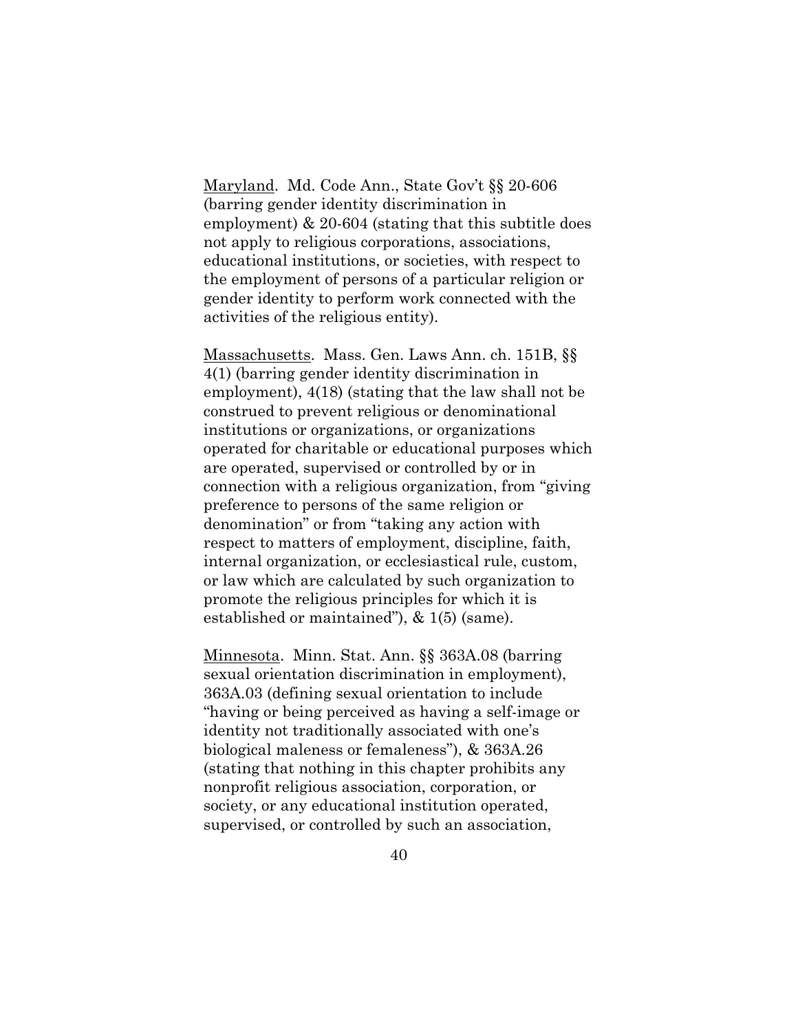<u>Maryland</u>. Md. Code Ann., State Gov't §§ 20-606 (barring gender identity discrimination in employment) & 20-604 (stating that this subtitle does not apply to religious corporations, associations, educational institutions, or societies, with respect to the employment of persons of a particular religion or gender identity to perform work connected with the activities of the religious entity).

<u>Massachusetts</u>. Mass. Gen. Laws Ann. ch. 151B, §§ 4(1) (barring gender identity discrimination in employment), 4(18) (stating that the law shall not be construed to prevent religious or denominational institutions or organizations, or organizations operated for charitable or educational purposes which are operated, supervised or controlled by or in connection with a religious organization, from "giving preference to persons of the same religion or denomination" or from "taking any action with respect to matters of employment, discipline, faith, internal organization, or ecclesiastical rule, custom, or law which are calculated by such organization to promote the religious principles for which it is established or maintained"), & 1(5) (same).

<u>Minnesota</u>. Minn. Stat. Ann. §§ 363A.08 (barring sexual orientation discrimination in employment), 363A.03 (defining sexual orientation to include "having or being perceived as having a self-image or identity not traditionally associated with one's biological maleness or femaleness"), & 363A.26 (stating that nothing in this chapter prohibits any nonprofit religious association, corporation, or society, or any educational institution operated, supervised, or controlled by such an association,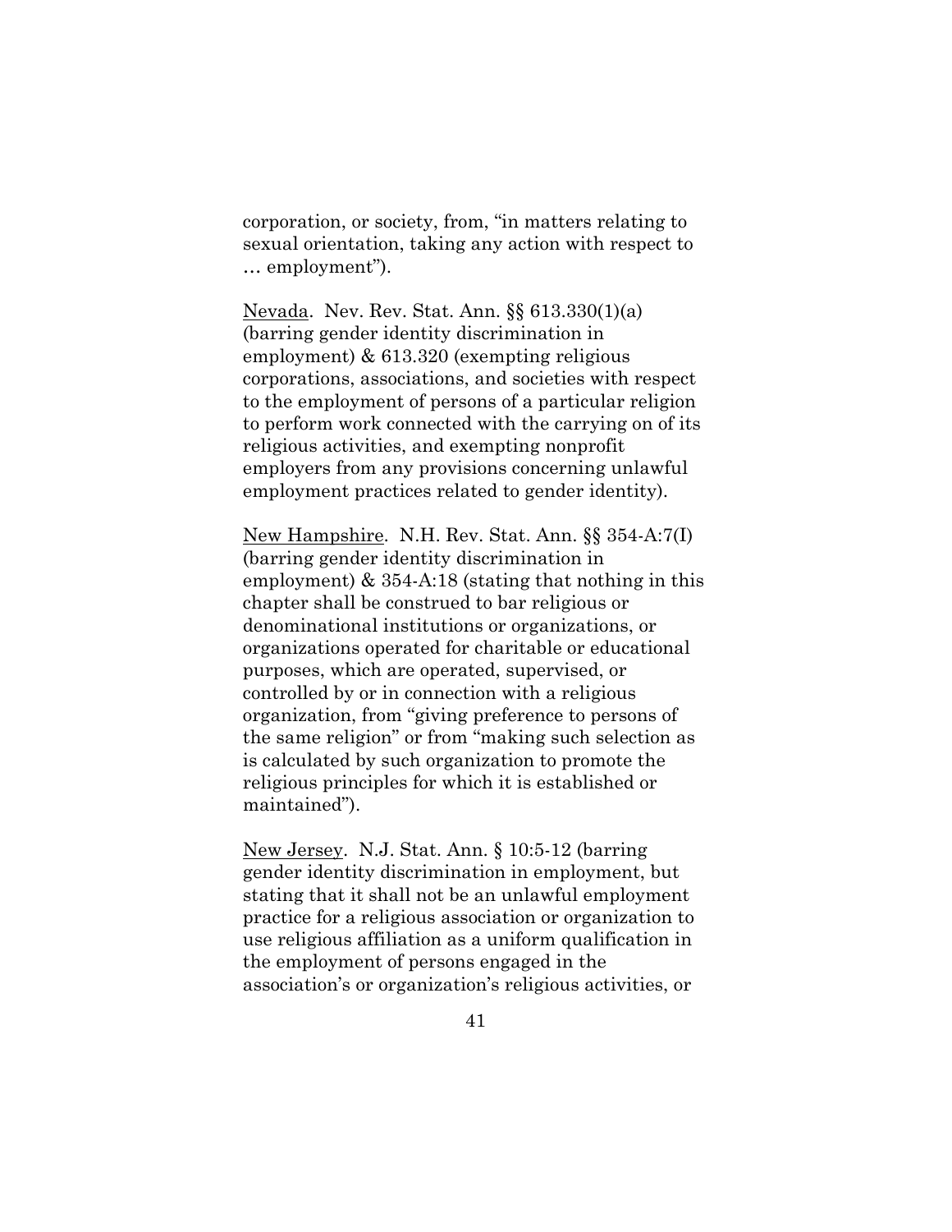corporation, or society, from, "in matters relating to sexual orientation, taking any action with respect to … employment").

<u>Nevada</u>. Nev. Rev. Stat. Ann. §§ 613.330(1)(a) (barring gender identity discrimination in employment) & 613.320 (exempting religious corporations, associations, and societies with respect to the employment of persons of a particular religion to perform work connected with the carrying on of its religious activities, and exempting nonprofit employers from any provisions concerning unlawful employment practices related to gender identity).

<u>New Hampshire</u>. N.H. Rev. Stat. Ann. §§ 354-A:7(I) (barring gender identity discrimination in employment) & 354-A:18 (stating that nothing in this chapter shall be construed to bar religious or denominational institutions or organizations, or organizations operated for charitable or educational purposes, which are operated, supervised, or controlled by or in connection with a religious organization, from "giving preference to persons of the same religion" or from "making such selection as is calculated by such organization to promote the religious principles for which it is established or maintained").

<u>New Jersey</u>. N.J. Stat. Ann. § 10:5-12 (barring gender identity discrimination in employment, but stating that it shall not be an unlawful employment practice for a religious association or organization to use religious affiliation as a uniform qualification in the employment of persons engaged in the association's or organization's religious activities, or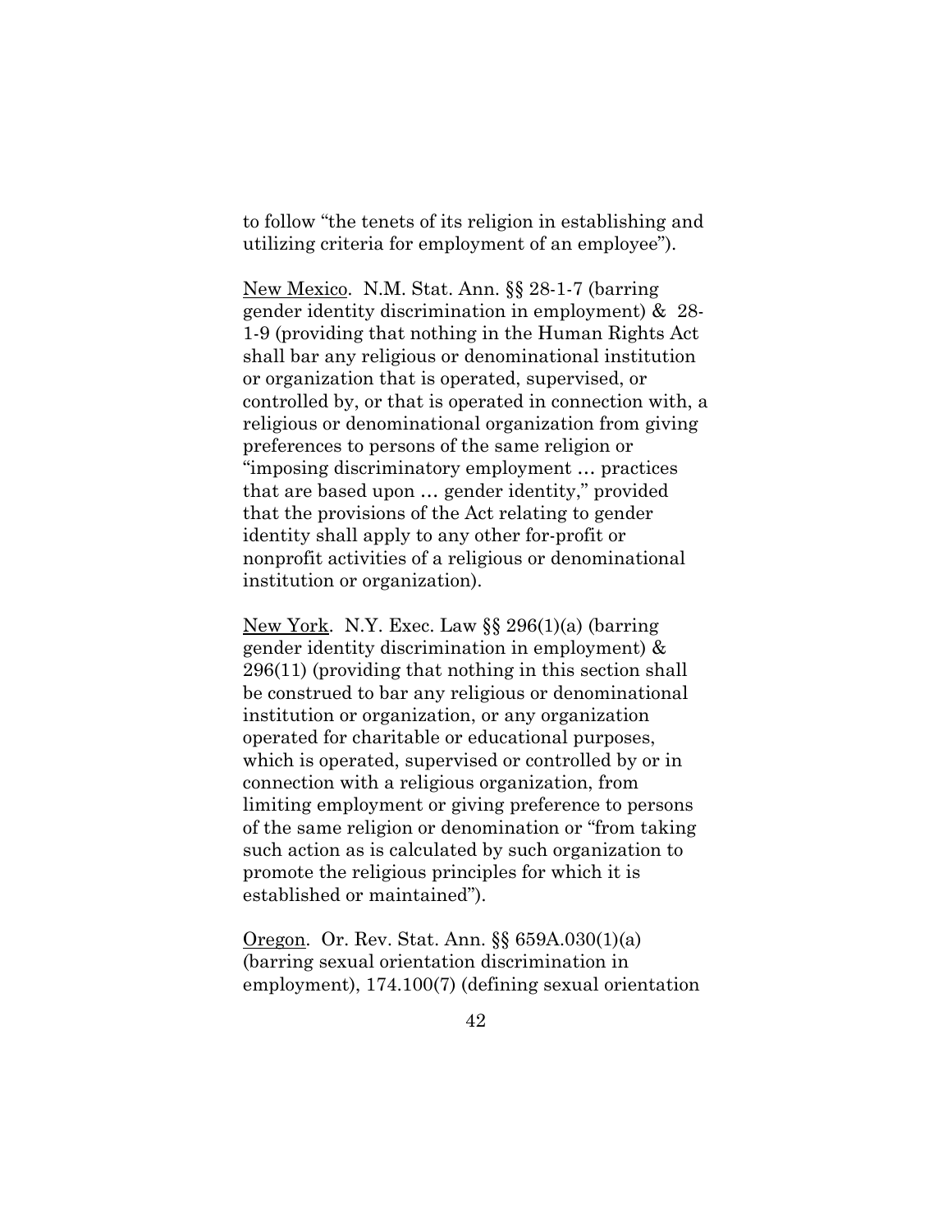to follow "the tenets of its religion in establishing and utilizing criteria for employment of an employee").

New Mexico. N.M. Stat. Ann. §§ 28-1-7 (barring gender identity discrimination in employment) & 28-1-9 (providing that nothing in the Human Rights Act shall bar any religious or denominational institution or organization that is operated, supervised, or controlled by, or that is operated in connection with, a religious or denominational organization from giving preferences to persons of the same religion or "imposing discriminatory employment … practices that are based upon … gender identity," provided that the provisions of the Act relating to gender identity shall apply to any other for-profit or nonprofit activities of a religious or denominational institution or organization).

New York. N.Y. Exec. Law §§ 296(1)(a) (barring gender identity discrimination in employment) & 296(11) (providing that nothing in this section shall be construed to bar any religious or denominational institution or organization, or any organization operated for charitable or educational purposes, which is operated, supervised or controlled by or in connection with a religious organization, from limiting employment or giving preference to persons of the same religion or denomination or "from taking such action as is calculated by such organization to promote the religious principles for which it is established or maintained").

Oregon. Or. Rev. Stat. Ann. §§ 659A.030(1)(a) (barring sexual orientation discrimination in employment), 174.100(7) (defining sexual orientation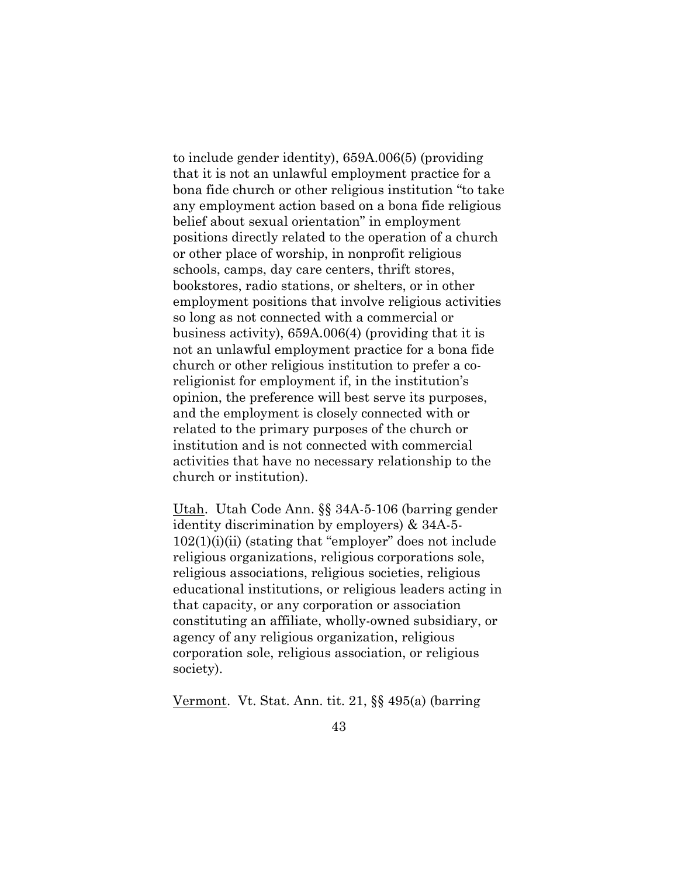to include gender identity), 659A.006(5) (providing that it is not an unlawful employment practice for a bona fide church or other religious institution "to take any employment action based on a bona fide religious belief about sexual orientation" in employment positions directly related to the operation of a church or other place of worship, in nonprofit religious schools, camps, day care centers, thrift stores, bookstores, radio stations, or shelters, or in other employment positions that involve religious activities so long as not connected with a commercial or business activity), 659A.006(4) (providing that it is not an unlawful employment practice for a bona fide church or other religious institution to prefer a co-religionist for employment if, in the institution's opinion, the preference will best serve its purposes, and the employment is closely connected with or related to the primary purposes of the church or institution and is not connected with commercial activities that have no necessary relationship to the church or institution).

Utah. Utah Code Ann. §§ 34A-5-106 (barring gender identity discrimination by employers) & 34A-5-102(1)(i)(ii) (stating that "employer" does not include religious organizations, religious corporations sole, religious associations, religious societies, religious educational institutions, or religious leaders acting in that capacity, or any corporation or association constituting an affiliate, wholly-owned subsidiary, or agency of any religious organization, religious corporation sole, religious association, or religious society).

Vermont. Vt. Stat. Ann. tit. 21, §§ 495(a) (barring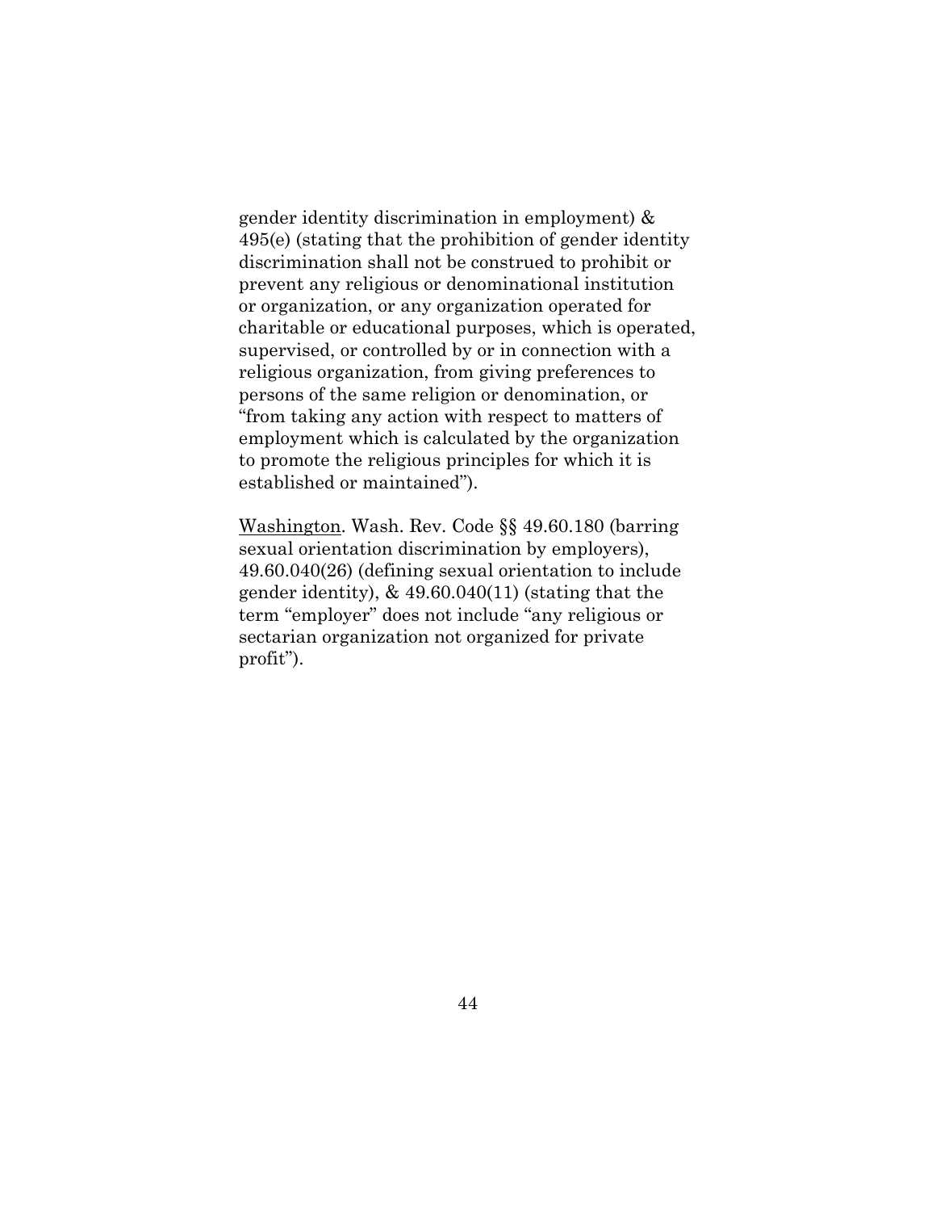gender identity discrimination in employment) & 495(e) (stating that the prohibition of gender identity discrimination shall not be construed to prohibit or prevent any religious or denominational institution or organization, or any organization operated for charitable or educational purposes, which is operated, supervised, or controlled by or in connection with a religious organization, from giving preferences to persons of the same religion or denomination, or "from taking any action with respect to matters of employment which is calculated by the organization to promote the religious principles for which it is established or maintained").

<u>Washington</u>. Wash. Rev. Code §§ 49.60.180 (barring sexual orientation discrimination by employers), 49.60.040(26) (defining sexual orientation to include gender identity), & 49.60.040(11) (stating that the term "employer" does not include "any religious or sectarian organization not organized for private profit").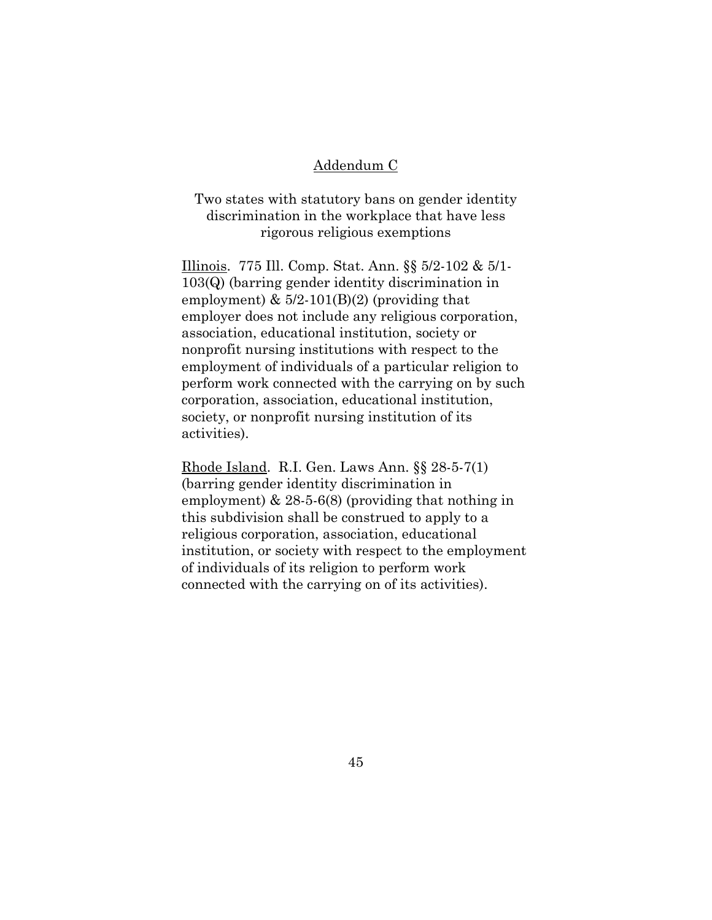## Addendum C

### Two states with statutory bans on gender identity discrimination in the workplace that have less rigorous religious exemptions

Illinois. 775 Ill. Comp. Stat. Ann. §§ 5/2-102 & 5/1-103(Q) (barring gender identity discrimination in employment) & 5/2-101(B)(2) (providing that employer does not include any religious corporation, association, educational institution, society or nonprofit nursing institutions with respect to the employment of individuals of a particular religion to perform work connected with the carrying on by such corporation, association, educational institution, society, or nonprofit nursing institution of its activities).

Rhode Island. R.I. Gen. Laws Ann. §§ 28-5-7(1) (barring gender identity discrimination in employment) & 28-5-6(8) (providing that nothing in this subdivision shall be construed to apply to a religious corporation, association, educational institution, or society with respect to the employment of individuals of its religion to perform work connected with the carrying on of its activities).